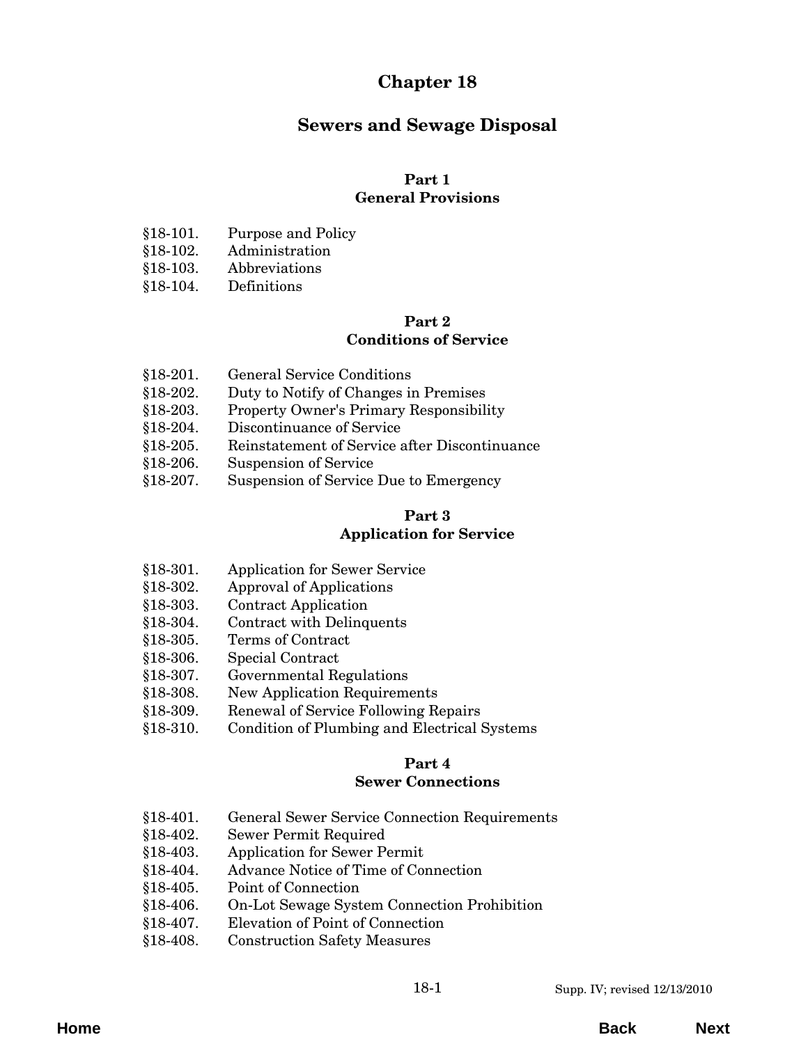# Chapter 18

# Sewers and Sewage Disposal

## Part 1
## General Provisions

§18-101. Purpose and Policy
§18-102. Administration
§18-103. Abbreviations
§18-104. Definitions

## Part 2
## Conditions of Service

§18-201. General Service Conditions
§18-202. Duty to Notify of Changes in Premises
§18-203. Property Owner's Primary Responsibility
§18-204. Discontinuance of Service
§18-205. Reinstatement of Service after Discontinuance
§18-206. Suspension of Service
§18-207. Suspension of Service Due to Emergency

## Part 3
## Application for Service

§18-301. Application for Sewer Service
§18-302. Approval of Applications
§18-303. Contract Application
§18-304. Contract with Delinquents
§18-305. Terms of Contract
§18-306. Special Contract
§18-307. Governmental Regulations
§18-308. New Application Requirements
§18-309. Renewal of Service Following Repairs
§18-310. Condition of Plumbing and Electrical Systems

## Part 4
## Sewer Connections

§18-401. General Sewer Service Connection Requirements
§18-402. Sewer Permit Required
§18-403. Application for Sewer Permit
§18-404. Advance Notice of Time of Connection
§18-405. Point of Connection
§18-406. On-Lot Sewage System Connection Prohibition
§18-407. Elevation of Point of Connection
§18-408. Construction Safety Measures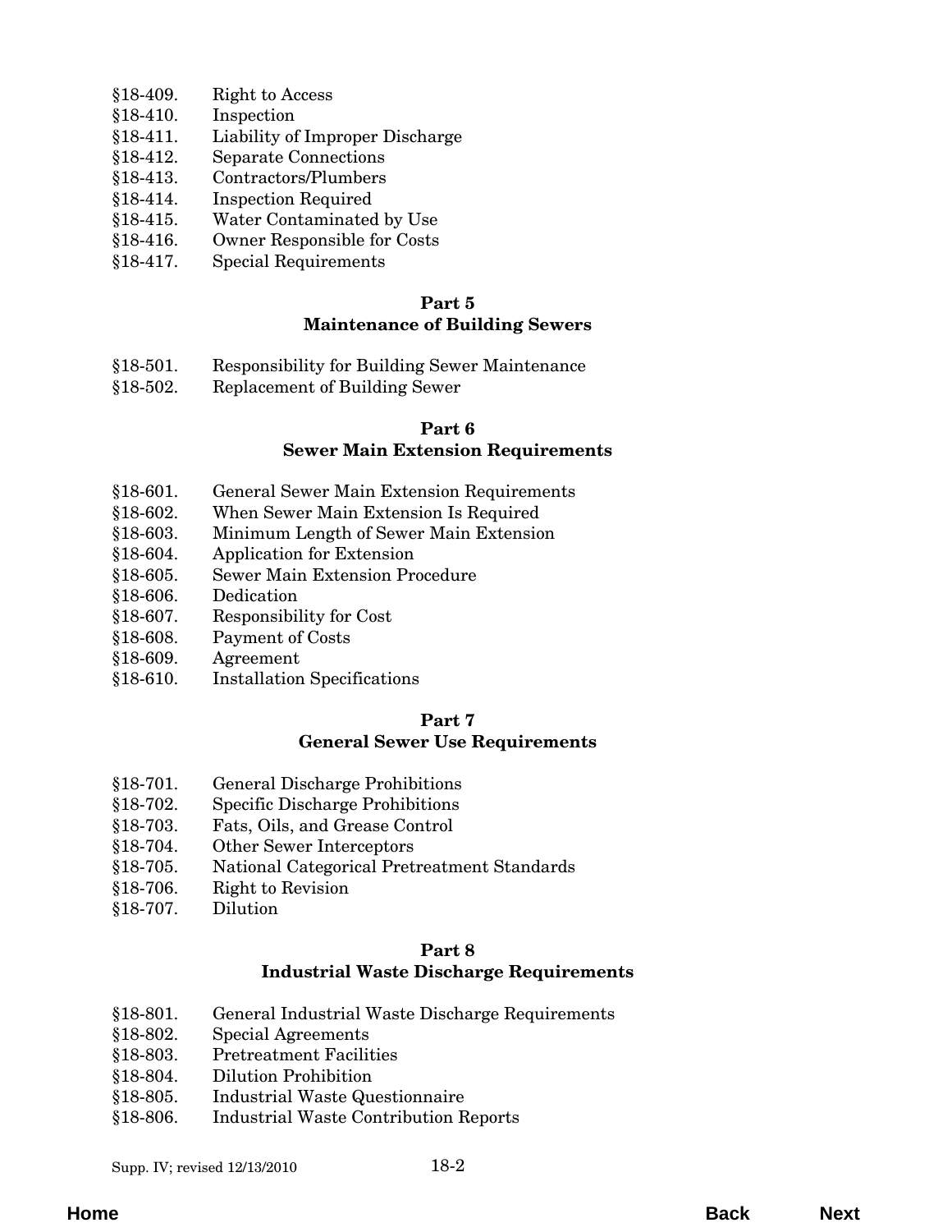§18-409. Right to Access
§18-410. Inspection
§18-411. Liability of Improper Discharge
§18-412. Separate Connections
§18-413. Contractors/Plumbers
§18-414. Inspection Required
§18-415. Water Contaminated by Use
§18-416. Owner Responsible for Costs
§18-417. Special Requirements

**Part 5**
**Maintenance of Building Sewers**

§18-501. Responsibility for Building Sewer Maintenance
§18-502. Replacement of Building Sewer

**Part 6**
**Sewer Main Extension Requirements**

§18-601. General Sewer Main Extension Requirements
§18-602. When Sewer Main Extension Is Required
§18-603. Minimum Length of Sewer Main Extension
§18-604. Application for Extension
§18-605. Sewer Main Extension Procedure
§18-606. Dedication
§18-607. Responsibility for Cost
§18-608. Payment of Costs
§18-609. Agreement
§18-610. Installation Specifications

**Part 7**
**General Sewer Use Requirements**

§18-701. General Discharge Prohibitions
§18-702. Specific Discharge Prohibitions
§18-703. Fats, Oils, and Grease Control
§18-704. Other Sewer Interceptors
§18-705. National Categorical Pretreatment Standards
§18-706. Right to Revision
§18-707. Dilution

**Part 8**
**Industrial Waste Discharge Requirements**

§18-801. General Industrial Waste Discharge Requirements
§18-802. Special Agreements
§18-803. Pretreatment Facilities
§18-804. Dilution Prohibition
§18-805. Industrial Waste Questionnaire
§18-806. Industrial Waste Contribution Reports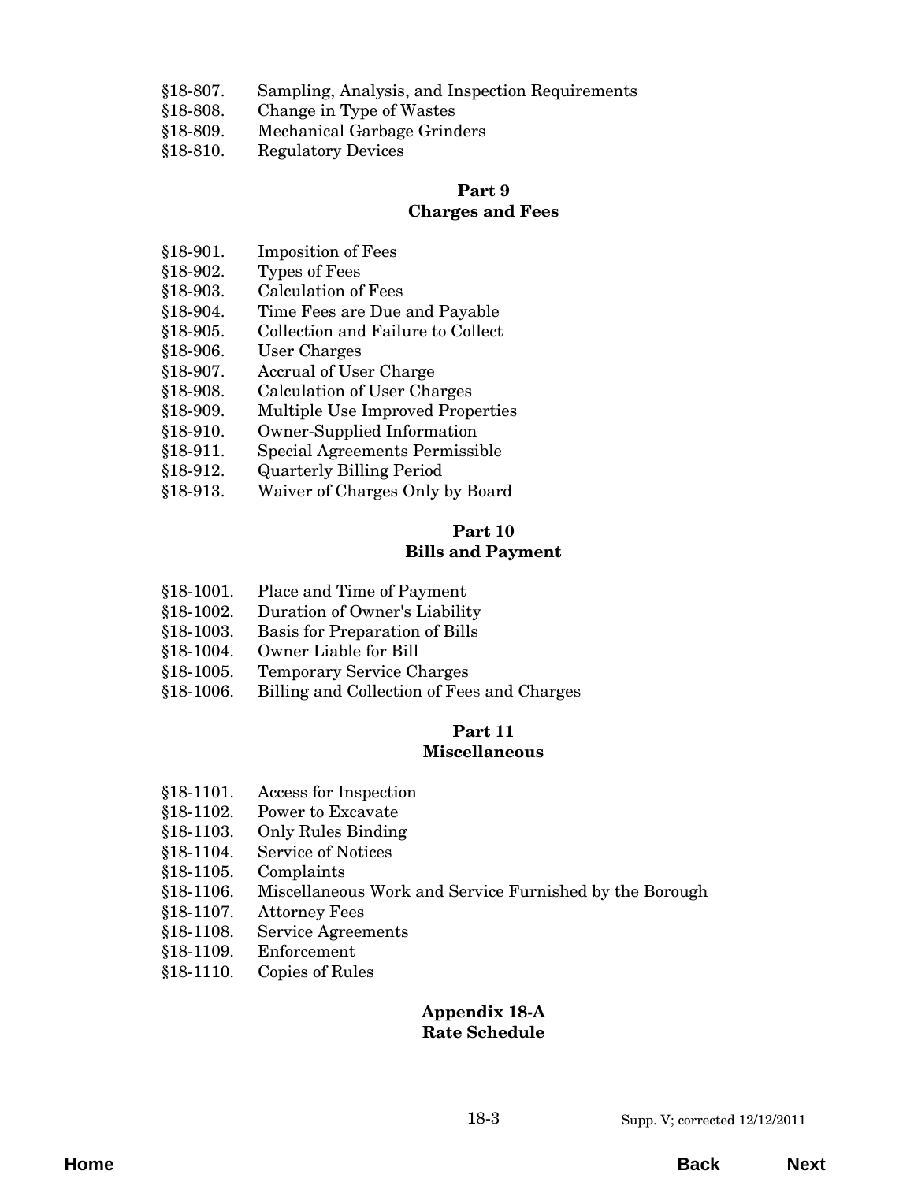§18-807. Sampling, Analysis, and Inspection Requirements
§18-808. Change in Type of Wastes
§18-809. Mechanical Garbage Grinders
§18-810. Regulatory Devices

## Part 9
## Charges and Fees

§18-901. Imposition of Fees
§18-902. Types of Fees
§18-903. Calculation of Fees
§18-904. Time Fees are Due and Payable
§18-905. Collection and Failure to Collect
§18-906. User Charges
§18-907. Accrual of User Charge
§18-908. Calculation of User Charges
§18-909. Multiple Use Improved Properties
§18-910. Owner-Supplied Information
§18-911. Special Agreements Permissible
§18-912. Quarterly Billing Period
§18-913. Waiver of Charges Only by Board

## Part 10
## Bills and Payment

§18-1001. Place and Time of Payment
§18-1002. Duration of Owner's Liability
§18-1003. Basis for Preparation of Bills
§18-1004. Owner Liable for Bill
§18-1005. Temporary Service Charges
§18-1006. Billing and Collection of Fees and Charges

## Part 11
## Miscellaneous

§18-1101. Access for Inspection
§18-1102. Power to Excavate
§18-1103. Only Rules Binding
§18-1104. Service of Notices
§18-1105. Complaints
§18-1106. Miscellaneous Work and Service Furnished by the Borough
§18-1107. Attorney Fees
§18-1108. Service Agreements
§18-1109. Enforcement
§18-1110. Copies of Rules

## Appendix 18-A
## Rate Schedule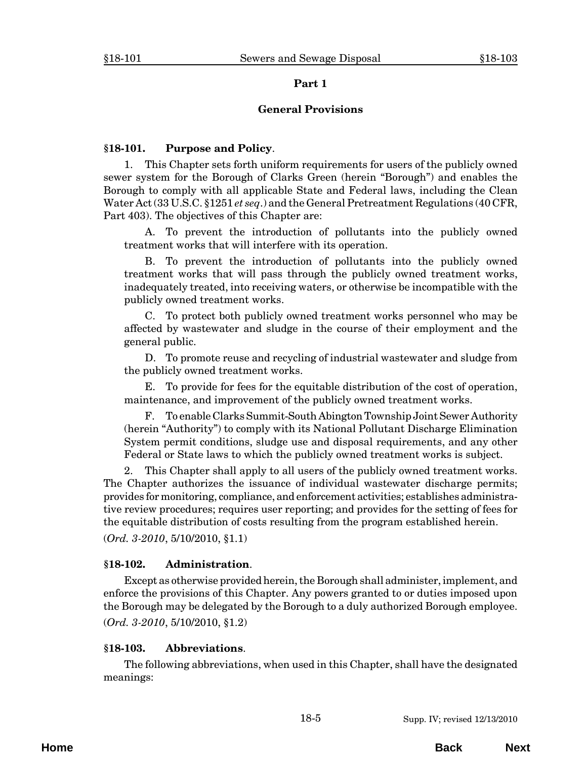## Part 1

## General Provisions

### §18-101. Purpose and Policy.

1. This Chapter sets forth uniform requirements for users of the publicly owned sewer system for the Borough of Clarks Green (herein "Borough") and enables the Borough to comply with all applicable State and Federal laws, including the Clean Water Act (33 U.S.C. §1251 *et seq*.) and the General Pretreatment Regulations (40 CFR, Part 403). The objectives of this Chapter are:

A. To prevent the introduction of pollutants into the publicly owned treatment works that will interfere with its operation.

B. To prevent the introduction of pollutants into the publicly owned treatment works that will pass through the publicly owned treatment works, inadequately treated, into receiving waters, or otherwise be incompatible with the publicly owned treatment works.

C. To protect both publicly owned treatment works personnel who may be affected by wastewater and sludge in the course of their employment and the general public.

D. To promote reuse and recycling of industrial wastewater and sludge from the publicly owned treatment works.

E. To provide for fees for the equitable distribution of the cost of operation, maintenance, and improvement of the publicly owned treatment works.

F. To enable Clarks Summit-South Abington Township Joint Sewer Authority (herein "Authority") to comply with its National Pollutant Discharge Elimination System permit conditions, sludge use and disposal requirements, and any other Federal or State laws to which the publicly owned treatment works is subject.

2. This Chapter shall apply to all users of the publicly owned treatment works. The Chapter authorizes the issuance of individual wastewater discharge permits; provides for monitoring, compliance, and enforcement activities; establishes administrative review procedures; requires user reporting; and provides for the setting of fees for the equitable distribution of costs resulting from the program established herein.

(*Ord. 3-2010*, 5/10/2010, §1.1)

### §18-102. Administration.

Except as otherwise provided herein, the Borough shall administer, implement, and enforce the provisions of this Chapter. Any powers granted to or duties imposed upon the Borough may be delegated by the Borough to a duly authorized Borough employee.

(*Ord. 3-2010*, 5/10/2010, §1.2)

### §18-103. Abbreviations.

The following abbreviations, when used in this Chapter, shall have the designated meanings: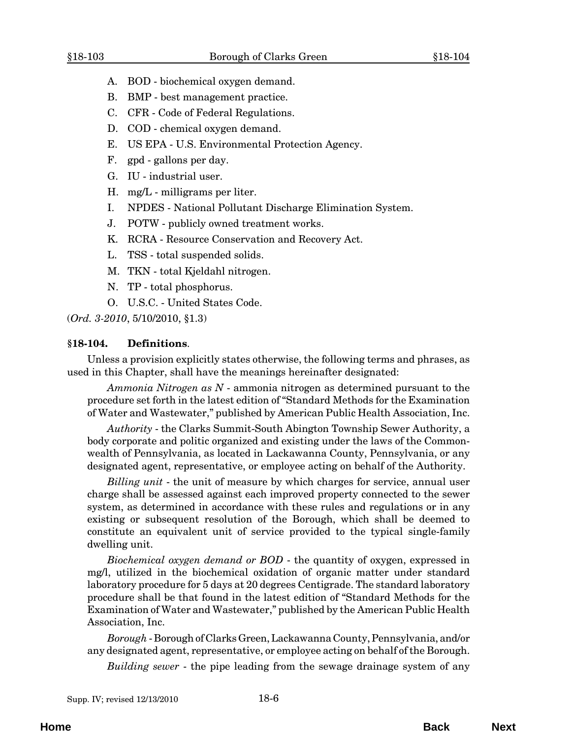A. BOD - biochemical oxygen demand.

B. BMP - best management practice.

C. CFR - Code of Federal Regulations.

D. COD - chemical oxygen demand.

E. US EPA - U.S. Environmental Protection Agency.

F. gpd - gallons per day.

G. IU - industrial user.

H. mg/L - milligrams per liter.

I. NPDES - National Pollutant Discharge Elimination System.

J. POTW - publicly owned treatment works.

K. RCRA - Resource Conservation and Recovery Act.

L. TSS - total suspended solids.

M. TKN - total Kjeldahl nitrogen.

N. TP - total phosphorus.

O. U.S.C. - United States Code.

(*Ord. 3-2010*, 5/10/2010, §1.3)

**§18-104. Definitions**.

Unless a provision explicitly states otherwise, the following terms and phrases, as used in this Chapter, shall have the meanings hereinafter designated:

*Ammonia Nitrogen as N* - ammonia nitrogen as determined pursuant to the procedure set forth in the latest edition of "Standard Methods for the Examination of Water and Wastewater," published by American Public Health Association, Inc.

*Authority* - the Clarks Summit-South Abington Township Sewer Authority, a body corporate and politic organized and existing under the laws of the Commonwealth of Pennsylvania, as located in Lackawanna County, Pennsylvania, or any designated agent, representative, or employee acting on behalf of the Authority.

*Billing unit* - the unit of measure by which charges for service, annual user charge shall be assessed against each improved property connected to the sewer system, as determined in accordance with these rules and regulations or in any existing or subsequent resolution of the Borough, which shall be deemed to constitute an equivalent unit of service provided to the typical single-family dwelling unit.

*Biochemical oxygen demand or BOD* - the quantity of oxygen, expressed in mg/l, utilized in the biochemical oxidation of organic matter under standard laboratory procedure for 5 days at 20 degrees Centigrade. The standard laboratory procedure shall be that found in the latest edition of "Standard Methods for the Examination of Water and Wastewater," published by the American Public Health Association, Inc.

*Borough* - Borough of Clarks Green, Lackawanna County, Pennsylvania, and/or any designated agent, representative, or employee acting on behalf of the Borough.

*Building sewer* - the pipe leading from the sewage drainage system of any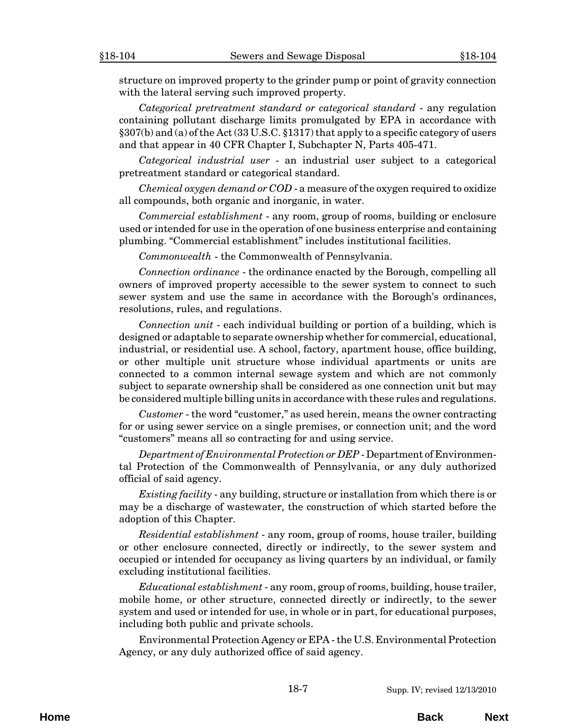structure on improved property to the grinder pump or point of gravity connection with the lateral serving such improved property.

*Categorical pretreatment standard or categorical standard* - any regulation containing pollutant discharge limits promulgated by EPA in accordance with §307(b) and (a) of the Act (33 U.S.C. §1317) that apply to a specific category of users and that appear in 40 CFR Chapter I, Subchapter N, Parts 405-471.

*Categorical industrial user* - an industrial user subject to a categorical pretreatment standard or categorical standard.

*Chemical oxygen demand or COD* - a measure of the oxygen required to oxidize all compounds, both organic and inorganic, in water.

*Commercial establishment* - any room, group of rooms, building or enclosure used or intended for use in the operation of one business enterprise and containing plumbing. "Commercial establishment" includes institutional facilities.

*Commonwealth* - the Commonwealth of Pennsylvania.

*Connection ordinance* - the ordinance enacted by the Borough, compelling all owners of improved property accessible to the sewer system to connect to such sewer system and use the same in accordance with the Borough's ordinances, resolutions, rules, and regulations.

*Connection unit* - each individual building or portion of a building, which is designed or adaptable to separate ownership whether for commercial, educational, industrial, or residential use. A school, factory, apartment house, office building, or other multiple unit structure whose individual apartments or units are connected to a common internal sewage system and which are not commonly subject to separate ownership shall be considered as one connection unit but may be considered multiple billing units in accordance with these rules and regulations.

*Customer* - the word "customer," as used herein, means the owner contracting for or using sewer service on a single premises, or connection unit; and the word "customers" means all so contracting for and using service.

*Department of Environmental Protection or DEP* - Department of Environmental Protection of the Commonwealth of Pennsylvania, or any duly authorized official of said agency.

*Existing facility* - any building, structure or installation from which there is or may be a discharge of wastewater, the construction of which started before the adoption of this Chapter.

*Residential establishment* - any room, group of rooms, house trailer, building or other enclosure connected, directly or indirectly, to the sewer system and occupied or intended for occupancy as living quarters by an individual, or family excluding institutional facilities.

*Educational establishment* - any room, group of rooms, building, house trailer, mobile home, or other structure, connected directly or indirectly, to the sewer system and used or intended for use, in whole or in part, for educational purposes, including both public and private schools.

Environmental Protection Agency or EPA - the U.S. Environmental Protection Agency, or any duly authorized office of said agency.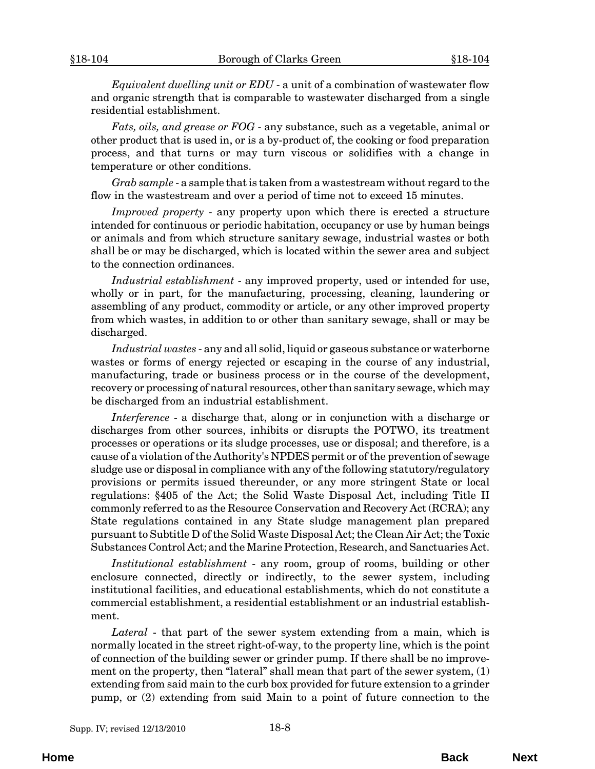*Equivalent dwelling unit or EDU* - a unit of a combination of wastewater flow and organic strength that is comparable to wastewater discharged from a single residential establishment.

*Fats, oils, and grease or FOG* - any substance, such as a vegetable, animal or other product that is used in, or is a by-product of, the cooking or food preparation process, and that turns or may turn viscous or solidifies with a change in temperature or other conditions.

*Grab sample* - a sample that is taken from a wastestream without regard to the flow in the wastestream and over a period of time not to exceed 15 minutes.

*Improved property* - any property upon which there is erected a structure intended for continuous or periodic habitation, occupancy or use by human beings or animals and from which structure sanitary sewage, industrial wastes or both shall be or may be discharged, which is located within the sewer area and subject to the connection ordinances.

*Industrial establishment* - any improved property, used or intended for use, wholly or in part, for the manufacturing, processing, cleaning, laundering or assembling of any product, commodity or article, or any other improved property from which wastes, in addition to or other than sanitary sewage, shall or may be discharged.

*Industrial wastes* - any and all solid, liquid or gaseous substance or waterborne wastes or forms of energy rejected or escaping in the course of any industrial, manufacturing, trade or business process or in the course of the development, recovery or processing of natural resources, other than sanitary sewage, which may be discharged from an industrial establishment.

*Interference* - a discharge that, along or in conjunction with a discharge or discharges from other sources, inhibits or disrupts the POTWO, its treatment processes or operations or its sludge processes, use or disposal; and therefore, is a cause of a violation of the Authority's NPDES permit or of the prevention of sewage sludge use or disposal in compliance with any of the following statutory/regulatory provisions or permits issued thereunder, or any more stringent State or local regulations: §405 of the Act; the Solid Waste Disposal Act, including Title II commonly referred to as the Resource Conservation and Recovery Act (RCRA); any State regulations contained in any State sludge management plan prepared pursuant to Subtitle D of the Solid Waste Disposal Act; the Clean Air Act; the Toxic Substances Control Act; and the Marine Protection, Research, and Sanctuaries Act.

*Institutional establishment* - any room, group of rooms, building or other enclosure connected, directly or indirectly, to the sewer system, including institutional facilities, and educational establishments, which do not constitute a commercial establishment, a residential establishment or an industrial establishment.

*Lateral* - that part of the sewer system extending from a main, which is normally located in the street right-of-way, to the property line, which is the point of connection of the building sewer or grinder pump. If there shall be no improvement on the property, then "lateral" shall mean that part of the sewer system, (1) extending from said main to the curb box provided for future extension to a grinder pump, or (2) extending from said Main to a point of future connection to the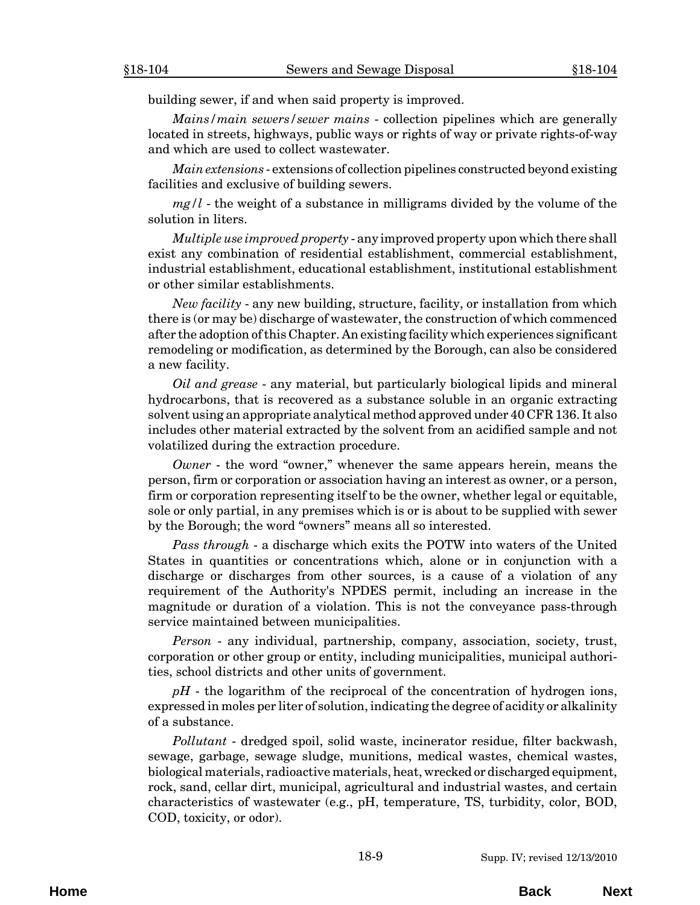building sewer, if and when said property is improved.

*Mains/main sewers/sewer mains* - collection pipelines which are generally located in streets, highways, public ways or rights of way or private rights-of-way and which are used to collect wastewater.

*Main extensions* - extensions of collection pipelines constructed beyond existing facilities and exclusive of building sewers.

*mg/l* - the weight of a substance in milligrams divided by the volume of the solution in liters.

*Multiple use improved property* - any improved property upon which there shall exist any combination of residential establishment, commercial establishment, industrial establishment, educational establishment, institutional establishment or other similar establishments.

*New facility* - any new building, structure, facility, or installation from which there is (or may be) discharge of wastewater, the construction of which commenced after the adoption of this Chapter. An existing facility which experiences significant remodeling or modification, as determined by the Borough, can also be considered a new facility.

*Oil and grease* - any material, but particularly biological lipids and mineral hydrocarbons, that is recovered as a substance soluble in an organic extracting solvent using an appropriate analytical method approved under 40 CFR 136. It also includes other material extracted by the solvent from an acidified sample and not volatilized during the extraction procedure.

*Owner* - the word "owner," whenever the same appears herein, means the person, firm or corporation or association having an interest as owner, or a person, firm or corporation representing itself to be the owner, whether legal or equitable, sole or only partial, in any premises which is or is about to be supplied with sewer by the Borough; the word "owners" means all so interested.

*Pass through* - a discharge which exits the POTW into waters of the United States in quantities or concentrations which, alone or in conjunction with a discharge or discharges from other sources, is a cause of a violation of any requirement of the Authority's NPDES permit, including an increase in the magnitude or duration of a violation. This is not the conveyance pass-through service maintained between municipalities.

*Person* - any individual, partnership, company, association, society, trust, corporation or other group or entity, including municipalities, municipal authorities, school districts and other units of government.

*pH* - the logarithm of the reciprocal of the concentration of hydrogen ions, expressed in moles per liter of solution, indicating the degree of acidity or alkalinity of a substance.

*Pollutant* - dredged spoil, solid waste, incinerator residue, filter backwash, sewage, garbage, sewage sludge, munitions, medical wastes, chemical wastes, biological materials, radioactive materials, heat, wrecked or discharged equipment, rock, sand, cellar dirt, municipal, agricultural and industrial wastes, and certain characteristics of wastewater (e.g., pH, temperature, TS, turbidity, color, BOD, COD, toxicity, or odor).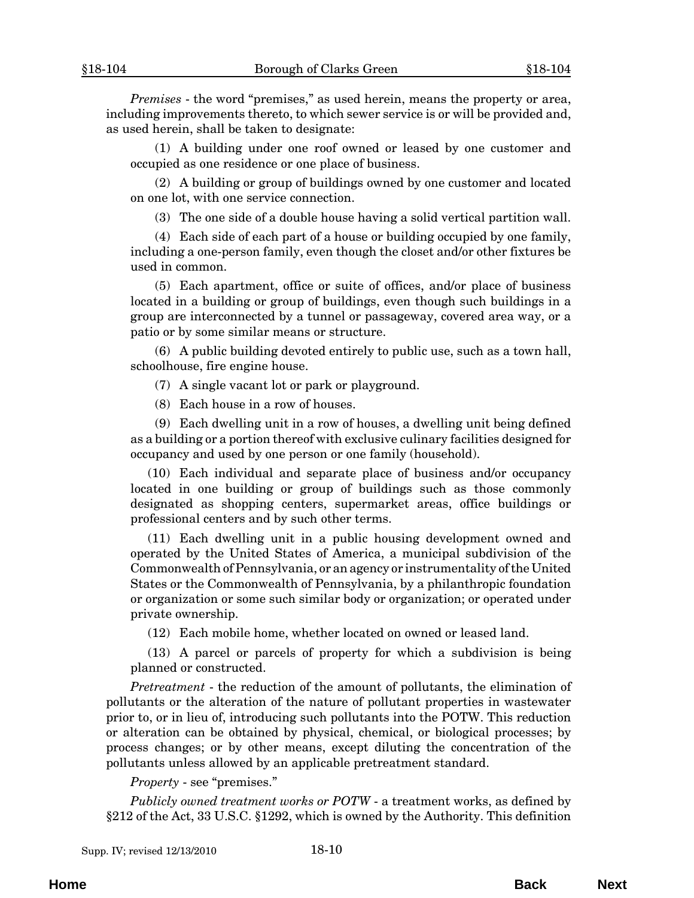*Premises* - the word "premises," as used herein, means the property or area, including improvements thereto, to which sewer service is or will be provided and, as used herein, shall be taken to designate:

(1) A building under one roof owned or leased by one customer and occupied as one residence or one place of business.

(2) A building or group of buildings owned by one customer and located on one lot, with one service connection.

(3) The one side of a double house having a solid vertical partition wall.

(4) Each side of each part of a house or building occupied by one family, including a one-person family, even though the closet and/or other fixtures be used in common.

(5) Each apartment, office or suite of offices, and/or place of business located in a building or group of buildings, even though such buildings in a group are interconnected by a tunnel or passageway, covered area way, or a patio or by some similar means or structure.

(6) A public building devoted entirely to public use, such as a town hall, schoolhouse, fire engine house.

(7) A single vacant lot or park or playground.

(8) Each house in a row of houses.

(9) Each dwelling unit in a row of houses, a dwelling unit being defined as a building or a portion thereof with exclusive culinary facilities designed for occupancy and used by one person or one family (household).

(10) Each individual and separate place of business and/or occupancy located in one building or group of buildings such as those commonly designated as shopping centers, supermarket areas, office buildings or professional centers and by such other terms.

(11) Each dwelling unit in a public housing development owned and operated by the United States of America, a municipal subdivision of the Commonwealth of Pennsylvania, or an agency or instrumentality of the United States or the Commonwealth of Pennsylvania, by a philanthropic foundation or organization or some such similar body or organization; or operated under private ownership.

(12) Each mobile home, whether located on owned or leased land.

(13) A parcel or parcels of property for which a subdivision is being planned or constructed.

*Pretreatment* - the reduction of the amount of pollutants, the elimination of pollutants or the alteration of the nature of pollutant properties in wastewater prior to, or in lieu of, introducing such pollutants into the POTW. This reduction or alteration can be obtained by physical, chemical, or biological processes; by process changes; or by other means, except diluting the concentration of the pollutants unless allowed by an applicable pretreatment standard.

*Property* - see "premises."

*Publicly owned treatment works or POTW* - a treatment works, as defined by §212 of the Act, 33 U.S.C. §1292, which is owned by the Authority. This definition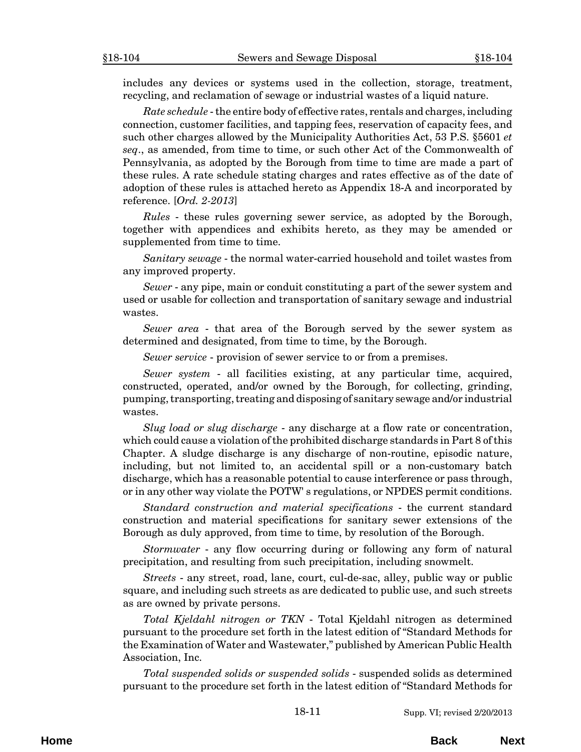includes any devices or systems used in the collection, storage, treatment, recycling, and reclamation of sewage or industrial wastes of a liquid nature.

*Rate schedule* - the entire body of effective rates, rentals and charges, including connection, customer facilities, and tapping fees, reservation of capacity fees, and such other charges allowed by the Municipality Authorities Act, 53 P.S. §5601 *et seq*., as amended, from time to time, or such other Act of the Commonwealth of Pennsylvania, as adopted by the Borough from time to time are made a part of these rules. A rate schedule stating charges and rates effective as of the date of adoption of these rules is attached hereto as Appendix 18-A and incorporated by reference. [*Ord. 2-2013*]

*Rules* - these rules governing sewer service, as adopted by the Borough, together with appendices and exhibits hereto, as they may be amended or supplemented from time to time.

*Sanitary sewage* - the normal water-carried household and toilet wastes from any improved property.

*Sewer* - any pipe, main or conduit constituting a part of the sewer system and used or usable for collection and transportation of sanitary sewage and industrial wastes.

*Sewer area* - that area of the Borough served by the sewer system as determined and designated, from time to time, by the Borough.

*Sewer service* - provision of sewer service to or from a premises.

*Sewer system* - all facilities existing, at any particular time, acquired, constructed, operated, and/or owned by the Borough, for collecting, grinding, pumping, transporting, treating and disposing of sanitary sewage and/or industrial wastes.

*Slug load or slug discharge* - any discharge at a flow rate or concentration, which could cause a violation of the prohibited discharge standards in Part 8 of this Chapter. A sludge discharge is any discharge of non-routine, episodic nature, including, but not limited to, an accidental spill or a non-customary batch discharge, which has a reasonable potential to cause interference or pass through, or in any other way violate the POTW' s regulations, or NPDES permit conditions.

*Standard construction and material specifications* - the current standard construction and material specifications for sanitary sewer extensions of the Borough as duly approved, from time to time, by resolution of the Borough.

*Stormwater* - any flow occurring during or following any form of natural precipitation, and resulting from such precipitation, including snowmelt.

*Streets* - any street, road, lane, court, cul-de-sac, alley, public way or public square, and including such streets as are dedicated to public use, and such streets as are owned by private persons.

*Total Kjeldahl nitrogen or TKN* - Total Kjeldahl nitrogen as determined pursuant to the procedure set forth in the latest edition of "Standard Methods for the Examination of Water and Wastewater," published by American Public Health Association, Inc.

*Total suspended solids or suspended solids* - suspended solids as determined pursuant to the procedure set forth in the latest edition of "Standard Methods for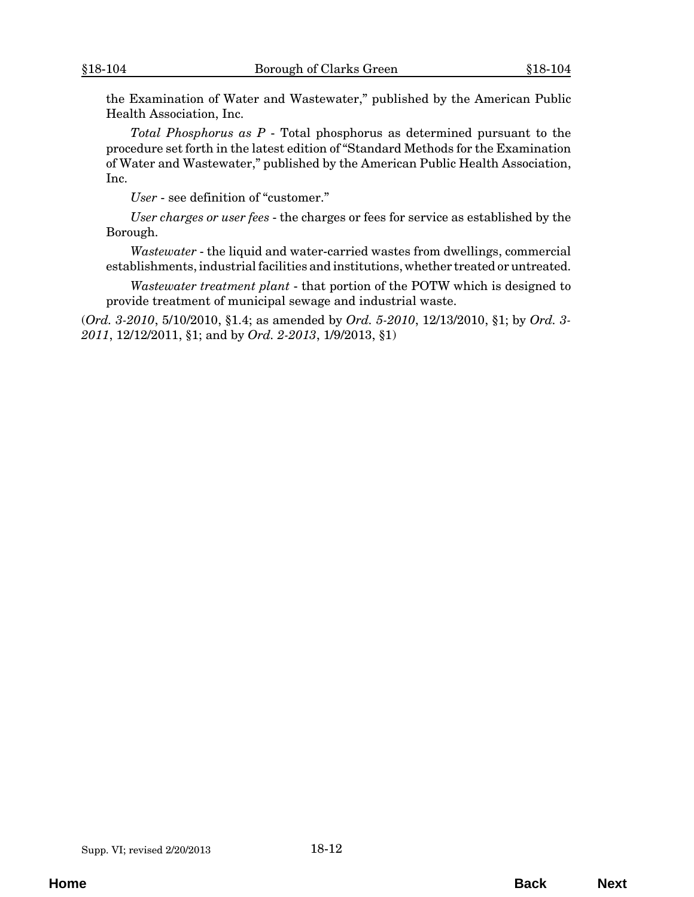the Examination of Water and Wastewater," published by the American Public Health Association, Inc.

*Total Phosphorus as P* - Total phosphorus as determined pursuant to the procedure set forth in the latest edition of "Standard Methods for the Examination of Water and Wastewater," published by the American Public Health Association, Inc.

*User* - see definition of "customer."

*User charges or user fees* - the charges or fees for service as established by the Borough.

*Wastewater* - the liquid and water-carried wastes from dwellings, commercial establishments, industrial facilities and institutions, whether treated or untreated.

*Wastewater treatment plant* - that portion of the POTW which is designed to provide treatment of municipal sewage and industrial waste.

(*Ord. 3-2010*, 5/10/2010, §1.4; as amended by *Ord. 5-2010*, 12/13/2010, §1; by *Ord. 3-2011*, 12/12/2011, §1; and by *Ord. 2-2013*, 1/9/2013, §1)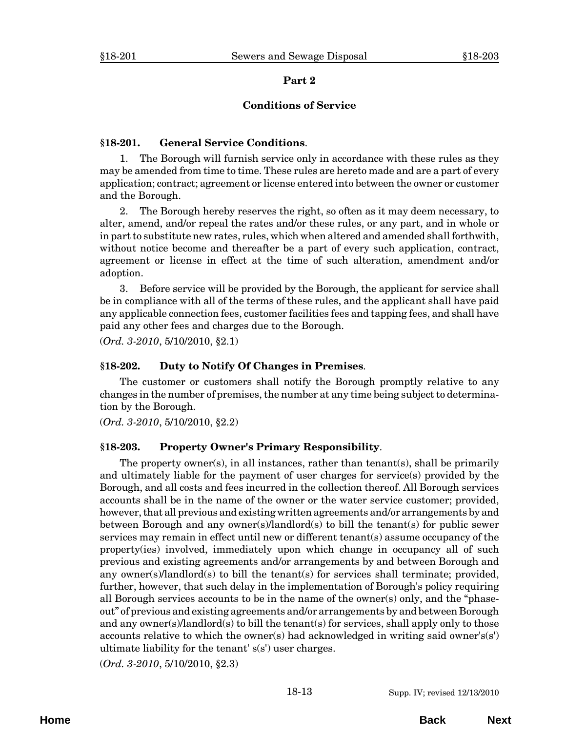## Part 2

## Conditions of Service

### §18-201. General Service Conditions.

1. The Borough will furnish service only in accordance with these rules as they may be amended from time to time. These rules are hereto made and are a part of every application; contract; agreement or license entered into between the owner or customer and the Borough.

2. The Borough hereby reserves the right, so often as it may deem necessary, to alter, amend, and/or repeal the rates and/or these rules, or any part, and in whole or in part to substitute new rates, rules, which when altered and amended shall forthwith, without notice become and thereafter be a part of every such application, contract, agreement or license in effect at the time of such alteration, amendment and/or adoption.

3. Before service will be provided by the Borough, the applicant for service shall be in compliance with all of the terms of these rules, and the applicant shall have paid any applicable connection fees, customer facilities fees and tapping fees, and shall have paid any other fees and charges due to the Borough.

(*Ord. 3-2010*, 5/10/2010, §2.1)

### §18-202. Duty to Notify Of Changes in Premises.

The customer or customers shall notify the Borough promptly relative to any changes in the number of premises, the number at any time being subject to determination by the Borough.

(*Ord. 3-2010*, 5/10/2010, §2.2)

### §18-203. Property Owner's Primary Responsibility.

The property owner(s), in all instances, rather than tenant(s), shall be primarily and ultimately liable for the payment of user charges for service(s) provided by the Borough, and all costs and fees incurred in the collection thereof. All Borough services accounts shall be in the name of the owner or the water service customer; provided, however, that all previous and existing written agreements and/or arrangements by and between Borough and any owner(s)/landlord(s) to bill the tenant(s) for public sewer services may remain in effect until new or different tenant(s) assume occupancy of the property(ies) involved, immediately upon which change in occupancy all of such previous and existing agreements and/or arrangements by and between Borough and any owner(s)/landlord(s) to bill the tenant(s) for services shall terminate; provided, further, however, that such delay in the implementation of Borough's policy requiring all Borough services accounts to be in the name of the owner(s) only, and the "phase-out" of previous and existing agreements and/or arrangements by and between Borough and any owner(s)/landlord(s) to bill the tenant(s) for services, shall apply only to those accounts relative to which the owner(s) had acknowledged in writing said owner's(s') ultimate liability for the tenant' s(s') user charges.

(*Ord. 3-2010*, 5/10/2010, §2.3)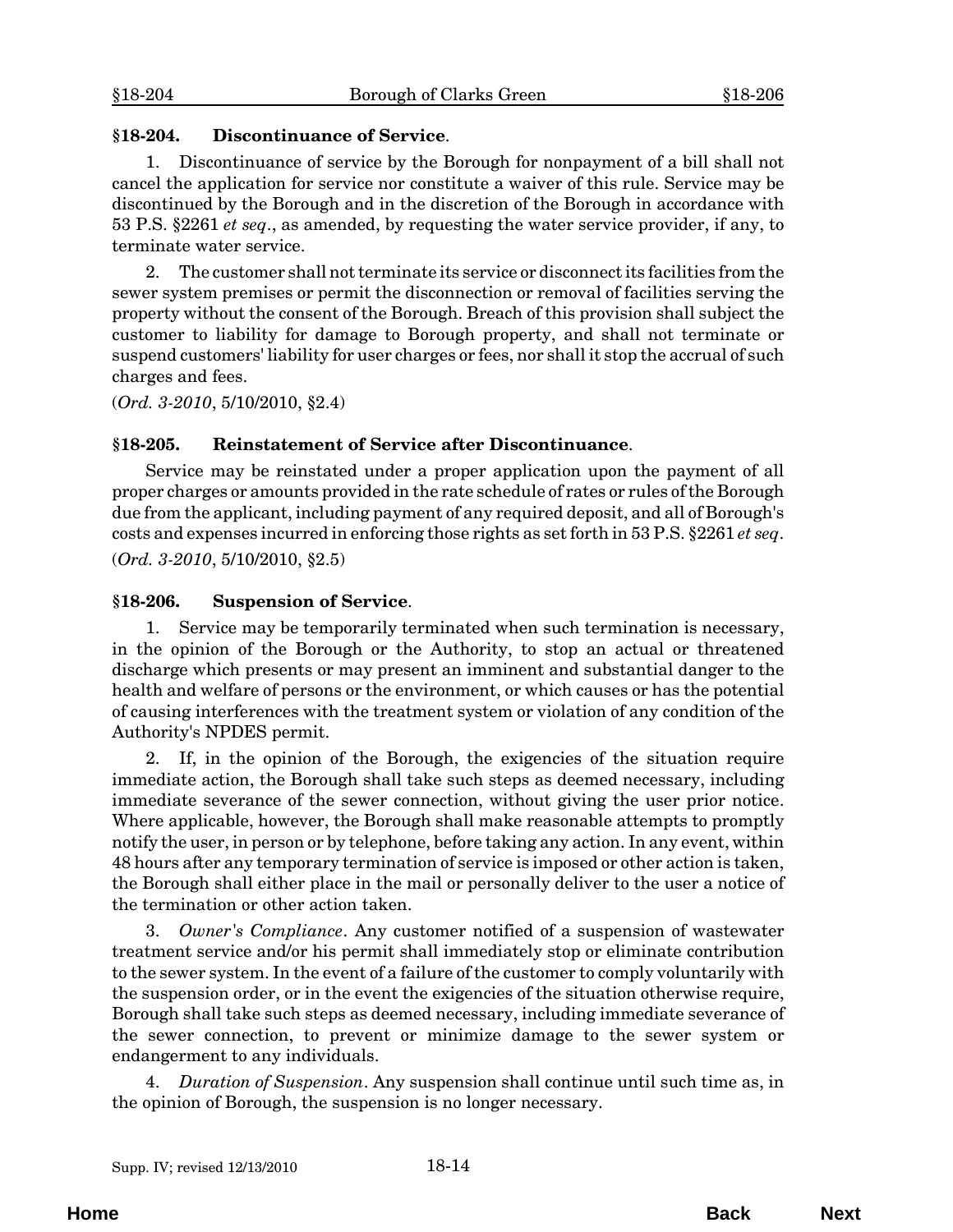### §18-204. Discontinuance of Service.

1. Discontinuance of service by the Borough for nonpayment of a bill shall not cancel the application for service nor constitute a waiver of this rule. Service may be discontinued by the Borough and in the discretion of the Borough in accordance with 53 P.S. §2261 *et seq*., as amended, by requesting the water service provider, if any, to terminate water service.

2. The customer shall not terminate its service or disconnect its facilities from the sewer system premises or permit the disconnection or removal of facilities serving the property without the consent of the Borough. Breach of this provision shall subject the customer to liability for damage to Borough property, and shall not terminate or suspend customers' liability for user charges or fees, nor shall it stop the accrual of such charges and fees.

(*Ord. 3-2010*, 5/10/2010, §2.4)

### §18-205. Reinstatement of Service after Discontinuance.

Service may be reinstated under a proper application upon the payment of all proper charges or amounts provided in the rate schedule of rates or rules of the Borough due from the applicant, including payment of any required deposit, and all of Borough's costs and expenses incurred in enforcing those rights as set forth in 53 P.S. §2261 *et seq*.

(*Ord. 3-2010*, 5/10/2010, §2.5)

### §18-206. Suspension of Service.

1. Service may be temporarily terminated when such termination is necessary, in the opinion of the Borough or the Authority, to stop an actual or threatened discharge which presents or may present an imminent and substantial danger to the health and welfare of persons or the environment, or which causes or has the potential of causing interferences with the treatment system or violation of any condition of the Authority's NPDES permit.

2. If, in the opinion of the Borough, the exigencies of the situation require immediate action, the Borough shall take such steps as deemed necessary, including immediate severance of the sewer connection, without giving the user prior notice. Where applicable, however, the Borough shall make reasonable attempts to promptly notify the user, in person or by telephone, before taking any action. In any event, within 48 hours after any temporary termination of service is imposed or other action is taken, the Borough shall either place in the mail or personally deliver to the user a notice of the termination or other action taken.

3. *Owner's Compliance*. Any customer notified of a suspension of wastewater treatment service and/or his permit shall immediately stop or eliminate contribution to the sewer system. In the event of a failure of the customer to comply voluntarily with the suspension order, or in the event the exigencies of the situation otherwise require, Borough shall take such steps as deemed necessary, including immediate severance of the sewer connection, to prevent or minimize damage to the sewer system or endangerment to any individuals.

4. *Duration of Suspension*. Any suspension shall continue until such time as, in the opinion of Borough, the suspension is no longer necessary.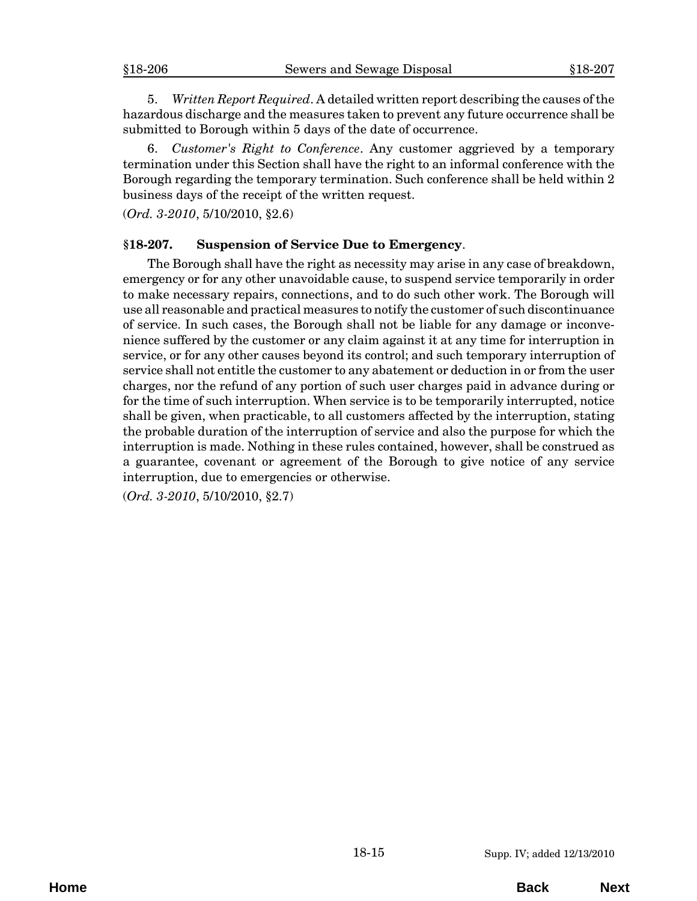5. *Written Report Required*. A detailed written report describing the causes of the hazardous discharge and the measures taken to prevent any future occurrence shall be submitted to Borough within 5 days of the date of occurrence.

6. *Customer's Right to Conference*. Any customer aggrieved by a temporary termination under this Section shall have the right to an informal conference with the Borough regarding the temporary termination. Such conference shall be held within 2 business days of the receipt of the written request.

(*Ord. 3-2010*, 5/10/2010, §2.6)

### §18-207. Suspension of Service Due to Emergency.

The Borough shall have the right as necessity may arise in any case of breakdown, emergency or for any other unavoidable cause, to suspend service temporarily in order to make necessary repairs, connections, and to do such other work. The Borough will use all reasonable and practical measures to notify the customer of such discontinuance of service. In such cases, the Borough shall not be liable for any damage or inconvenience suffered by the customer or any claim against it at any time for interruption in service, or for any other causes beyond its control; and such temporary interruption of service shall not entitle the customer to any abatement or deduction in or from the user charges, nor the refund of any portion of such user charges paid in advance during or for the time of such interruption. When service is to be temporarily interrupted, notice shall be given, when practicable, to all customers affected by the interruption, stating the probable duration of the interruption of service and also the purpose for which the interruption is made. Nothing in these rules contained, however, shall be construed as a guarantee, covenant or agreement of the Borough to give notice of any service interruption, due to emergencies or otherwise.

(*Ord. 3-2010*, 5/10/2010, §2.7)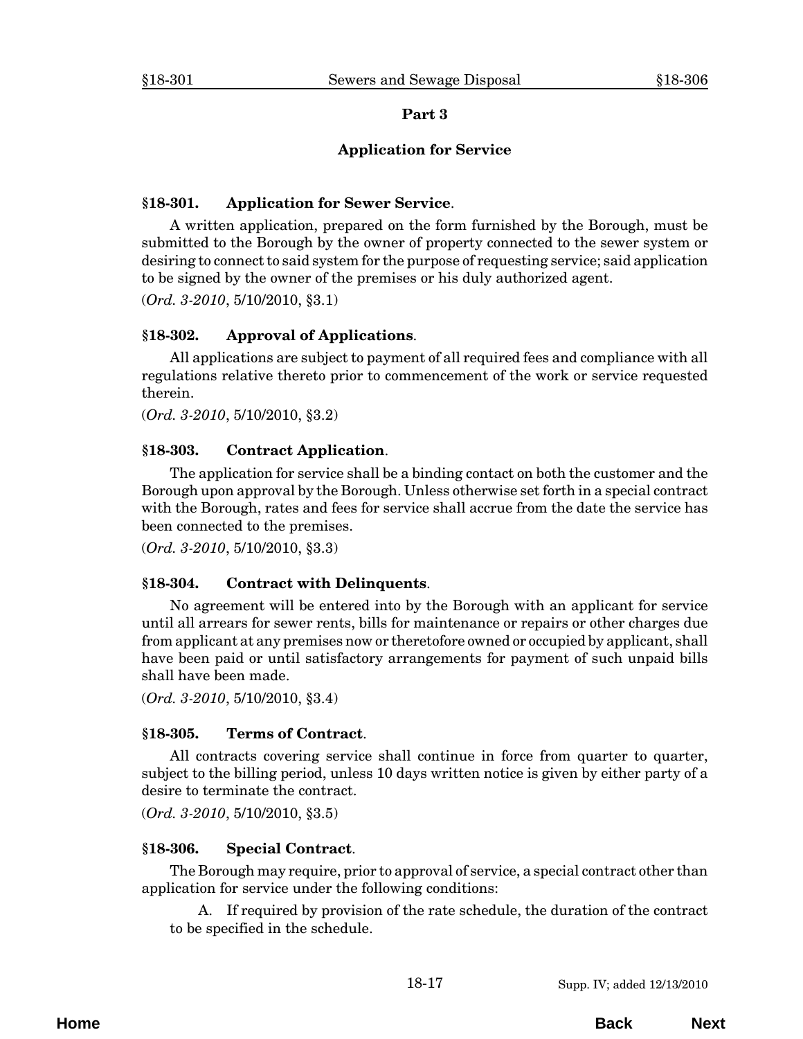## Part 3

## Application for Service

### §18-301. Application for Sewer Service.

A written application, prepared on the form furnished by the Borough, must be submitted to the Borough by the owner of property connected to the sewer system or desiring to connect to said system for the purpose of requesting service; said application to be signed by the owner of the premises or his duly authorized agent.

(*Ord. 3-2010*, 5/10/2010, §3.1)

### §18-302. Approval of Applications.

All applications are subject to payment of all required fees and compliance with all regulations relative thereto prior to commencement of the work or service requested therein.

(*Ord. 3-2010*, 5/10/2010, §3.2)

### §18-303. Contract Application.

The application for service shall be a binding contact on both the customer and the Borough upon approval by the Borough. Unless otherwise set forth in a special contract with the Borough, rates and fees for service shall accrue from the date the service has been connected to the premises.

(*Ord. 3-2010*, 5/10/2010, §3.3)

### §18-304. Contract with Delinquents.

No agreement will be entered into by the Borough with an applicant for service until all arrears for sewer rents, bills for maintenance or repairs or other charges due from applicant at any premises now or theretofore owned or occupied by applicant, shall have been paid or until satisfactory arrangements for payment of such unpaid bills shall have been made.

(*Ord. 3-2010*, 5/10/2010, §3.4)

### §18-305. Terms of Contract.

All contracts covering service shall continue in force from quarter to quarter, subject to the billing period, unless 10 days written notice is given by either party of a desire to terminate the contract.

(*Ord. 3-2010*, 5/10/2010, §3.5)

### §18-306. Special Contract.

The Borough may require, prior to approval of service, a special contract other than application for service under the following conditions:

A. If required by provision of the rate schedule, the duration of the contract to be specified in the schedule.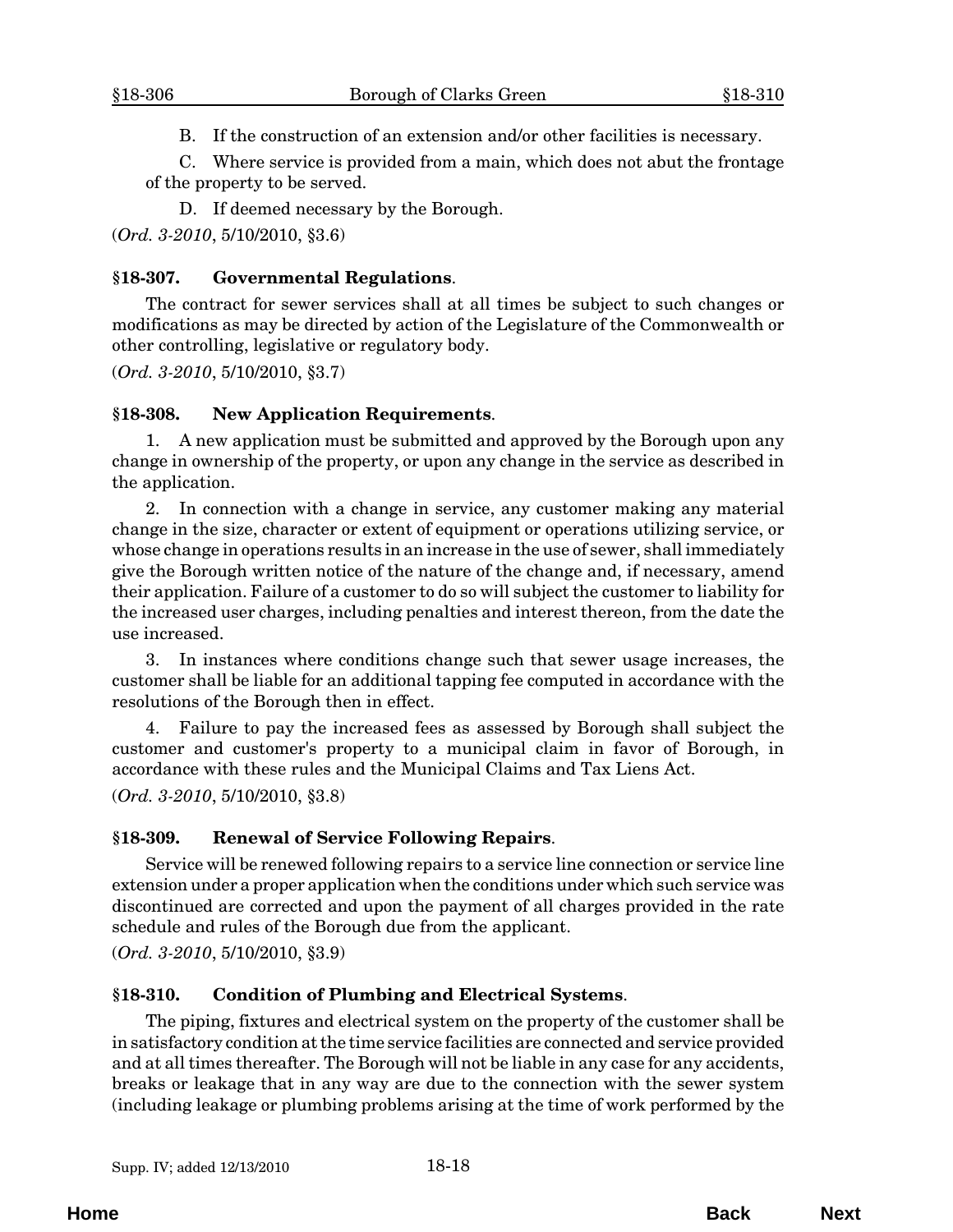B. If the construction of an extension and/or other facilities is necessary.

C. Where service is provided from a main, which does not abut the frontage of the property to be served.

D. If deemed necessary by the Borough.

(*Ord. 3-2010*, 5/10/2010, §3.6)

### §18-307. Governmental Regulations.

The contract for sewer services shall at all times be subject to such changes or modifications as may be directed by action of the Legislature of the Commonwealth or other controlling, legislative or regulatory body.

(*Ord. 3-2010*, 5/10/2010, §3.7)

### §18-308. New Application Requirements.

1. A new application must be submitted and approved by the Borough upon any change in ownership of the property, or upon any change in the service as described in the application.

2. In connection with a change in service, any customer making any material change in the size, character or extent of equipment or operations utilizing service, or whose change in operations results in an increase in the use of sewer, shall immediately give the Borough written notice of the nature of the change and, if necessary, amend their application. Failure of a customer to do so will subject the customer to liability for the increased user charges, including penalties and interest thereon, from the date the use increased.

3. In instances where conditions change such that sewer usage increases, the customer shall be liable for an additional tapping fee computed in accordance with the resolutions of the Borough then in effect.

4. Failure to pay the increased fees as assessed by Borough shall subject the customer and customer's property to a municipal claim in favor of Borough, in accordance with these rules and the Municipal Claims and Tax Liens Act.

(*Ord. 3-2010*, 5/10/2010, §3.8)

### §18-309. Renewal of Service Following Repairs.

Service will be renewed following repairs to a service line connection or service line extension under a proper application when the conditions under which such service was discontinued are corrected and upon the payment of all charges provided in the rate schedule and rules of the Borough due from the applicant.

(*Ord. 3-2010*, 5/10/2010, §3.9)

### §18-310. Condition of Plumbing and Electrical Systems.

The piping, fixtures and electrical system on the property of the customer shall be in satisfactory condition at the time service facilities are connected and service provided and at all times thereafter. The Borough will not be liable in any case for any accidents, breaks or leakage that in any way are due to the connection with the sewer system (including leakage or plumbing problems arising at the time of work performed by the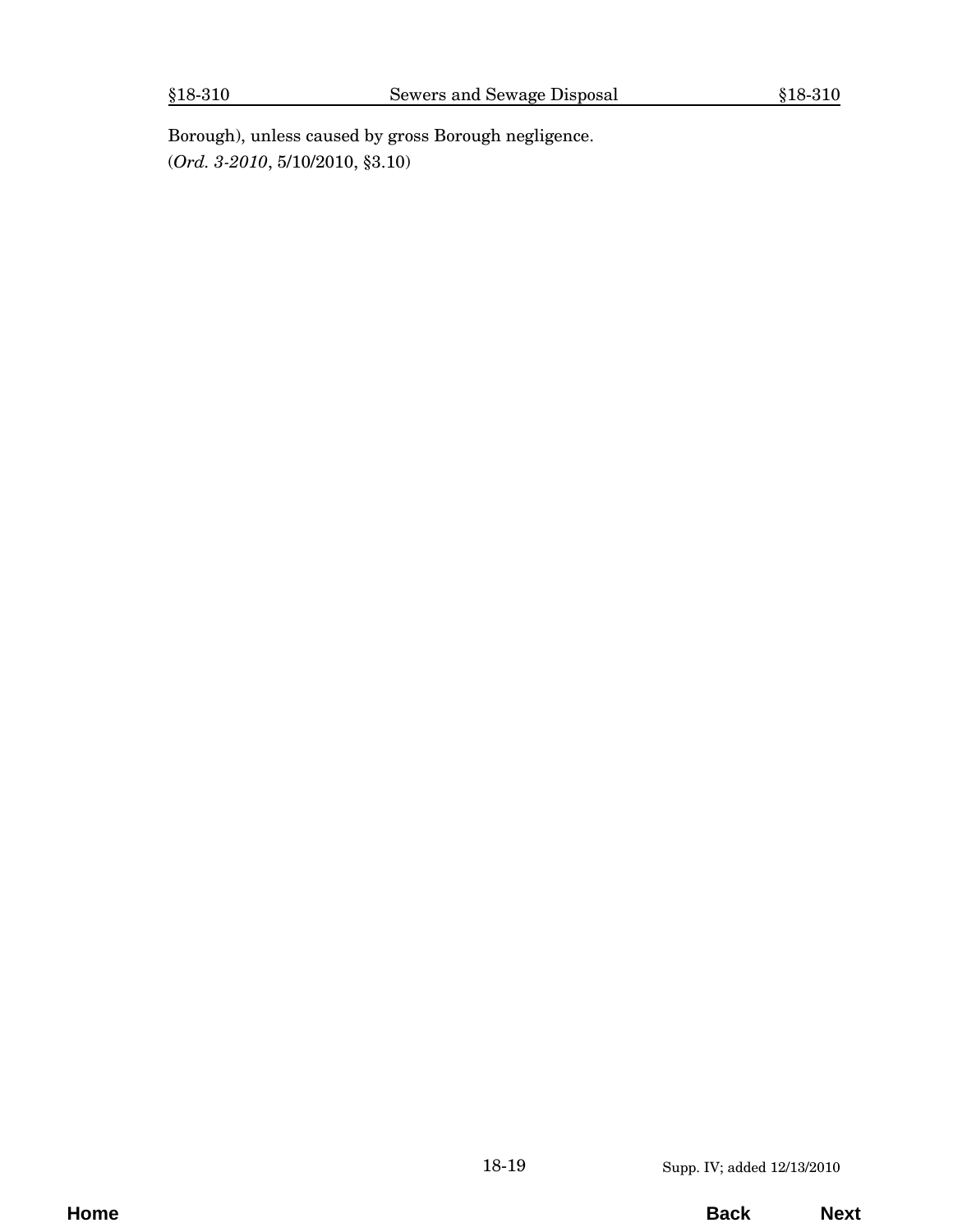Borough), unless caused by gross Borough negligence.
(*Ord. 3-2010*, 5/10/2010, §3.10)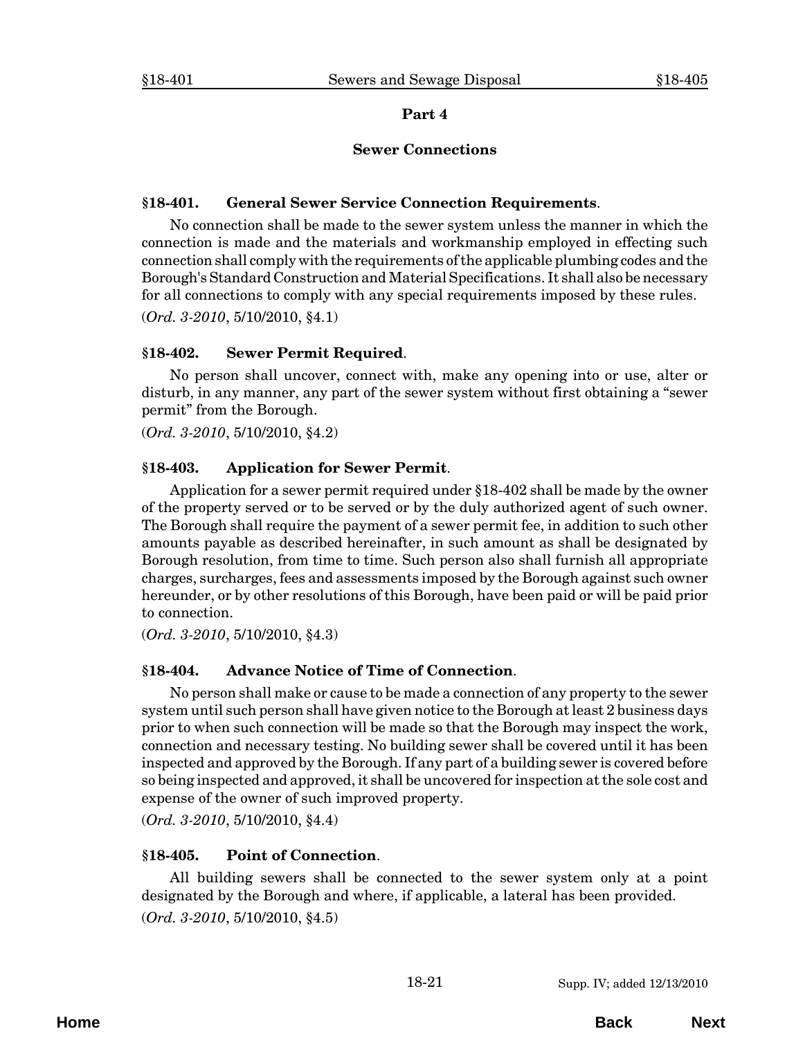## Part 4

## Sewer Connections

### §18-401. General Sewer Service Connection Requirements.

No connection shall be made to the sewer system unless the manner in which the connection is made and the materials and workmanship employed in effecting such connection shall comply with the requirements of the applicable plumbing codes and the Borough's Standard Construction and Material Specifications. It shall also be necessary for all connections to comply with any special requirements imposed by these rules.

(*Ord. 3-2010*, 5/10/2010, §4.1)

### §18-402. Sewer Permit Required.

No person shall uncover, connect with, make any opening into or use, alter or disturb, in any manner, any part of the sewer system without first obtaining a "sewer permit" from the Borough.

(*Ord. 3-2010*, 5/10/2010, §4.2)

### §18-403. Application for Sewer Permit.

Application for a sewer permit required under §18-402 shall be made by the owner of the property served or to be served or by the duly authorized agent of such owner. The Borough shall require the payment of a sewer permit fee, in addition to such other amounts payable as described hereinafter, in such amount as shall be designated by Borough resolution, from time to time. Such person also shall furnish all appropriate charges, surcharges, fees and assessments imposed by the Borough against such owner hereunder, or by other resolutions of this Borough, have been paid or will be paid prior to connection.

(*Ord. 3-2010*, 5/10/2010, §4.3)

### §18-404. Advance Notice of Time of Connection.

No person shall make or cause to be made a connection of any property to the sewer system until such person shall have given notice to the Borough at least 2 business days prior to when such connection will be made so that the Borough may inspect the work, connection and necessary testing. No building sewer shall be covered until it has been inspected and approved by the Borough. If any part of a building sewer is covered before so being inspected and approved, it shall be uncovered for inspection at the sole cost and expense of the owner of such improved property.

(*Ord. 3-2010*, 5/10/2010, §4.4)

### §18-405. Point of Connection.

All building sewers shall be connected to the sewer system only at a point designated by the Borough and where, if applicable, a lateral has been provided.

(*Ord. 3-2010*, 5/10/2010, §4.5)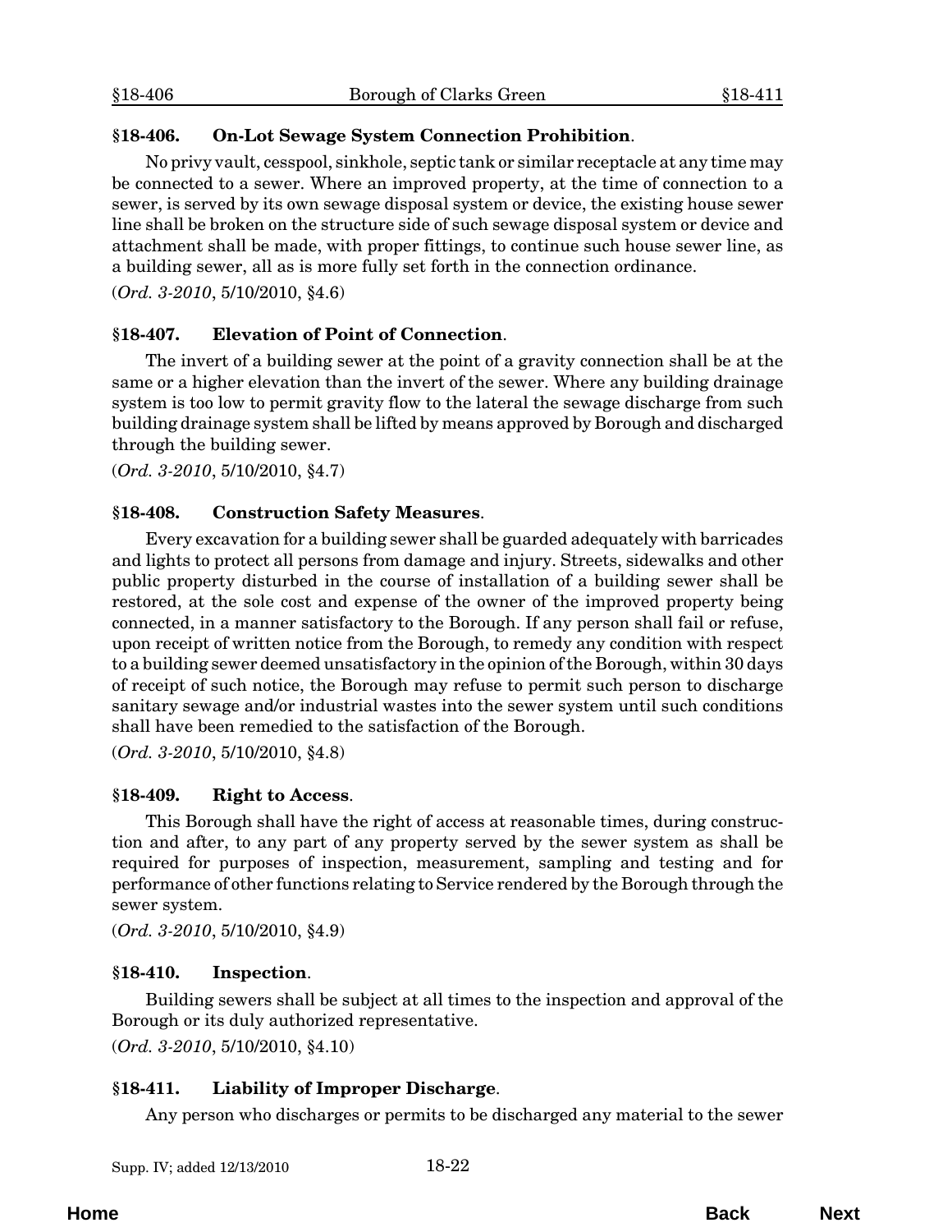### §18-406. On-Lot Sewage System Connection Prohibition.

No privy vault, cesspool, sinkhole, septic tank or similar receptacle at any time may be connected to a sewer. Where an improved property, at the time of connection to a sewer, is served by its own sewage disposal system or device, the existing house sewer line shall be broken on the structure side of such sewage disposal system or device and attachment shall be made, with proper fittings, to continue such house sewer line, as a building sewer, all as is more fully set forth in the connection ordinance.

(*Ord. 3-2010*, 5/10/2010, §4.6)

### §18-407. Elevation of Point of Connection.

The invert of a building sewer at the point of a gravity connection shall be at the same or a higher elevation than the invert of the sewer. Where any building drainage system is too low to permit gravity flow to the lateral the sewage discharge from such building drainage system shall be lifted by means approved by Borough and discharged through the building sewer.

(*Ord. 3-2010*, 5/10/2010, §4.7)

### §18-408. Construction Safety Measures.

Every excavation for a building sewer shall be guarded adequately with barricades and lights to protect all persons from damage and injury. Streets, sidewalks and other public property disturbed in the course of installation of a building sewer shall be restored, at the sole cost and expense of the owner of the improved property being connected, in a manner satisfactory to the Borough. If any person shall fail or refuse, upon receipt of written notice from the Borough, to remedy any condition with respect to a building sewer deemed unsatisfactory in the opinion of the Borough, within 30 days of receipt of such notice, the Borough may refuse to permit such person to discharge sanitary sewage and/or industrial wastes into the sewer system until such conditions shall have been remedied to the satisfaction of the Borough.

(*Ord. 3-2010*, 5/10/2010, §4.8)

### §18-409. Right to Access.

This Borough shall have the right of access at reasonable times, during construction and after, to any part of any property served by the sewer system as shall be required for purposes of inspection, measurement, sampling and testing and for performance of other functions relating to Service rendered by the Borough through the sewer system.

(*Ord. 3-2010*, 5/10/2010, §4.9)

### §18-410. Inspection.

Building sewers shall be subject at all times to the inspection and approval of the Borough or its duly authorized representative.

(*Ord. 3-2010*, 5/10/2010, §4.10)

### §18-411. Liability of Improper Discharge.

Any person who discharges or permits to be discharged any material to the sewer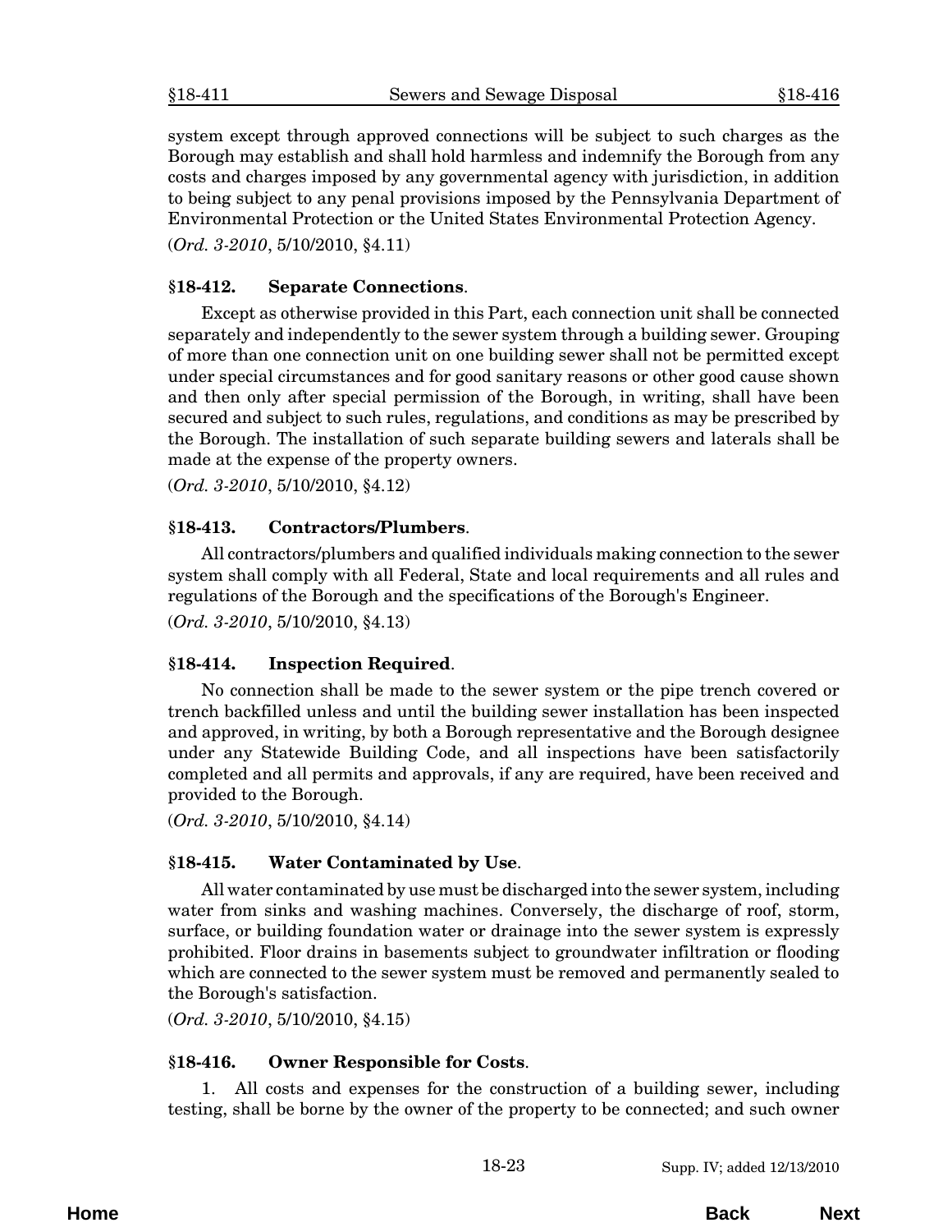system except through approved connections will be subject to such charges as the Borough may establish and shall hold harmless and indemnify the Borough from any costs and charges imposed by any governmental agency with jurisdiction, in addition to being subject to any penal provisions imposed by the Pennsylvania Department of Environmental Protection or the United States Environmental Protection Agency.

(*Ord. 3-2010*, 5/10/2010, §4.11)

### §18-412. Separate Connections.

Except as otherwise provided in this Part, each connection unit shall be connected separately and independently to the sewer system through a building sewer. Grouping of more than one connection unit on one building sewer shall not be permitted except under special circumstances and for good sanitary reasons or other good cause shown and then only after special permission of the Borough, in writing, shall have been secured and subject to such rules, regulations, and conditions as may be prescribed by the Borough. The installation of such separate building sewers and laterals shall be made at the expense of the property owners.

(*Ord. 3-2010*, 5/10/2010, §4.12)

### §18-413. Contractors/Plumbers.

All contractors/plumbers and qualified individuals making connection to the sewer system shall comply with all Federal, State and local requirements and all rules and regulations of the Borough and the specifications of the Borough's Engineer.

(*Ord. 3-2010*, 5/10/2010, §4.13)

### §18-414. Inspection Required.

No connection shall be made to the sewer system or the pipe trench covered or trench backfilled unless and until the building sewer installation has been inspected and approved, in writing, by both a Borough representative and the Borough designee under any Statewide Building Code, and all inspections have been satisfactorily completed and all permits and approvals, if any are required, have been received and provided to the Borough.

(*Ord. 3-2010*, 5/10/2010, §4.14)

### §18-415. Water Contaminated by Use.

All water contaminated by use must be discharged into the sewer system, including water from sinks and washing machines. Conversely, the discharge of roof, storm, surface, or building foundation water or drainage into the sewer system is expressly prohibited. Floor drains in basements subject to groundwater infiltration or flooding which are connected to the sewer system must be removed and permanently sealed to the Borough's satisfaction.

(*Ord. 3-2010*, 5/10/2010, §4.15)

### §18-416. Owner Responsible for Costs.

1. All costs and expenses for the construction of a building sewer, including testing, shall be borne by the owner of the property to be connected; and such owner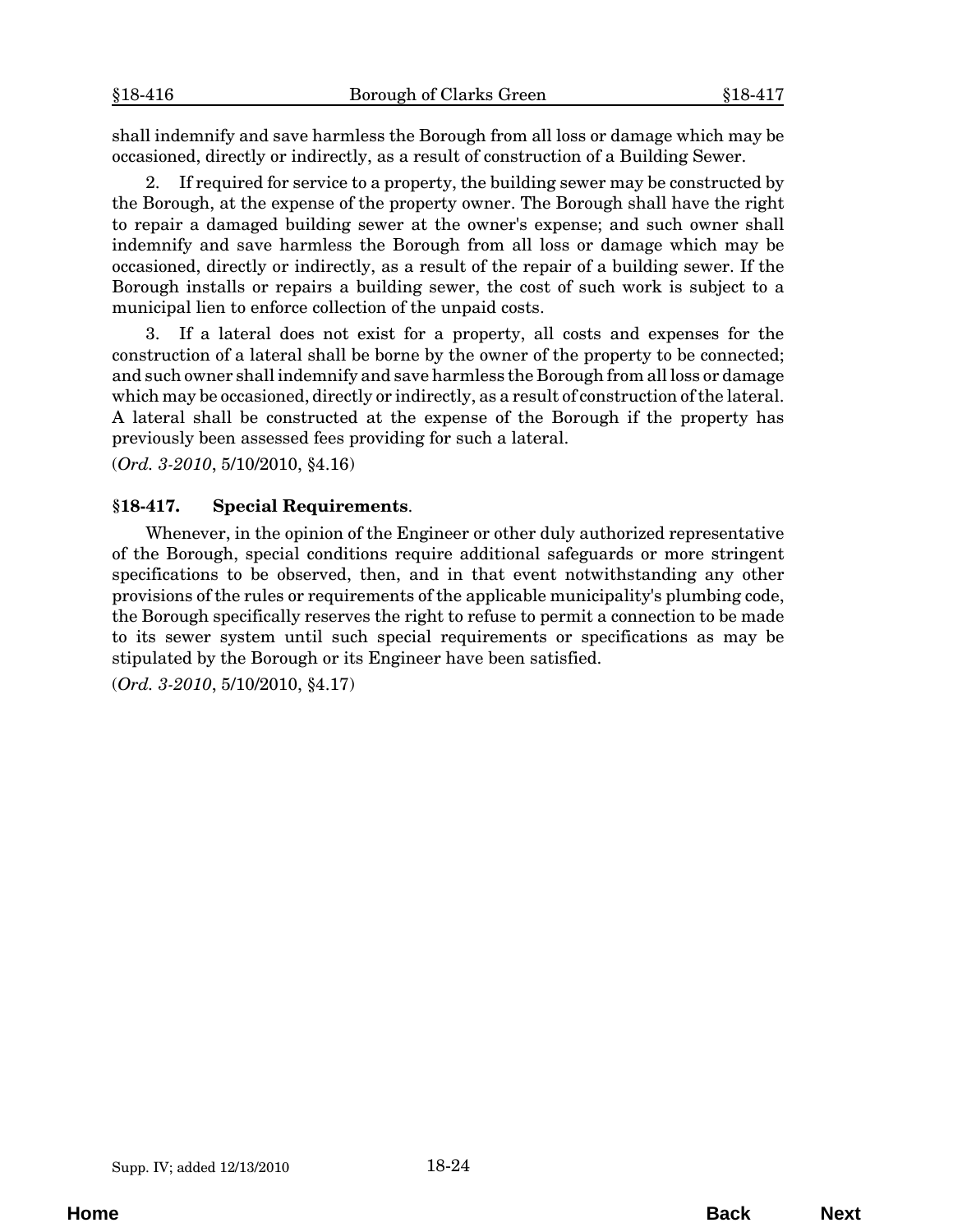shall indemnify and save harmless the Borough from all loss or damage which may be occasioned, directly or indirectly, as a result of construction of a Building Sewer.

2. If required for service to a property, the building sewer may be constructed by the Borough, at the expense of the property owner. The Borough shall have the right to repair a damaged building sewer at the owner's expense; and such owner shall indemnify and save harmless the Borough from all loss or damage which may be occasioned, directly or indirectly, as a result of the repair of a building sewer. If the Borough installs or repairs a building sewer, the cost of such work is subject to a municipal lien to enforce collection of the unpaid costs.

3. If a lateral does not exist for a property, all costs and expenses for the construction of a lateral shall be borne by the owner of the property to be connected; and such owner shall indemnify and save harmless the Borough from all loss or damage which may be occasioned, directly or indirectly, as a result of construction of the lateral. A lateral shall be constructed at the expense of the Borough if the property has previously been assessed fees providing for such a lateral.

(*Ord. 3-2010*, 5/10/2010, §4.16)

### §18-417. Special Requirements.

Whenever, in the opinion of the Engineer or other duly authorized representative of the Borough, special conditions require additional safeguards or more stringent specifications to be observed, then, and in that event notwithstanding any other provisions of the rules or requirements of the applicable municipality's plumbing code, the Borough specifically reserves the right to refuse to permit a connection to be made to its sewer system until such special requirements or specifications as may be stipulated by the Borough or its Engineer have been satisfied.

(*Ord. 3-2010*, 5/10/2010, §4.17)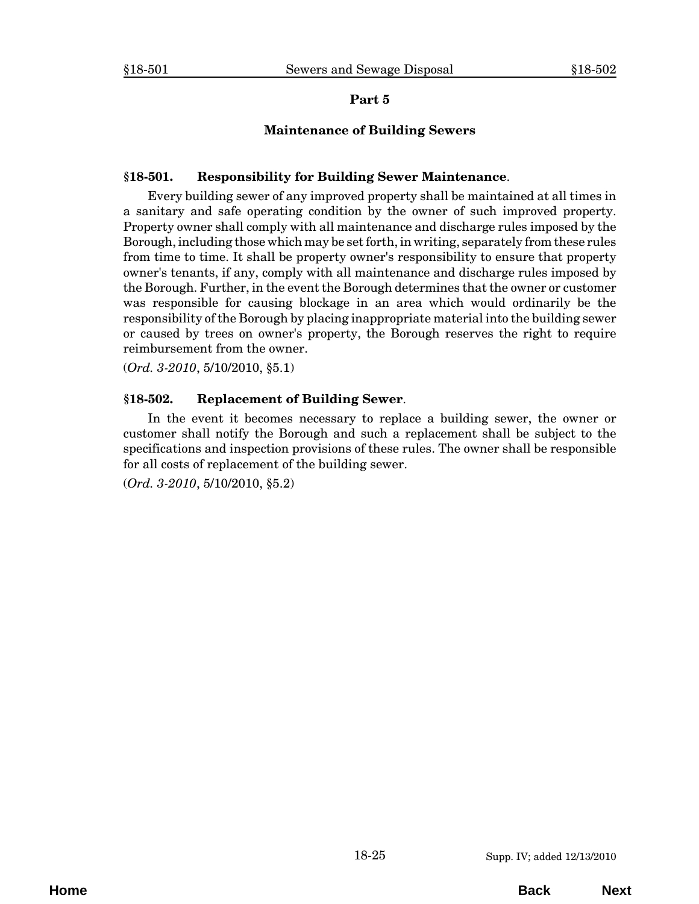# Part 5

## Maintenance of Building Sewers

### §18-501. Responsibility for Building Sewer Maintenance.

Every building sewer of any improved property shall be maintained at all times in a sanitary and safe operating condition by the owner of such improved property. Property owner shall comply with all maintenance and discharge rules imposed by the Borough, including those which may be set forth, in writing, separately from these rules from time to time. It shall be property owner's responsibility to ensure that property owner's tenants, if any, comply with all maintenance and discharge rules imposed by the Borough. Further, in the event the Borough determines that the owner or customer was responsible for causing blockage in an area which would ordinarily be the responsibility of the Borough by placing inappropriate material into the building sewer or caused by trees on owner's property, the Borough reserves the right to require reimbursement from the owner.

(*Ord. 3-2010*, 5/10/2010, §5.1)

### §18-502. Replacement of Building Sewer.

In the event it becomes necessary to replace a building sewer, the owner or customer shall notify the Borough and such a replacement shall be subject to the specifications and inspection provisions of these rules. The owner shall be responsible for all costs of replacement of the building sewer.

(*Ord. 3-2010*, 5/10/2010, §5.2)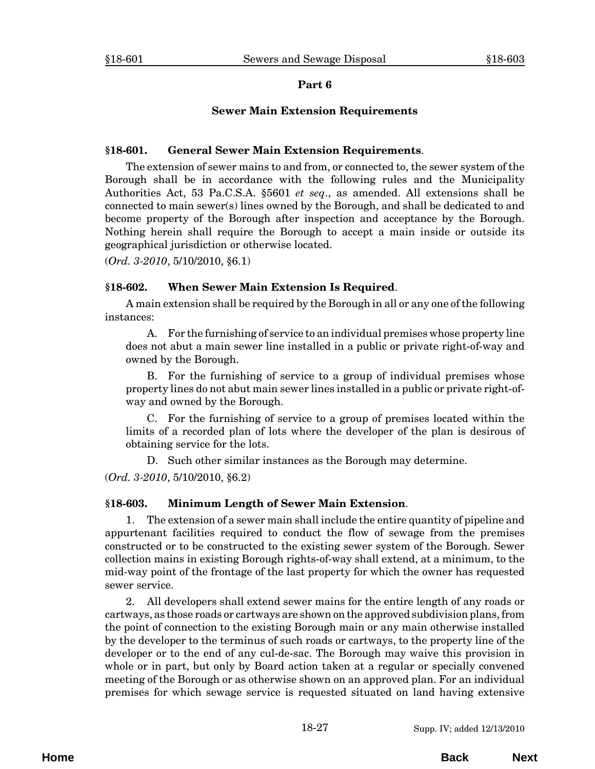## Part 6

## Sewer Main Extension Requirements

### §18-601. General Sewer Main Extension Requirements.

The extension of sewer mains to and from, or connected to, the sewer system of the Borough shall be in accordance with the following rules and the Municipality Authorities Act, 53 Pa.C.S.A. §5601 *et seq*., as amended. All extensions shall be connected to main sewer(s) lines owned by the Borough, and shall be dedicated to and become property of the Borough after inspection and acceptance by the Borough. Nothing herein shall require the Borough to accept a main inside or outside its geographical jurisdiction or otherwise located.

(*Ord. 3-2010*, 5/10/2010, §6.1)

### §18-602. When Sewer Main Extension Is Required.

A main extension shall be required by the Borough in all or any one of the following instances:

A. For the furnishing of service to an individual premises whose property line does not abut a main sewer line installed in a public or private right-of-way and owned by the Borough.

B. For the furnishing of service to a group of individual premises whose property lines do not abut main sewer lines installed in a public or private right-of-way and owned by the Borough.

C. For the furnishing of service to a group of premises located within the limits of a recorded plan of lots where the developer of the plan is desirous of obtaining service for the lots.

D. Such other similar instances as the Borough may determine.

(*Ord. 3-2010*, 5/10/2010, §6.2)

### §18-603. Minimum Length of Sewer Main Extension.

1. The extension of a sewer main shall include the entire quantity of pipeline and appurtenant facilities required to conduct the flow of sewage from the premises constructed or to be constructed to the existing sewer system of the Borough. Sewer collection mains in existing Borough rights-of-way shall extend, at a minimum, to the mid-way point of the frontage of the last property for which the owner has requested sewer service.

2. All developers shall extend sewer mains for the entire length of any roads or cartways, as those roads or cartways are shown on the approved subdivision plans, from the point of connection to the existing Borough main or any main otherwise installed by the developer to the terminus of such roads or cartways, to the property line of the developer or to the end of any cul-de-sac. The Borough may waive this provision in whole or in part, but only by Board action taken at a regular or specially convened meeting of the Borough or as otherwise shown on an approved plan. For an individual premises for which sewage service is requested situated on land having extensive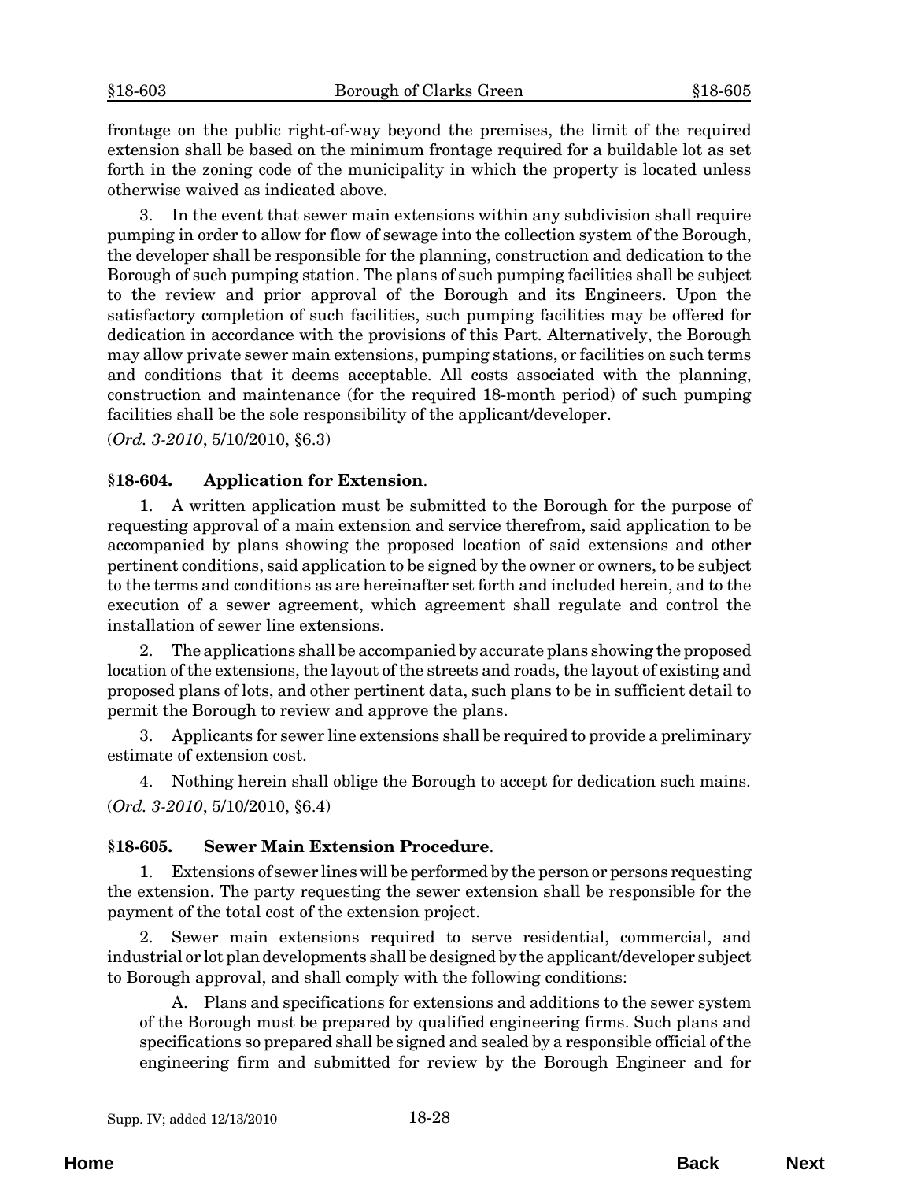frontage on the public right-of-way beyond the premises, the limit of the required extension shall be based on the minimum frontage required for a buildable lot as set forth in the zoning code of the municipality in which the property is located unless otherwise waived as indicated above.

3. In the event that sewer main extensions within any subdivision shall require pumping in order to allow for flow of sewage into the collection system of the Borough, the developer shall be responsible for the planning, construction and dedication to the Borough of such pumping station. The plans of such pumping facilities shall be subject to the review and prior approval of the Borough and its Engineers. Upon the satisfactory completion of such facilities, such pumping facilities may be offered for dedication in accordance with the provisions of this Part. Alternatively, the Borough may allow private sewer main extensions, pumping stations, or facilities on such terms and conditions that it deems acceptable. All costs associated with the planning, construction and maintenance (for the required 18-month period) of such pumping facilities shall be the sole responsibility of the applicant/developer.

(*Ord. 3-2010*, 5/10/2010, §6.3)

### §18-604. Application for Extension.

1. A written application must be submitted to the Borough for the purpose of requesting approval of a main extension and service therefrom, said application to be accompanied by plans showing the proposed location of said extensions and other pertinent conditions, said application to be signed by the owner or owners, to be subject to the terms and conditions as are hereinafter set forth and included herein, and to the execution of a sewer agreement, which agreement shall regulate and control the installation of sewer line extensions.

2. The applications shall be accompanied by accurate plans showing the proposed location of the extensions, the layout of the streets and roads, the layout of existing and proposed plans of lots, and other pertinent data, such plans to be in sufficient detail to permit the Borough to review and approve the plans.

3. Applicants for sewer line extensions shall be required to provide a preliminary estimate of extension cost.

4. Nothing herein shall oblige the Borough to accept for dedication such mains.

(*Ord. 3-2010*, 5/10/2010, §6.4)

### §18-605. Sewer Main Extension Procedure.

1. Extensions of sewer lines will be performed by the person or persons requesting the extension. The party requesting the sewer extension shall be responsible for the payment of the total cost of the extension project.

2. Sewer main extensions required to serve residential, commercial, and industrial or lot plan developments shall be designed by the applicant/developer subject to Borough approval, and shall comply with the following conditions:

A. Plans and specifications for extensions and additions to the sewer system of the Borough must be prepared by qualified engineering firms. Such plans and specifications so prepared shall be signed and sealed by a responsible official of the engineering firm and submitted for review by the Borough Engineer and for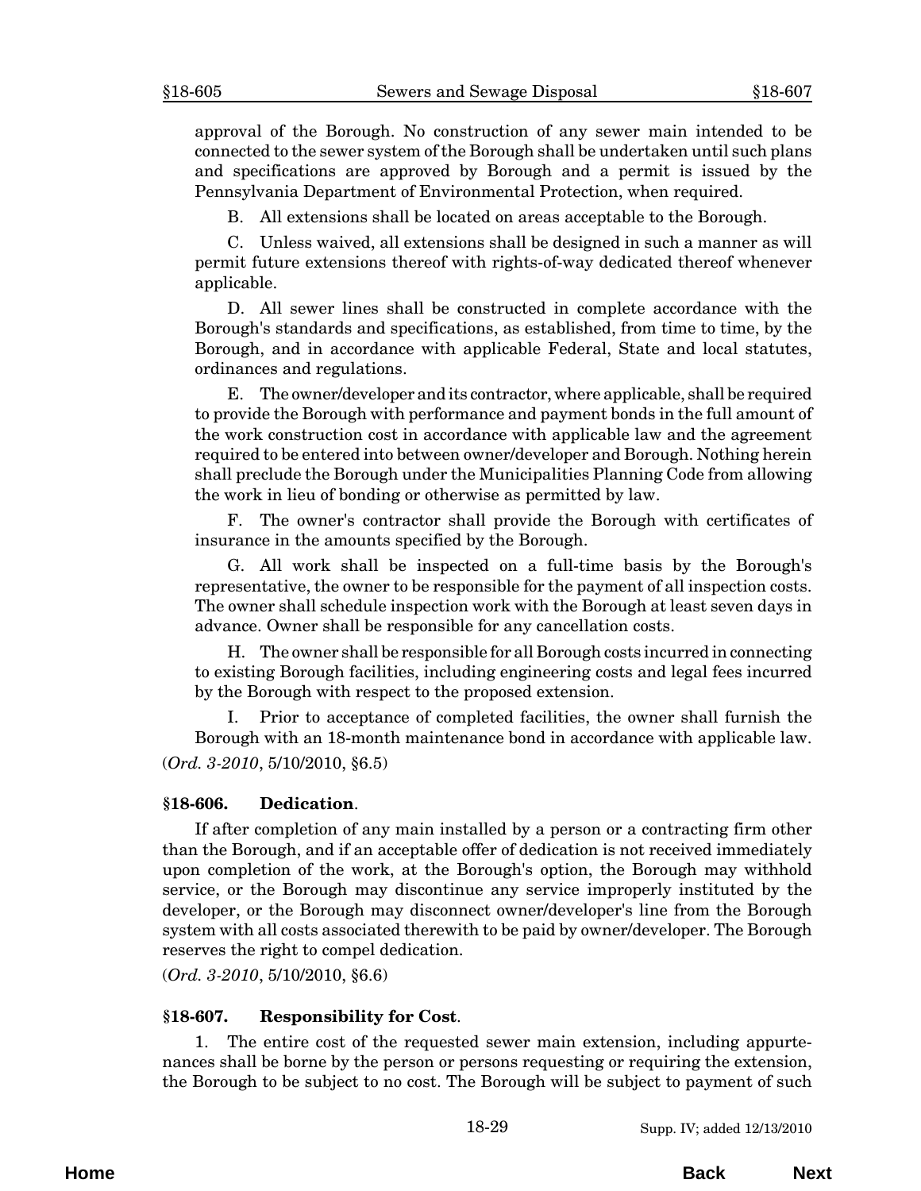approval of the Borough. No construction of any sewer main intended to be connected to the sewer system of the Borough shall be undertaken until such plans and specifications are approved by Borough and a permit is issued by the Pennsylvania Department of Environmental Protection, when required.

B. All extensions shall be located on areas acceptable to the Borough.

C. Unless waived, all extensions shall be designed in such a manner as will permit future extensions thereof with rights-of-way dedicated thereof whenever applicable.

D. All sewer lines shall be constructed in complete accordance with the Borough's standards and specifications, as established, from time to time, by the Borough, and in accordance with applicable Federal, State and local statutes, ordinances and regulations.

E. The owner/developer and its contractor, where applicable, shall be required to provide the Borough with performance and payment bonds in the full amount of the work construction cost in accordance with applicable law and the agreement required to be entered into between owner/developer and Borough. Nothing herein shall preclude the Borough under the Municipalities Planning Code from allowing the work in lieu of bonding or otherwise as permitted by law.

F. The owner's contractor shall provide the Borough with certificates of insurance in the amounts specified by the Borough.

G. All work shall be inspected on a full-time basis by the Borough's representative, the owner to be responsible for the payment of all inspection costs. The owner shall schedule inspection work with the Borough at least seven days in advance. Owner shall be responsible for any cancellation costs.

H. The owner shall be responsible for all Borough costs incurred in connecting to existing Borough facilities, including engineering costs and legal fees incurred by the Borough with respect to the proposed extension.

I. Prior to acceptance of completed facilities, the owner shall furnish the Borough with an 18-month maintenance bond in accordance with applicable law.

(*Ord. 3-2010*, 5/10/2010, §6.5)

### §18-606. Dedication.

If after completion of any main installed by a person or a contracting firm other than the Borough, and if an acceptable offer of dedication is not received immediately upon completion of the work, at the Borough's option, the Borough may withhold service, or the Borough may discontinue any service improperly instituted by the developer, or the Borough may disconnect owner/developer's line from the Borough system with all costs associated therewith to be paid by owner/developer. The Borough reserves the right to compel dedication.

(*Ord. 3-2010*, 5/10/2010, §6.6)

### §18-607. Responsibility for Cost.

1. The entire cost of the requested sewer main extension, including appurtenances shall be borne by the person or persons requesting or requiring the extension, the Borough to be subject to no cost. The Borough will be subject to payment of such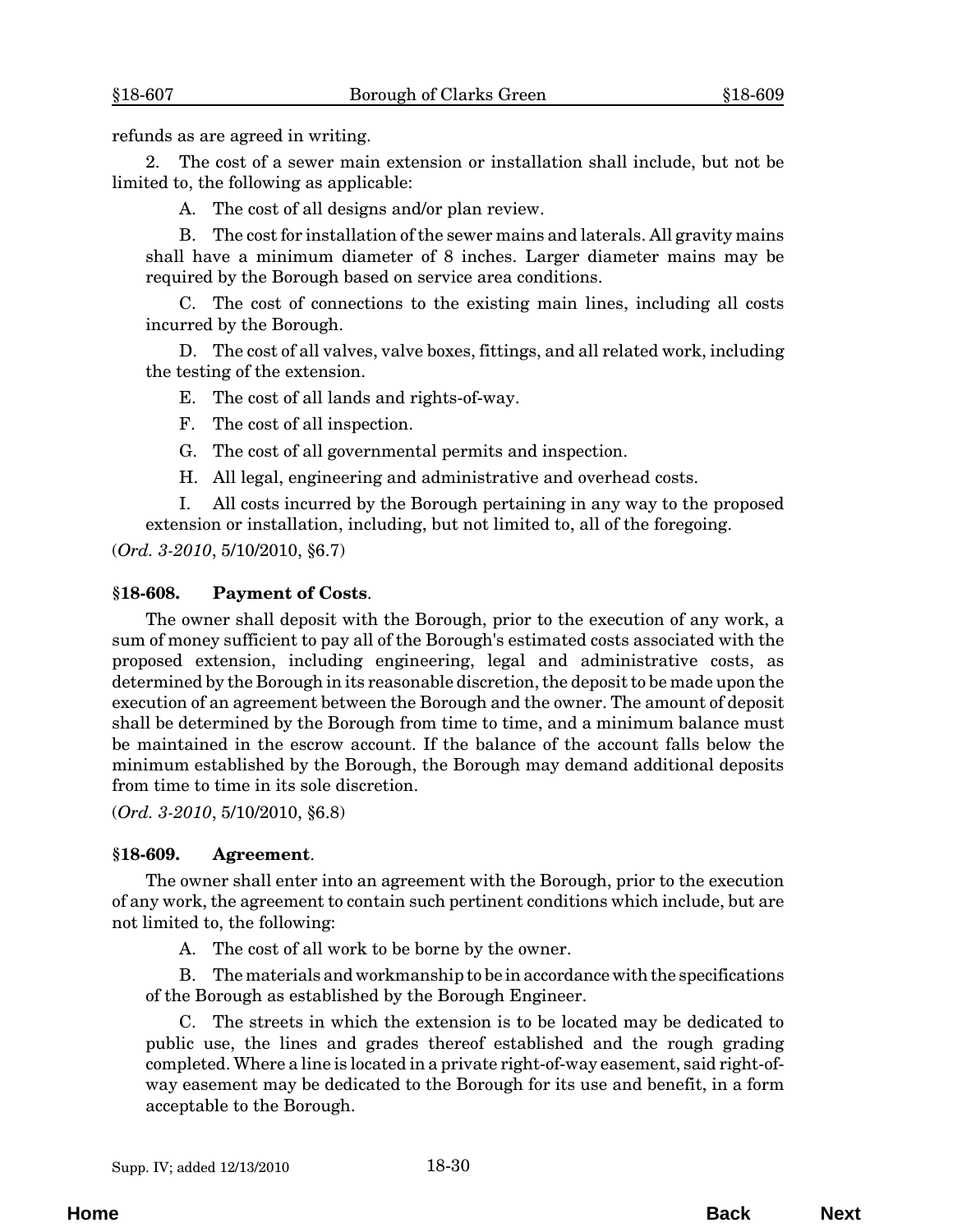refunds as are agreed in writing.

2. The cost of a sewer main extension or installation shall include, but not be limited to, the following as applicable:

A. The cost of all designs and/or plan review.

B. The cost for installation of the sewer mains and laterals. All gravity mains shall have a minimum diameter of 8 inches. Larger diameter mains may be required by the Borough based on service area conditions.

C. The cost of connections to the existing main lines, including all costs incurred by the Borough.

D. The cost of all valves, valve boxes, fittings, and all related work, including the testing of the extension.

E. The cost of all lands and rights-of-way.

F. The cost of all inspection.

G. The cost of all governmental permits and inspection.

H. All legal, engineering and administrative and overhead costs.

I. All costs incurred by the Borough pertaining in any way to the proposed extension or installation, including, but not limited to, all of the foregoing.

(*Ord. 3-2010*, 5/10/2010, §6.7)

### §18-608. Payment of Costs.

The owner shall deposit with the Borough, prior to the execution of any work, a sum of money sufficient to pay all of the Borough's estimated costs associated with the proposed extension, including engineering, legal and administrative costs, as determined by the Borough in its reasonable discretion, the deposit to be made upon the execution of an agreement between the Borough and the owner. The amount of deposit shall be determined by the Borough from time to time, and a minimum balance must be maintained in the escrow account. If the balance of the account falls below the minimum established by the Borough, the Borough may demand additional deposits from time to time in its sole discretion.

(*Ord. 3-2010*, 5/10/2010, §6.8)

### §18-609. Agreement.

The owner shall enter into an agreement with the Borough, prior to the execution of any work, the agreement to contain such pertinent conditions which include, but are not limited to, the following:

A. The cost of all work to be borne by the owner.

B. The materials and workmanship to be in accordance with the specifications of the Borough as established by the Borough Engineer.

C. The streets in which the extension is to be located may be dedicated to public use, the lines and grades thereof established and the rough grading completed. Where a line is located in a private right-of-way easement, said right-of-way easement may be dedicated to the Borough for its use and benefit, in a form acceptable to the Borough.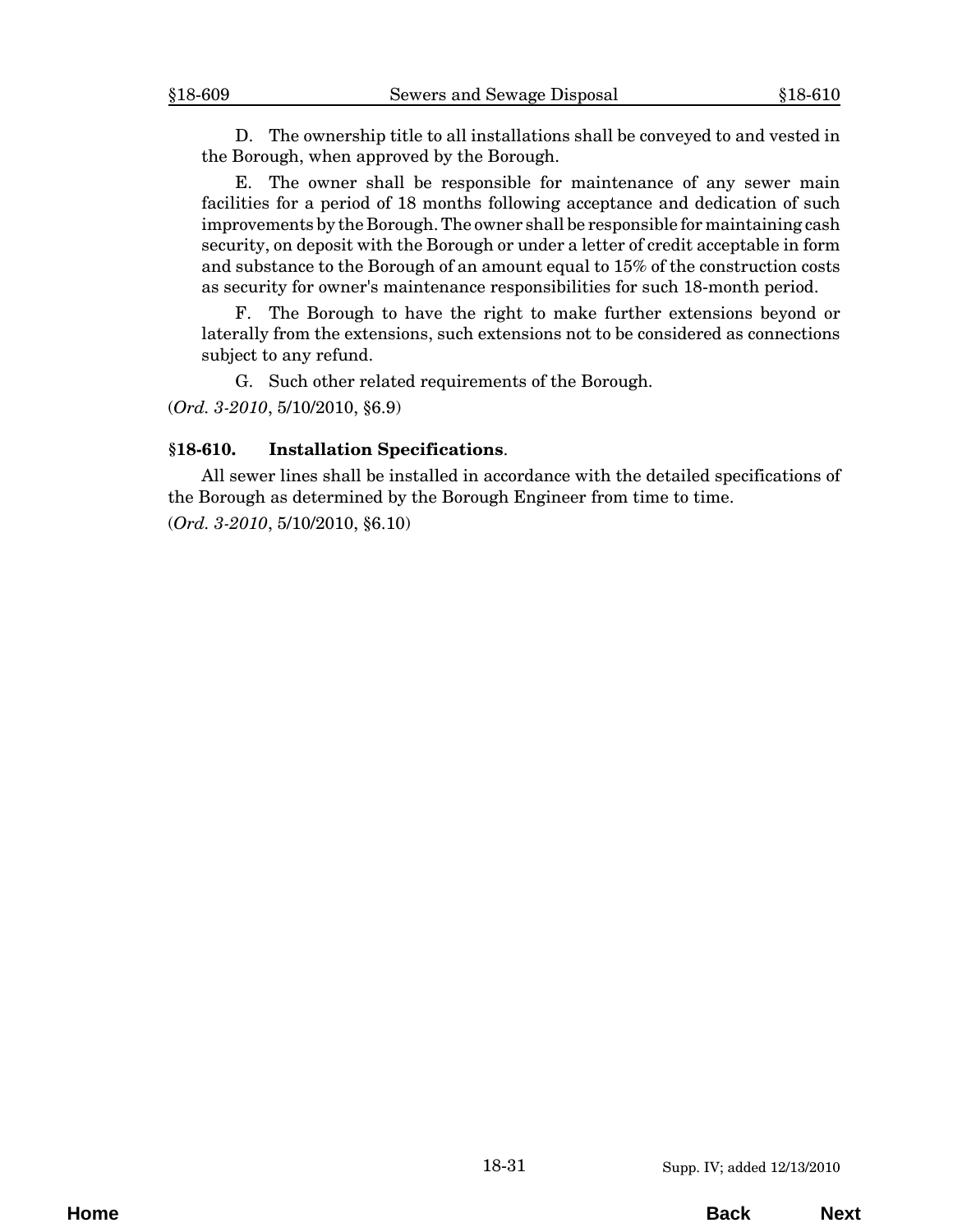D. The ownership title to all installations shall be conveyed to and vested in the Borough, when approved by the Borough.

E. The owner shall be responsible for maintenance of any sewer main facilities for a period of 18 months following acceptance and dedication of such improvements by the Borough. The owner shall be responsible for maintaining cash security, on deposit with the Borough or under a letter of credit acceptable in form and substance to the Borough of an amount equal to 15% of the construction costs as security for owner's maintenance responsibilities for such 18-month period.

F. The Borough to have the right to make further extensions beyond or laterally from the extensions, such extensions not to be considered as connections subject to any refund.

G. Such other related requirements of the Borough.

(*Ord. 3-2010*, 5/10/2010, §6.9)

### **§18-610. Installation Specifications**.

All sewer lines shall be installed in accordance with the detailed specifications of the Borough as determined by the Borough Engineer from time to time.

(*Ord. 3-2010*, 5/10/2010, §6.10)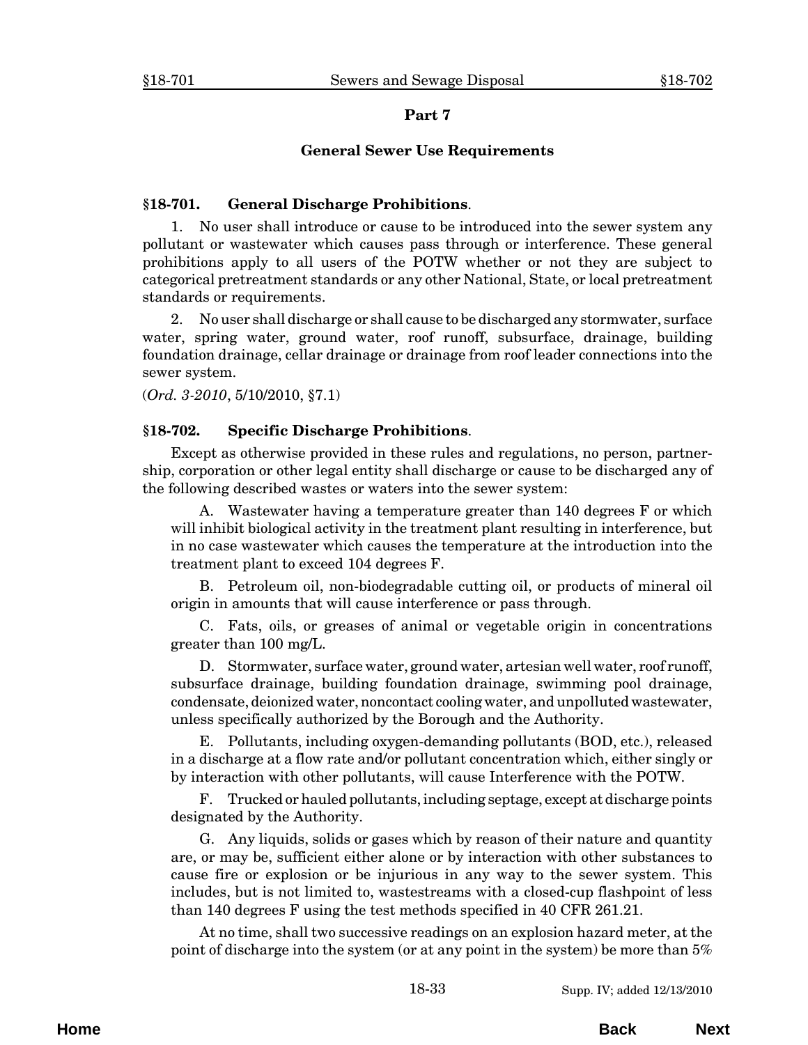## Part 7

## General Sewer Use Requirements

### §18-701. General Discharge Prohibitions.

1. No user shall introduce or cause to be introduced into the sewer system any pollutant or wastewater which causes pass through or interference. These general prohibitions apply to all users of the POTW whether or not they are subject to categorical pretreatment standards or any other National, State, or local pretreatment standards or requirements.

2. No user shall discharge or shall cause to be discharged any stormwater, surface water, spring water, ground water, roof runoff, subsurface, drainage, building foundation drainage, cellar drainage or drainage from roof leader connections into the sewer system.

(*Ord. 3-2010*, 5/10/2010, §7.1)

### §18-702. Specific Discharge Prohibitions.

Except as otherwise provided in these rules and regulations, no person, partnership, corporation or other legal entity shall discharge or cause to be discharged any of the following described wastes or waters into the sewer system:

A. Wastewater having a temperature greater than 140 degrees F or which will inhibit biological activity in the treatment plant resulting in interference, but in no case wastewater which causes the temperature at the introduction into the treatment plant to exceed 104 degrees F.

B. Petroleum oil, non-biodegradable cutting oil, or products of mineral oil origin in amounts that will cause interference or pass through.

C. Fats, oils, or greases of animal or vegetable origin in concentrations greater than 100 mg/L.

D. Stormwater, surface water, ground water, artesian well water, roof runoff, subsurface drainage, building foundation drainage, swimming pool drainage, condensate, deionized water, noncontact cooling water, and unpolluted wastewater, unless specifically authorized by the Borough and the Authority.

E. Pollutants, including oxygen-demanding pollutants (BOD, etc.), released in a discharge at a flow rate and/or pollutant concentration which, either singly or by interaction with other pollutants, will cause Interference with the POTW.

F. Trucked or hauled pollutants, including septage, except at discharge points designated by the Authority.

G. Any liquids, solids or gases which by reason of their nature and quantity are, or may be, sufficient either alone or by interaction with other substances to cause fire or explosion or be injurious in any way to the sewer system. This includes, but is not limited to, wastestreams with a closed-cup flashpoint of less than 140 degrees F using the test methods specified in 40 CFR 261.21.

At no time, shall two successive readings on an explosion hazard meter, at the point of discharge into the system (or at any point in the system) be more than 5%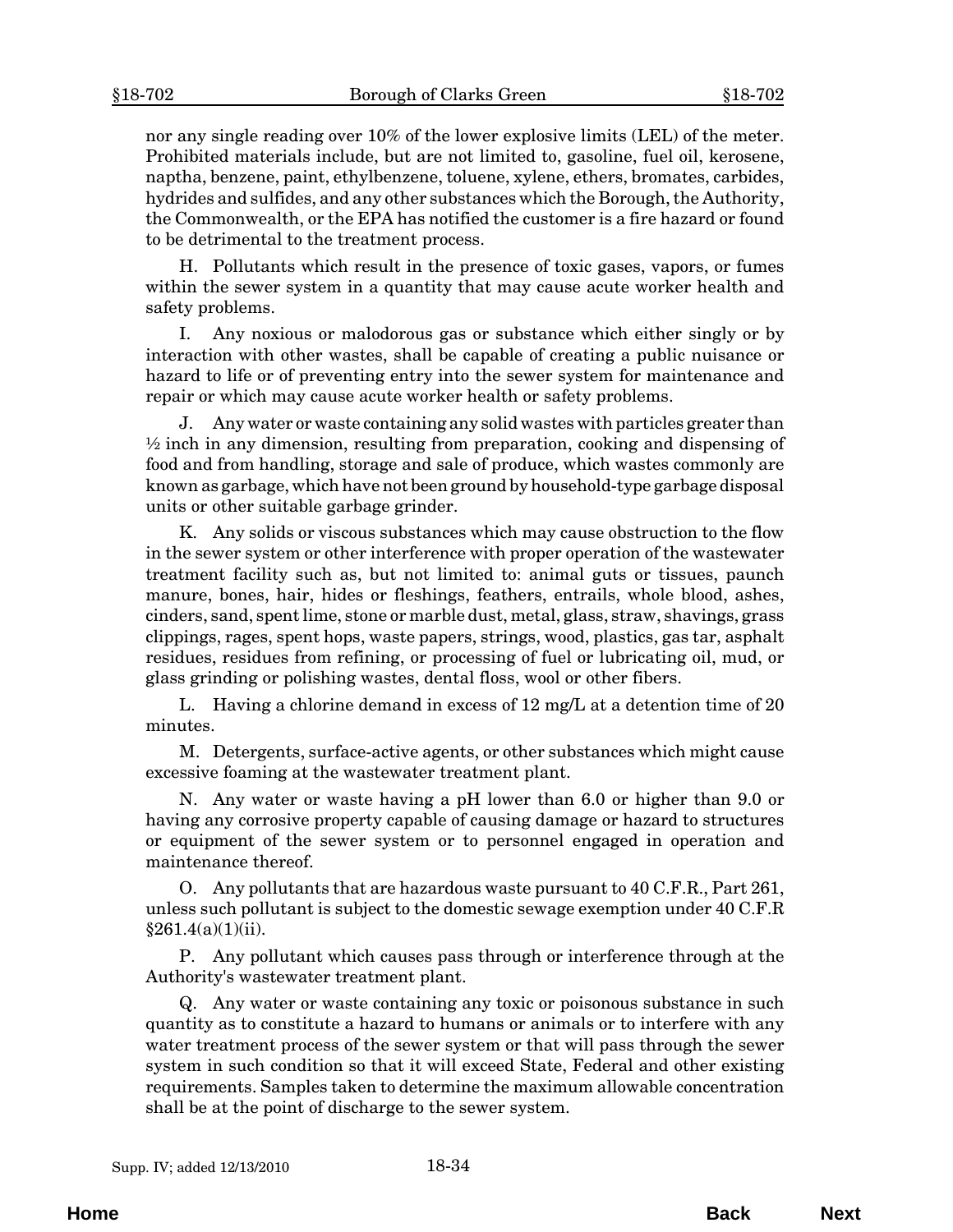nor any single reading over 10% of the lower explosive limits (LEL) of the meter. Prohibited materials include, but are not limited to, gasoline, fuel oil, kerosene, naptha, benzene, paint, ethylbenzene, toluene, xylene, ethers, bromates, carbides, hydrides and sulfides, and any other substances which the Borough, the Authority, the Commonwealth, or the EPA has notified the customer is a fire hazard or found to be detrimental to the treatment process.

H. Pollutants which result in the presence of toxic gases, vapors, or fumes within the sewer system in a quantity that may cause acute worker health and safety problems.

I. Any noxious or malodorous gas or substance which either singly or by interaction with other wastes, shall be capable of creating a public nuisance or hazard to life or of preventing entry into the sewer system for maintenance and repair or which may cause acute worker health or safety problems.

J. Any water or waste containing any solid wastes with particles greater than ½ inch in any dimension, resulting from preparation, cooking and dispensing of food and from handling, storage and sale of produce, which wastes commonly are known as garbage, which have not been ground by household-type garbage disposal units or other suitable garbage grinder.

K. Any solids or viscous substances which may cause obstruction to the flow in the sewer system or other interference with proper operation of the wastewater treatment facility such as, but not limited to: animal guts or tissues, paunch manure, bones, hair, hides or fleshings, feathers, entrails, whole blood, ashes, cinders, sand, spent lime, stone or marble dust, metal, glass, straw, shavings, grass clippings, rages, spent hops, waste papers, strings, wood, plastics, gas tar, asphalt residues, residues from refining, or processing of fuel or lubricating oil, mud, or glass grinding or polishing wastes, dental floss, wool or other fibers.

L. Having a chlorine demand in excess of 12 mg/L at a detention time of 20 minutes.

M. Detergents, surface-active agents, or other substances which might cause excessive foaming at the wastewater treatment plant.

N. Any water or waste having a pH lower than 6.0 or higher than 9.0 or having any corrosive property capable of causing damage or hazard to structures or equipment of the sewer system or to personnel engaged in operation and maintenance thereof.

O. Any pollutants that are hazardous waste pursuant to 40 C.F.R., Part 261, unless such pollutant is subject to the domestic sewage exemption under 40 C.F.R §261.4(a)(1)(ii).

P. Any pollutant which causes pass through or interference through at the Authority's wastewater treatment plant.

Q. Any water or waste containing any toxic or poisonous substance in such quantity as to constitute a hazard to humans or animals or to interfere with any water treatment process of the sewer system or that will pass through the sewer system in such condition so that it will exceed State, Federal and other existing requirements. Samples taken to determine the maximum allowable concentration shall be at the point of discharge to the sewer system.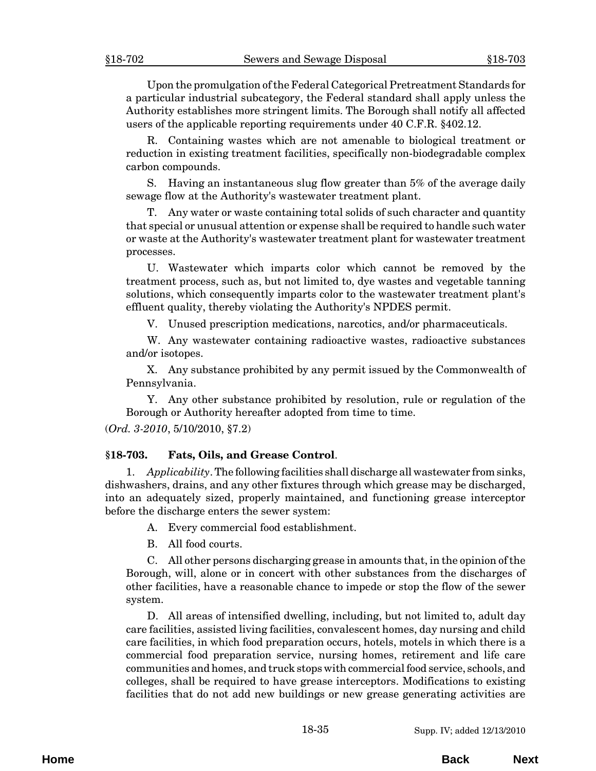Upon the promulgation of the Federal Categorical Pretreatment Standards for a particular industrial subcategory, the Federal standard shall apply unless the Authority establishes more stringent limits. The Borough shall notify all affected users of the applicable reporting requirements under 40 C.F.R. §402.12.

R. Containing wastes which are not amenable to biological treatment or reduction in existing treatment facilities, specifically non-biodegradable complex carbon compounds.

S. Having an instantaneous slug flow greater than 5% of the average daily sewage flow at the Authority's wastewater treatment plant.

T. Any water or waste containing total solids of such character and quantity that special or unusual attention or expense shall be required to handle such water or waste at the Authority's wastewater treatment plant for wastewater treatment processes.

U. Wastewater which imparts color which cannot be removed by the treatment process, such as, but not limited to, dye wastes and vegetable tanning solutions, which consequently imparts color to the wastewater treatment plant's effluent quality, thereby violating the Authority's NPDES permit.

V. Unused prescription medications, narcotics, and/or pharmaceuticals.

W. Any wastewater containing radioactive wastes, radioactive substances and/or isotopes.

X. Any substance prohibited by any permit issued by the Commonwealth of Pennsylvania.

Y. Any other substance prohibited by resolution, rule or regulation of the Borough or Authority hereafter adopted from time to time.

(*Ord. 3-2010*, 5/10/2010, §7.2)

### §18-703. Fats, Oils, and Grease Control.

1. *Applicability*. The following facilities shall discharge all wastewater from sinks, dishwashers, drains, and any other fixtures through which grease may be discharged, into an adequately sized, properly maintained, and functioning grease interceptor before the discharge enters the sewer system:

A. Every commercial food establishment.

B. All food courts.

C. All other persons discharging grease in amounts that, in the opinion of the Borough, will, alone or in concert with other substances from the discharges of other facilities, have a reasonable chance to impede or stop the flow of the sewer system.

D. All areas of intensified dwelling, including, but not limited to, adult day care facilities, assisted living facilities, convalescent homes, day nursing and child care facilities, in which food preparation occurs, hotels, motels in which there is a commercial food preparation service, nursing homes, retirement and life care communities and homes, and truck stops with commercial food service, schools, and colleges, shall be required to have grease interceptors. Modifications to existing facilities that do not add new buildings or new grease generating activities are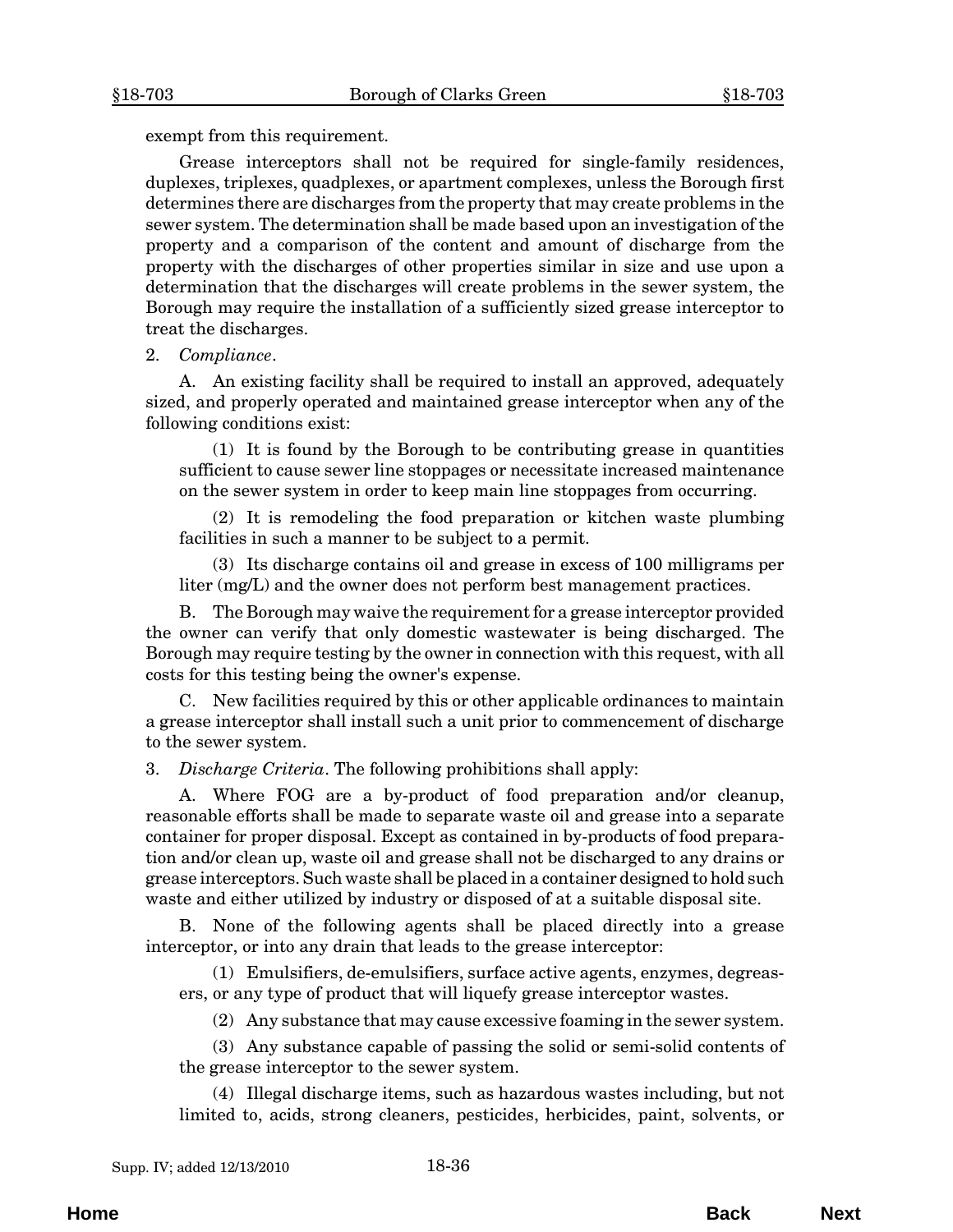exempt from this requirement.

Grease interceptors shall not be required for single-family residences, duplexes, triplexes, quadplexes, or apartment complexes, unless the Borough first determines there are discharges from the property that may create problems in the sewer system. The determination shall be made based upon an investigation of the property and a comparison of the content and amount of discharge from the property with the discharges of other properties similar in size and use upon a determination that the discharges will create problems in the sewer system, the Borough may require the installation of a sufficiently sized grease interceptor to treat the discharges.

2. *Compliance*.

A. An existing facility shall be required to install an approved, adequately sized, and properly operated and maintained grease interceptor when any of the following conditions exist:

(1) It is found by the Borough to be contributing grease in quantities sufficient to cause sewer line stoppages or necessitate increased maintenance on the sewer system in order to keep main line stoppages from occurring.

(2) It is remodeling the food preparation or kitchen waste plumbing facilities in such a manner to be subject to a permit.

(3) Its discharge contains oil and grease in excess of 100 milligrams per liter (mg/L) and the owner does not perform best management practices.

B. The Borough may waive the requirement for a grease interceptor provided the owner can verify that only domestic wastewater is being discharged. The Borough may require testing by the owner in connection with this request, with all costs for this testing being the owner's expense.

C. New facilities required by this or other applicable ordinances to maintain a grease interceptor shall install such a unit prior to commencement of discharge to the sewer system.

3. *Discharge Criteria*. The following prohibitions shall apply:

A. Where FOG are a by-product of food preparation and/or cleanup, reasonable efforts shall be made to separate waste oil and grease into a separate container for proper disposal. Except as contained in by-products of food preparation and/or clean up, waste oil and grease shall not be discharged to any drains or grease interceptors. Such waste shall be placed in a container designed to hold such waste and either utilized by industry or disposed of at a suitable disposal site.

B. None of the following agents shall be placed directly into a grease interceptor, or into any drain that leads to the grease interceptor:

(1) Emulsifiers, de-emulsifiers, surface active agents, enzymes, degreasers, or any type of product that will liquefy grease interceptor wastes.

(2) Any substance that may cause excessive foaming in the sewer system.

(3) Any substance capable of passing the solid or semi-solid contents of the grease interceptor to the sewer system.

(4) Illegal discharge items, such as hazardous wastes including, but not limited to, acids, strong cleaners, pesticides, herbicides, paint, solvents, or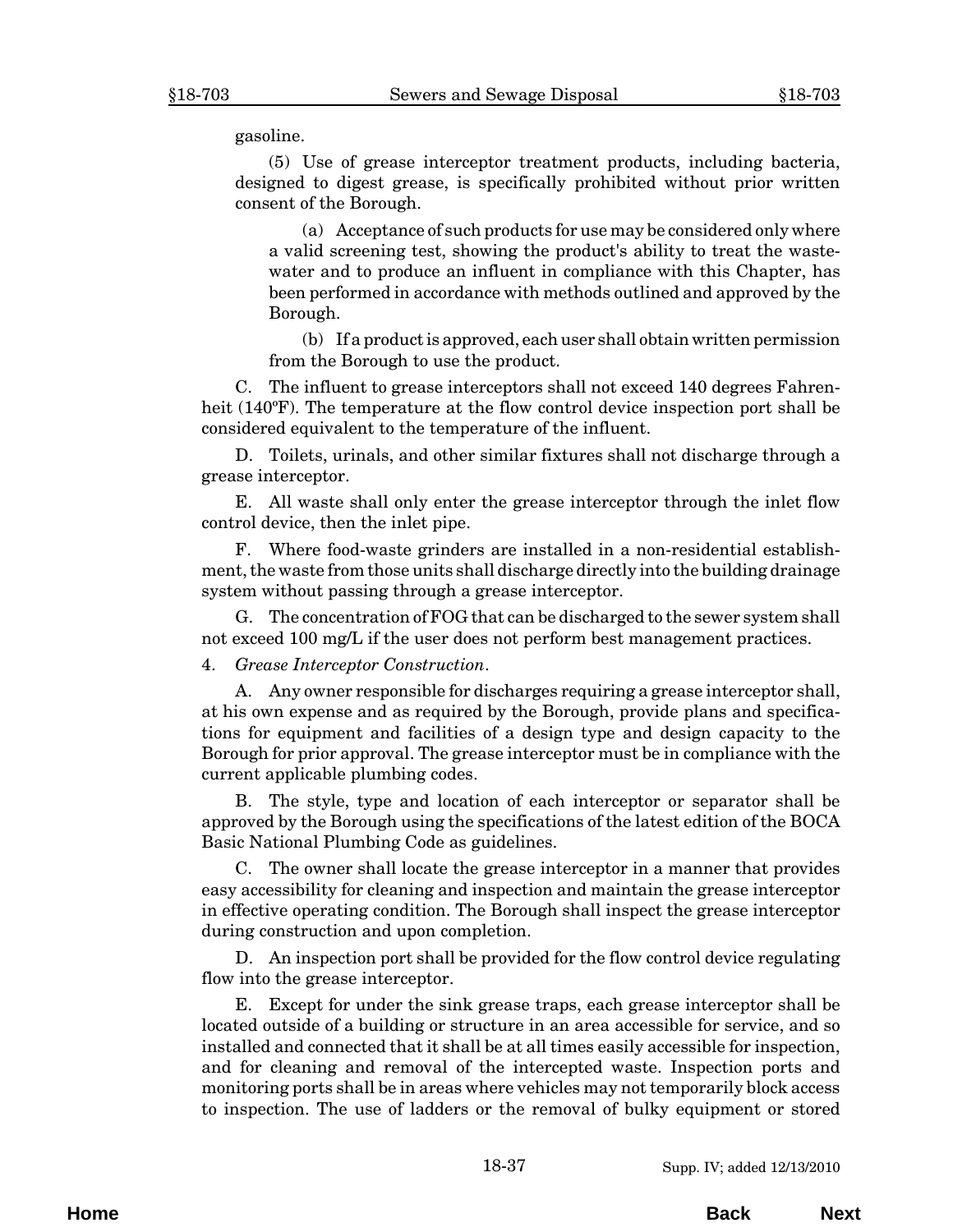gasoline.

(5) Use of grease interceptor treatment products, including bacteria, designed to digest grease, is specifically prohibited without prior written consent of the Borough.

(a) Acceptance of such products for use may be considered only where a valid screening test, showing the product's ability to treat the wastewater and to produce an influent in compliance with this Chapter, has been performed in accordance with methods outlined and approved by the Borough.

(b) If a product is approved, each user shall obtain written permission from the Borough to use the product.

C. The influent to grease interceptors shall not exceed 140 degrees Fahrenheit (140ºF). The temperature at the flow control device inspection port shall be considered equivalent to the temperature of the influent.

D. Toilets, urinals, and other similar fixtures shall not discharge through a grease interceptor.

E. All waste shall only enter the grease interceptor through the inlet flow control device, then the inlet pipe.

F. Where food-waste grinders are installed in a non-residential establishment, the waste from those units shall discharge directly into the building drainage system without passing through a grease interceptor.

G. The concentration of FOG that can be discharged to the sewer system shall not exceed 100 mg/L if the user does not perform best management practices.

4. *Grease Interceptor Construction*.

A. Any owner responsible for discharges requiring a grease interceptor shall, at his own expense and as required by the Borough, provide plans and specifications for equipment and facilities of a design type and design capacity to the Borough for prior approval. The grease interceptor must be in compliance with the current applicable plumbing codes.

B. The style, type and location of each interceptor or separator shall be approved by the Borough using the specifications of the latest edition of the BOCA Basic National Plumbing Code as guidelines.

C. The owner shall locate the grease interceptor in a manner that provides easy accessibility for cleaning and inspection and maintain the grease interceptor in effective operating condition. The Borough shall inspect the grease interceptor during construction and upon completion.

D. An inspection port shall be provided for the flow control device regulating flow into the grease interceptor.

E. Except for under the sink grease traps, each grease interceptor shall be located outside of a building or structure in an area accessible for service, and so installed and connected that it shall be at all times easily accessible for inspection, and for cleaning and removal of the intercepted waste. Inspection ports and monitoring ports shall be in areas where vehicles may not temporarily block access to inspection. The use of ladders or the removal of bulky equipment or stored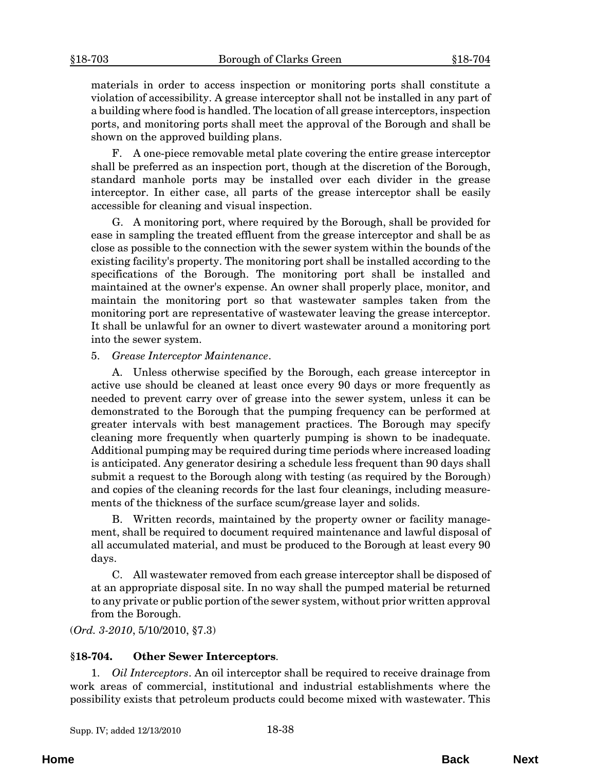materials in order to access inspection or monitoring ports shall constitute a violation of accessibility. A grease interceptor shall not be installed in any part of a building where food is handled. The location of all grease interceptors, inspection ports, and monitoring ports shall meet the approval of the Borough and shall be shown on the approved building plans.

F. A one-piece removable metal plate covering the entire grease interceptor shall be preferred as an inspection port, though at the discretion of the Borough, standard manhole ports may be installed over each divider in the grease interceptor. In either case, all parts of the grease interceptor shall be easily accessible for cleaning and visual inspection.

G. A monitoring port, where required by the Borough, shall be provided for ease in sampling the treated effluent from the grease interceptor and shall be as close as possible to the connection with the sewer system within the bounds of the existing facility's property. The monitoring port shall be installed according to the specifications of the Borough. The monitoring port shall be installed and maintained at the owner's expense. An owner shall properly place, monitor, and maintain the monitoring port so that wastewater samples taken from the monitoring port are representative of wastewater leaving the grease interceptor. It shall be unlawful for an owner to divert wastewater around a monitoring port into the sewer system.

5. *Grease Interceptor Maintenance*.

A. Unless otherwise specified by the Borough, each grease interceptor in active use should be cleaned at least once every 90 days or more frequently as needed to prevent carry over of grease into the sewer system, unless it can be demonstrated to the Borough that the pumping frequency can be performed at greater intervals with best management practices. The Borough may specify cleaning more frequently when quarterly pumping is shown to be inadequate. Additional pumping may be required during time periods where increased loading is anticipated. Any generator desiring a schedule less frequent than 90 days shall submit a request to the Borough along with testing (as required by the Borough) and copies of the cleaning records for the last four cleanings, including measurements of the thickness of the surface scum/grease layer and solids.

B. Written records, maintained by the property owner or facility management, shall be required to document required maintenance and lawful disposal of all accumulated material, and must be produced to the Borough at least every 90 days.

C. All wastewater removed from each grease interceptor shall be disposed of at an appropriate disposal site. In no way shall the pumped material be returned to any private or public portion of the sewer system, without prior written approval from the Borough.

(*Ord. 3-2010*, 5/10/2010, §7.3)

## §18-704. Other Sewer Interceptors.

1. *Oil Interceptors*. An oil interceptor shall be required to receive drainage from work areas of commercial, institutional and industrial establishments where the possibility exists that petroleum products could become mixed with wastewater. This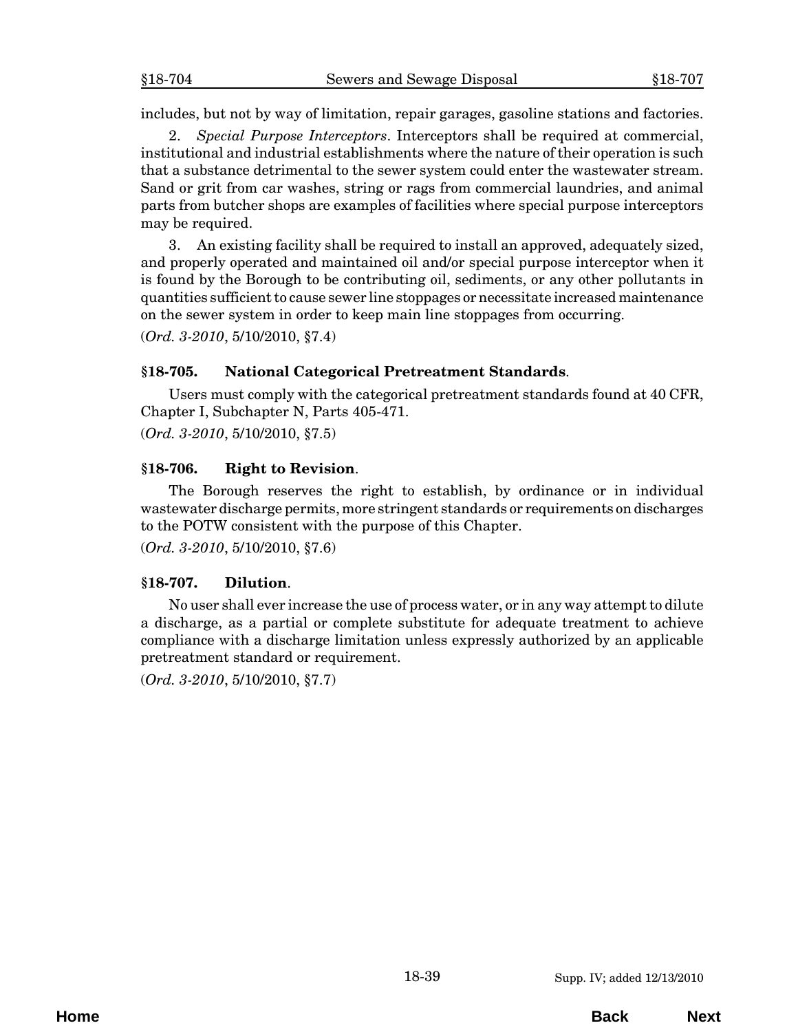includes, but not by way of limitation, repair garages, gasoline stations and factories.

2. *Special Purpose Interceptors*. Interceptors shall be required at commercial, institutional and industrial establishments where the nature of their operation is such that a substance detrimental to the sewer system could enter the wastewater stream. Sand or grit from car washes, string or rags from commercial laundries, and animal parts from butcher shops are examples of facilities where special purpose interceptors may be required.

3. An existing facility shall be required to install an approved, adequately sized, and properly operated and maintained oil and/or special purpose interceptor when it is found by the Borough to be contributing oil, sediments, or any other pollutants in quantities sufficient to cause sewer line stoppages or necessitate increased maintenance on the sewer system in order to keep main line stoppages from occurring.

(*Ord. 3-2010*, 5/10/2010, §7.4)

### §18-705. National Categorical Pretreatment Standards.

Users must comply with the categorical pretreatment standards found at 40 CFR, Chapter I, Subchapter N, Parts 405-471.

(*Ord. 3-2010*, 5/10/2010, §7.5)

### §18-706. Right to Revision.

The Borough reserves the right to establish, by ordinance or in individual wastewater discharge permits, more stringent standards or requirements on discharges to the POTW consistent with the purpose of this Chapter.

(*Ord. 3-2010*, 5/10/2010, §7.6)

### §18-707. Dilution.

No user shall ever increase the use of process water, or in any way attempt to dilute a discharge, as a partial or complete substitute for adequate treatment to achieve compliance with a discharge limitation unless expressly authorized by an applicable pretreatment standard or requirement.

(*Ord. 3-2010*, 5/10/2010, §7.7)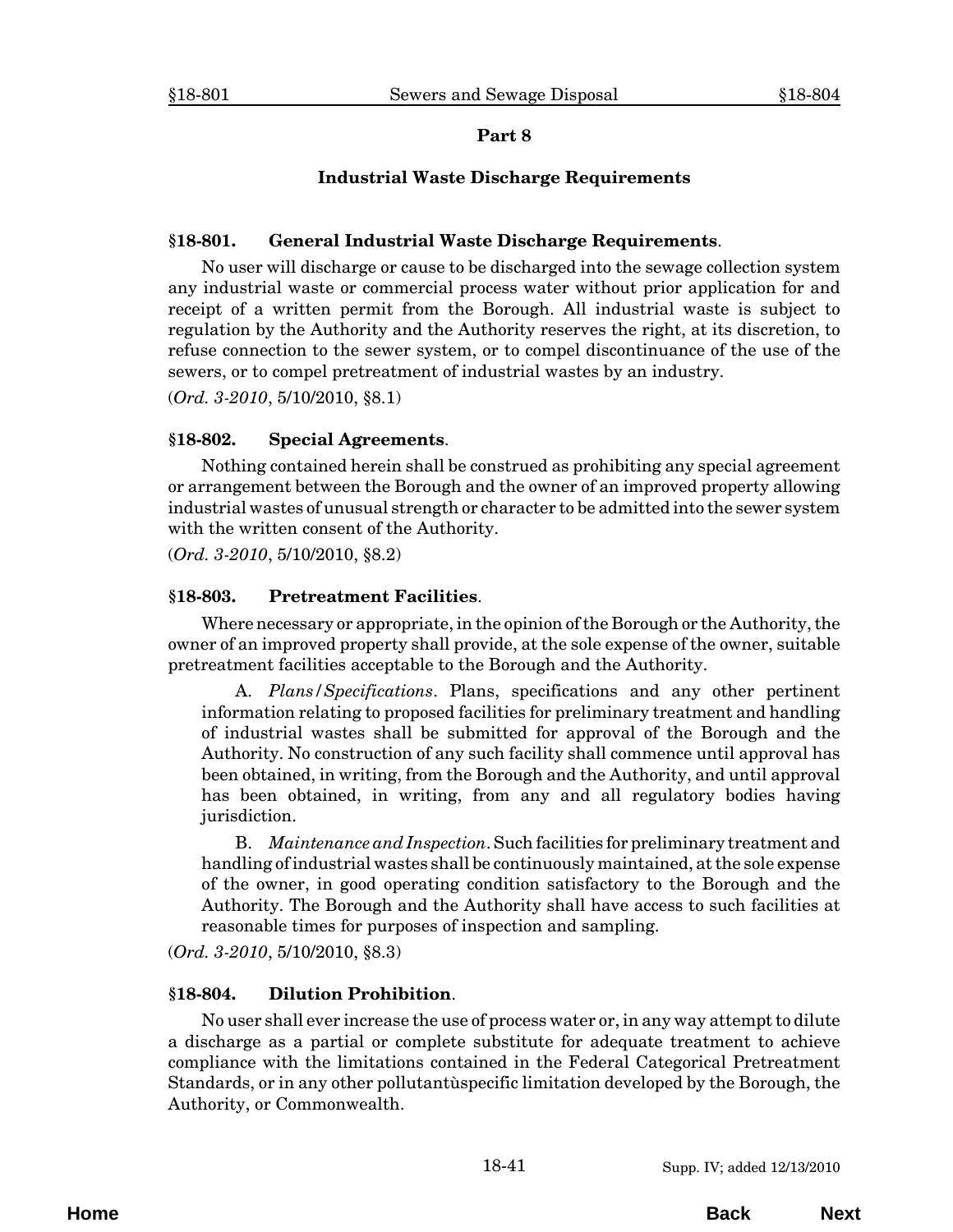## Part 8

### Industrial Waste Discharge Requirements

**§18-801. General Industrial Waste Discharge Requirements**.

No user will discharge or cause to be discharged into the sewage collection system any industrial waste or commercial process water without prior application for and receipt of a written permit from the Borough. All industrial waste is subject to regulation by the Authority and the Authority reserves the right, at its discretion, to refuse connection to the sewer system, or to compel discontinuance of the use of the sewers, or to compel pretreatment of industrial wastes by an industry.

(*Ord. 3-2010*, 5/10/2010, §8.1)

**§18-802. Special Agreements**.

Nothing contained herein shall be construed as prohibiting any special agreement or arrangement between the Borough and the owner of an improved property allowing industrial wastes of unusual strength or character to be admitted into the sewer system with the written consent of the Authority.

(*Ord. 3-2010*, 5/10/2010, §8.2)

**§18-803. Pretreatment Facilities**.

Where necessary or appropriate, in the opinion of the Borough or the Authority, the owner of an improved property shall provide, at the sole expense of the owner, suitable pretreatment facilities acceptable to the Borough and the Authority.

A. *Plans/Specifications*. Plans, specifications and any other pertinent information relating to proposed facilities for preliminary treatment and handling of industrial wastes shall be submitted for approval of the Borough and the Authority. No construction of any such facility shall commence until approval has been obtained, in writing, from the Borough and the Authority, and until approval has been obtained, in writing, from any and all regulatory bodies having jurisdiction.

B. *Maintenance and Inspection*. Such facilities for preliminary treatment and handling of industrial wastes shall be continuously maintained, at the sole expense of the owner, in good operating condition satisfactory to the Borough and the Authority. The Borough and the Authority shall have access to such facilities at reasonable times for purposes of inspection and sampling.

(*Ord. 3-2010*, 5/10/2010, §8.3)

**§18-804. Dilution Prohibition**.

No user shall ever increase the use of process water or, in any way attempt to dilute a discharge as a partial or complete substitute for adequate treatment to achieve compliance with the limitations contained in the Federal Categorical Pretreatment Standards, or in any other pollutantùspecific limitation developed by the Borough, the Authority, or Commonwealth.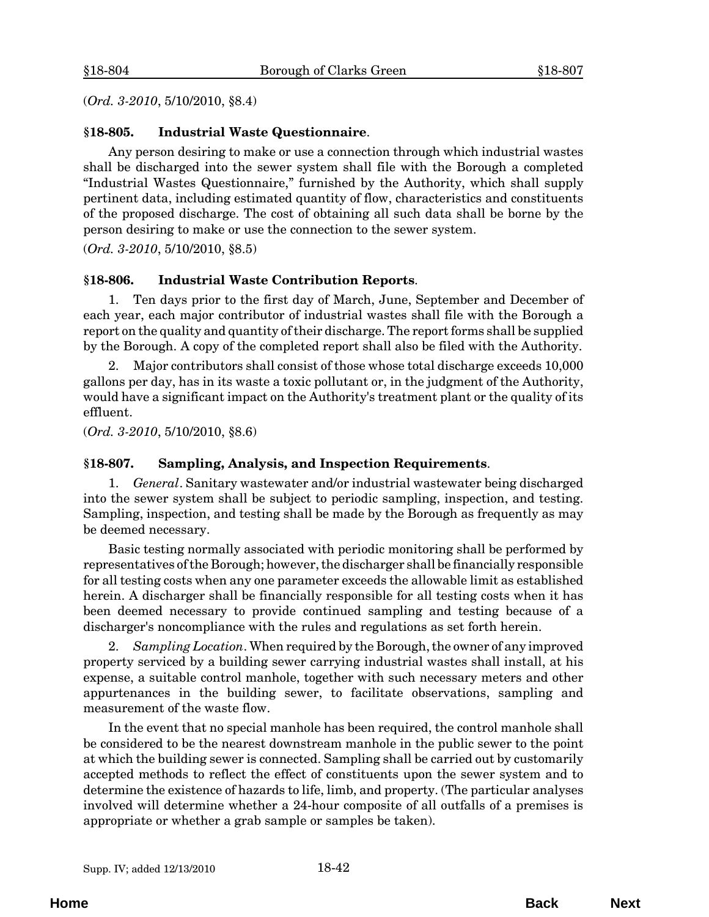(*Ord. 3-2010*, 5/10/2010, §8.4)

### §18-805. Industrial Waste Questionnaire.

Any person desiring to make or use a connection through which industrial wastes shall be discharged into the sewer system shall file with the Borough a completed "Industrial Wastes Questionnaire," furnished by the Authority, which shall supply pertinent data, including estimated quantity of flow, characteristics and constituents of the proposed discharge. The cost of obtaining all such data shall be borne by the person desiring to make or use the connection to the sewer system.

(*Ord. 3-2010*, 5/10/2010, §8.5)

### §18-806. Industrial Waste Contribution Reports.

1. Ten days prior to the first day of March, June, September and December of each year, each major contributor of industrial wastes shall file with the Borough a report on the quality and quantity of their discharge. The report forms shall be supplied by the Borough. A copy of the completed report shall also be filed with the Authority.

2. Major contributors shall consist of those whose total discharge exceeds 10,000 gallons per day, has in its waste a toxic pollutant or, in the judgment of the Authority, would have a significant impact on the Authority's treatment plant or the quality of its effluent.

(*Ord. 3-2010*, 5/10/2010, §8.6)

### §18-807. Sampling, Analysis, and Inspection Requirements.

1. *General*. Sanitary wastewater and/or industrial wastewater being discharged into the sewer system shall be subject to periodic sampling, inspection, and testing. Sampling, inspection, and testing shall be made by the Borough as frequently as may be deemed necessary.

Basic testing normally associated with periodic monitoring shall be performed by representatives of the Borough; however, the discharger shall be financially responsible for all testing costs when any one parameter exceeds the allowable limit as established herein. A discharger shall be financially responsible for all testing costs when it has been deemed necessary to provide continued sampling and testing because of a discharger's noncompliance with the rules and regulations as set forth herein.

2. *Sampling Location*. When required by the Borough, the owner of any improved property serviced by a building sewer carrying industrial wastes shall install, at his expense, a suitable control manhole, together with such necessary meters and other appurtenances in the building sewer, to facilitate observations, sampling and measurement of the waste flow.

In the event that no special manhole has been required, the control manhole shall be considered to be the nearest downstream manhole in the public sewer to the point at which the building sewer is connected. Sampling shall be carried out by customarily accepted methods to reflect the effect of constituents upon the sewer system and to determine the existence of hazards to life, limb, and property. (The particular analyses involved will determine whether a 24-hour composite of all outfalls of a premises is appropriate or whether a grab sample or samples be taken).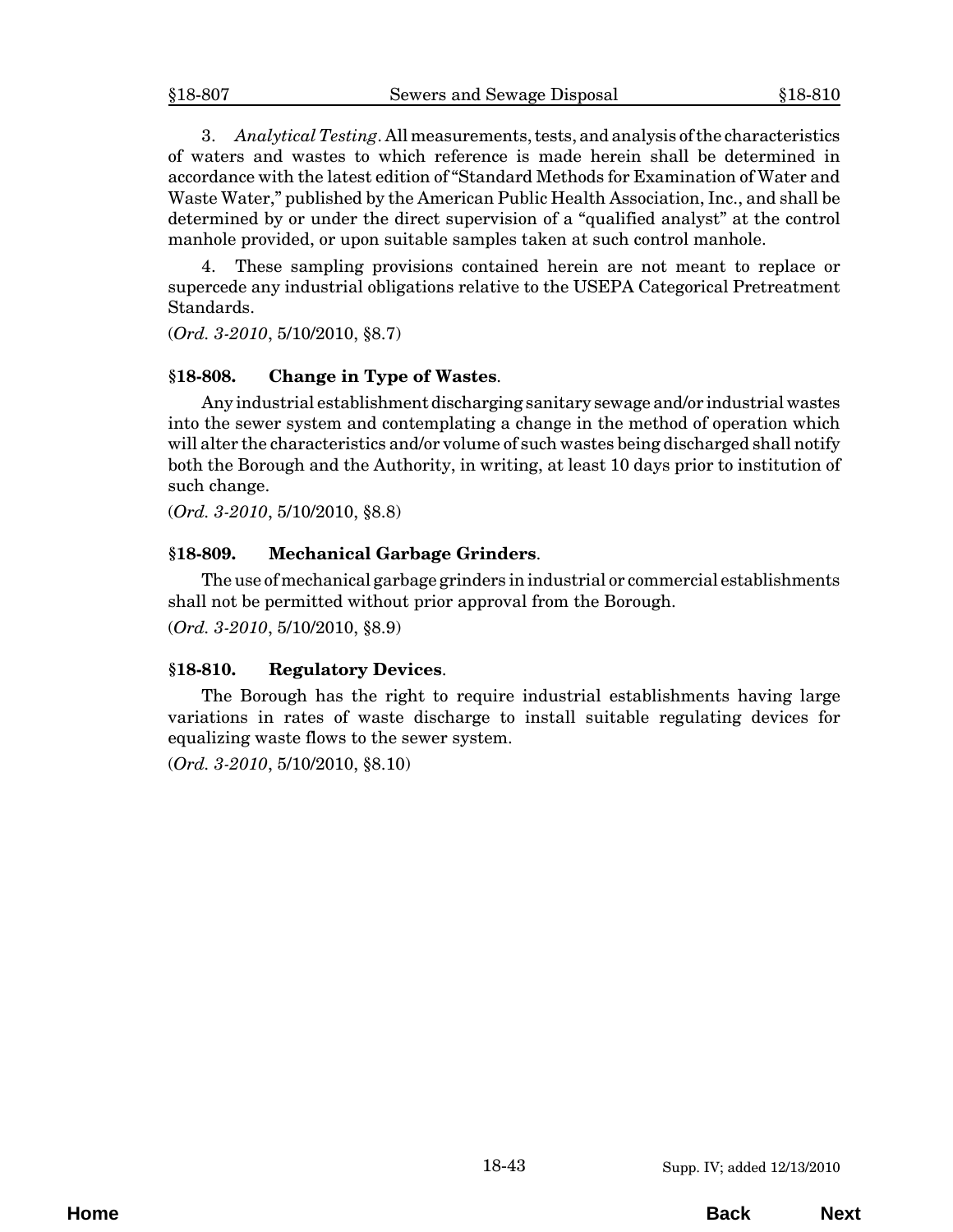3. *Analytical Testing*. All measurements, tests, and analysis of the characteristics of waters and wastes to which reference is made herein shall be determined in accordance with the latest edition of "Standard Methods for Examination of Water and Waste Water," published by the American Public Health Association, Inc., and shall be determined by or under the direct supervision of a "qualified analyst" at the control manhole provided, or upon suitable samples taken at such control manhole.

4. These sampling provisions contained herein are not meant to replace or supercede any industrial obligations relative to the USEPA Categorical Pretreatment Standards.

(*Ord. 3-2010*, 5/10/2010, §8.7)

### §18-808. Change in Type of Wastes.

Any industrial establishment discharging sanitary sewage and/or industrial wastes into the sewer system and contemplating a change in the method of operation which will alter the characteristics and/or volume of such wastes being discharged shall notify both the Borough and the Authority, in writing, at least 10 days prior to institution of such change.

(*Ord. 3-2010*, 5/10/2010, §8.8)

### §18-809. Mechanical Garbage Grinders.

The use of mechanical garbage grinders in industrial or commercial establishments shall not be permitted without prior approval from the Borough.

(*Ord. 3-2010*, 5/10/2010, §8.9)

### §18-810. Regulatory Devices.

The Borough has the right to require industrial establishments having large variations in rates of waste discharge to install suitable regulating devices for equalizing waste flows to the sewer system.

(*Ord. 3-2010*, 5/10/2010, §8.10)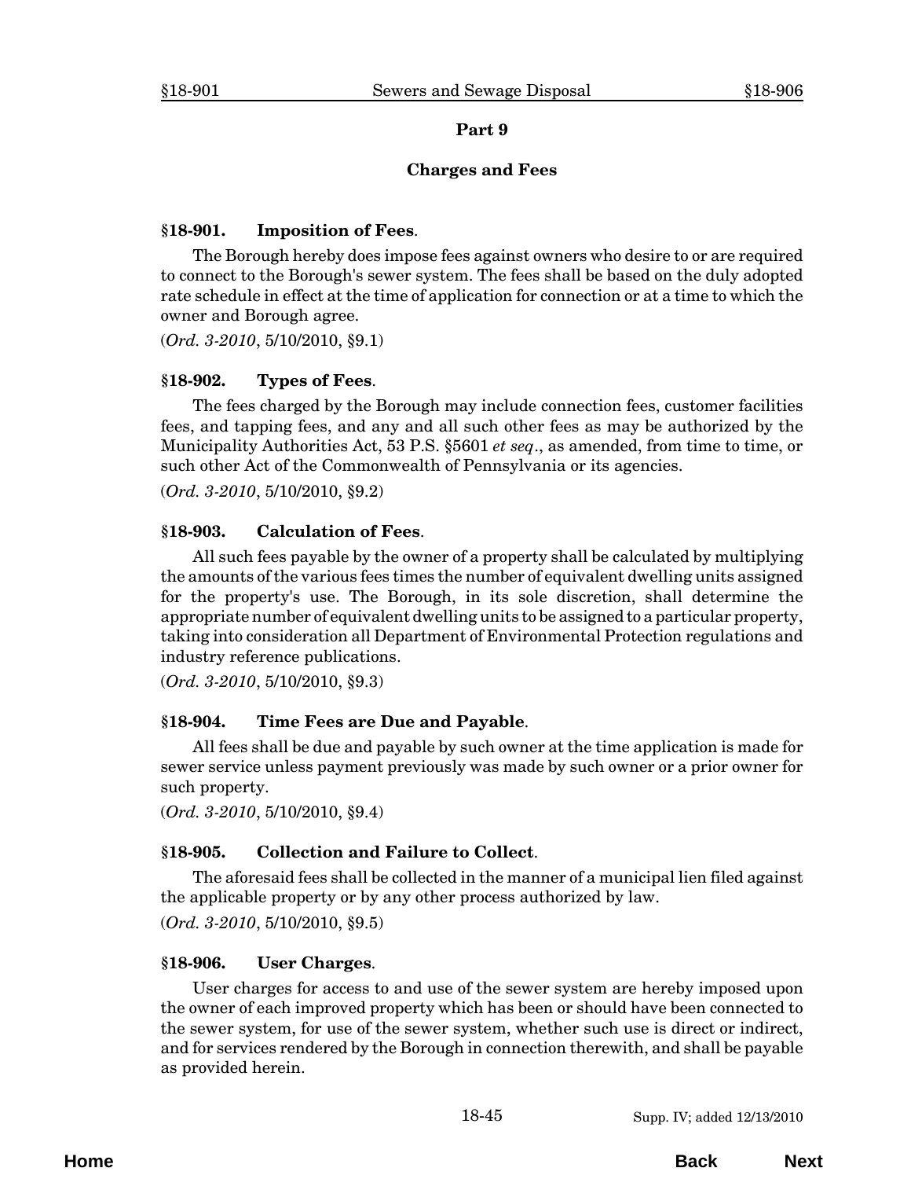## Part 9

## Charges and Fees

### §18-901. Imposition of Fees.

The Borough hereby does impose fees against owners who desire to or are required to connect to the Borough's sewer system. The fees shall be based on the duly adopted rate schedule in effect at the time of application for connection or at a time to which the owner and Borough agree.

(*Ord. 3-2010*, 5/10/2010, §9.1)

### §18-902. Types of Fees.

The fees charged by the Borough may include connection fees, customer facilities fees, and tapping fees, and any and all such other fees as may be authorized by the Municipality Authorities Act, 53 P.S. §5601 *et seq*., as amended, from time to time, or such other Act of the Commonwealth of Pennsylvania or its agencies.

(*Ord. 3-2010*, 5/10/2010, §9.2)

### §18-903. Calculation of Fees.

All such fees payable by the owner of a property shall be calculated by multiplying the amounts of the various fees times the number of equivalent dwelling units assigned for the property's use. The Borough, in its sole discretion, shall determine the appropriate number of equivalent dwelling units to be assigned to a particular property, taking into consideration all Department of Environmental Protection regulations and industry reference publications.

(*Ord. 3-2010*, 5/10/2010, §9.3)

### §18-904. Time Fees are Due and Payable.

All fees shall be due and payable by such owner at the time application is made for sewer service unless payment previously was made by such owner or a prior owner for such property.

(*Ord. 3-2010*, 5/10/2010, §9.4)

### §18-905. Collection and Failure to Collect.

The aforesaid fees shall be collected in the manner of a municipal lien filed against the applicable property or by any other process authorized by law.

(*Ord. 3-2010*, 5/10/2010, §9.5)

### §18-906. User Charges.

User charges for access to and use of the sewer system are hereby imposed upon the owner of each improved property which has been or should have been connected to the sewer system, for use of the sewer system, whether such use is direct or indirect, and for services rendered by the Borough in connection therewith, and shall be payable as provided herein.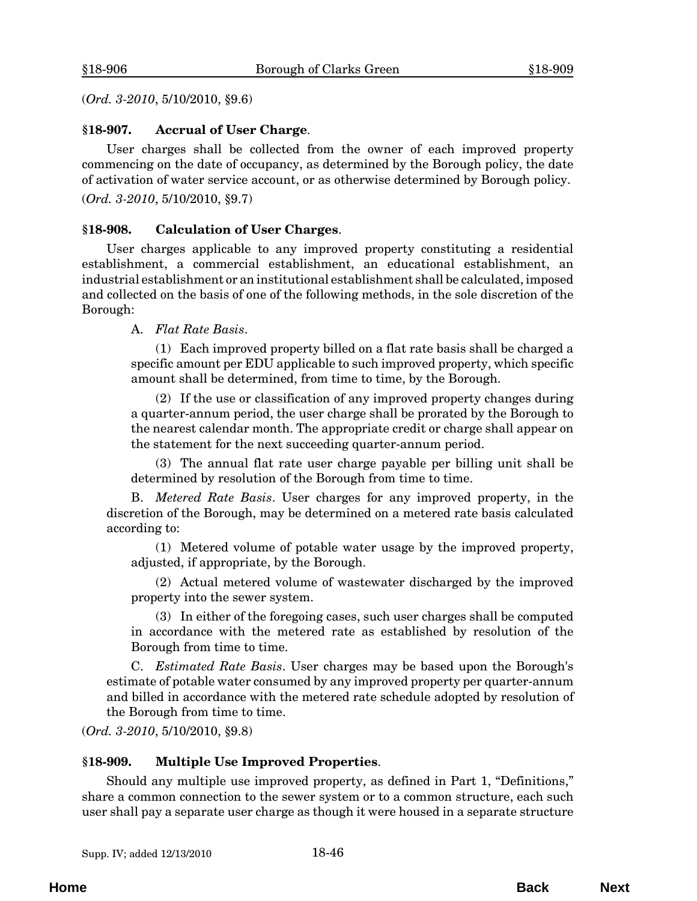(*Ord. 3-2010*, 5/10/2010, §9.6)

## §18-907. Accrual of User Charge.

User charges shall be collected from the owner of each improved property commencing on the date of occupancy, as determined by the Borough policy, the date of activation of water service account, or as otherwise determined by Borough policy.

(*Ord. 3-2010*, 5/10/2010, §9.7)

## §18-908. Calculation of User Charges.

User charges applicable to any improved property constituting a residential establishment, a commercial establishment, an educational establishment, an industrial establishment or an institutional establishment shall be calculated, imposed and collected on the basis of one of the following methods, in the sole discretion of the Borough:

A. *Flat Rate Basis*.

(1) Each improved property billed on a flat rate basis shall be charged a specific amount per EDU applicable to such improved property, which specific amount shall be determined, from time to time, by the Borough.

(2) If the use or classification of any improved property changes during a quarter-annum period, the user charge shall be prorated by the Borough to the nearest calendar month. The appropriate credit or charge shall appear on the statement for the next succeeding quarter-annum period.

(3) The annual flat rate user charge payable per billing unit shall be determined by resolution of the Borough from time to time.

B. *Metered Rate Basis*. User charges for any improved property, in the discretion of the Borough, may be determined on a metered rate basis calculated according to:

(1) Metered volume of potable water usage by the improved property, adjusted, if appropriate, by the Borough.

(2) Actual metered volume of wastewater discharged by the improved property into the sewer system.

(3) In either of the foregoing cases, such user charges shall be computed in accordance with the metered rate as established by resolution of the Borough from time to time.

C. *Estimated Rate Basis*. User charges may be based upon the Borough's estimate of potable water consumed by any improved property per quarter-annum and billed in accordance with the metered rate schedule adopted by resolution of the Borough from time to time.

(*Ord. 3-2010*, 5/10/2010, §9.8)

## §18-909. Multiple Use Improved Properties.

Should any multiple use improved property, as defined in Part 1, "Definitions," share a common connection to the sewer system or to a common structure, each such user shall pay a separate user charge as though it were housed in a separate structure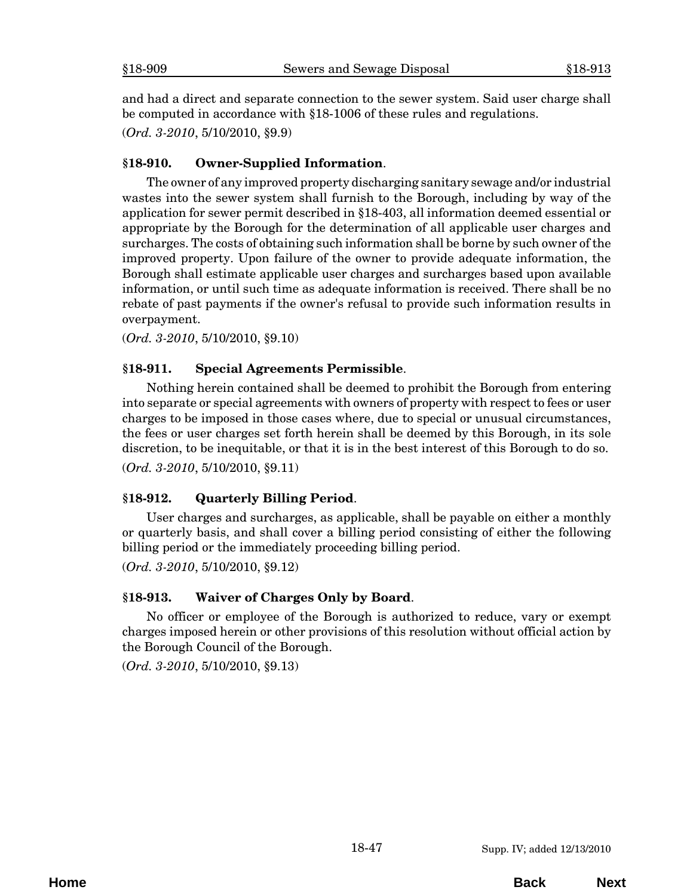and had a direct and separate connection to the sewer system. Said user charge shall be computed in accordance with §18-1006 of these rules and regulations.

(*Ord. 3-2010*, 5/10/2010, §9.9)

### §18-910. Owner-Supplied Information.

The owner of any improved property discharging sanitary sewage and/or industrial wastes into the sewer system shall furnish to the Borough, including by way of the application for sewer permit described in §18-403, all information deemed essential or appropriate by the Borough for the determination of all applicable user charges and surcharges. The costs of obtaining such information shall be borne by such owner of the improved property. Upon failure of the owner to provide adequate information, the Borough shall estimate applicable user charges and surcharges based upon available information, or until such time as adequate information is received. There shall be no rebate of past payments if the owner's refusal to provide such information results in overpayment.

(*Ord. 3-2010*, 5/10/2010, §9.10)

### §18-911. Special Agreements Permissible.

Nothing herein contained shall be deemed to prohibit the Borough from entering into separate or special agreements with owners of property with respect to fees or user charges to be imposed in those cases where, due to special or unusual circumstances, the fees or user charges set forth herein shall be deemed by this Borough, in its sole discretion, to be inequitable, or that it is in the best interest of this Borough to do so.

(*Ord. 3-2010*, 5/10/2010, §9.11)

### §18-912. Quarterly Billing Period.

User charges and surcharges, as applicable, shall be payable on either a monthly or quarterly basis, and shall cover a billing period consisting of either the following billing period or the immediately proceeding billing period.

(*Ord. 3-2010*, 5/10/2010, §9.12)

### §18-913. Waiver of Charges Only by Board.

No officer or employee of the Borough is authorized to reduce, vary or exempt charges imposed herein or other provisions of this resolution without official action by the Borough Council of the Borough.

(*Ord. 3-2010*, 5/10/2010, §9.13)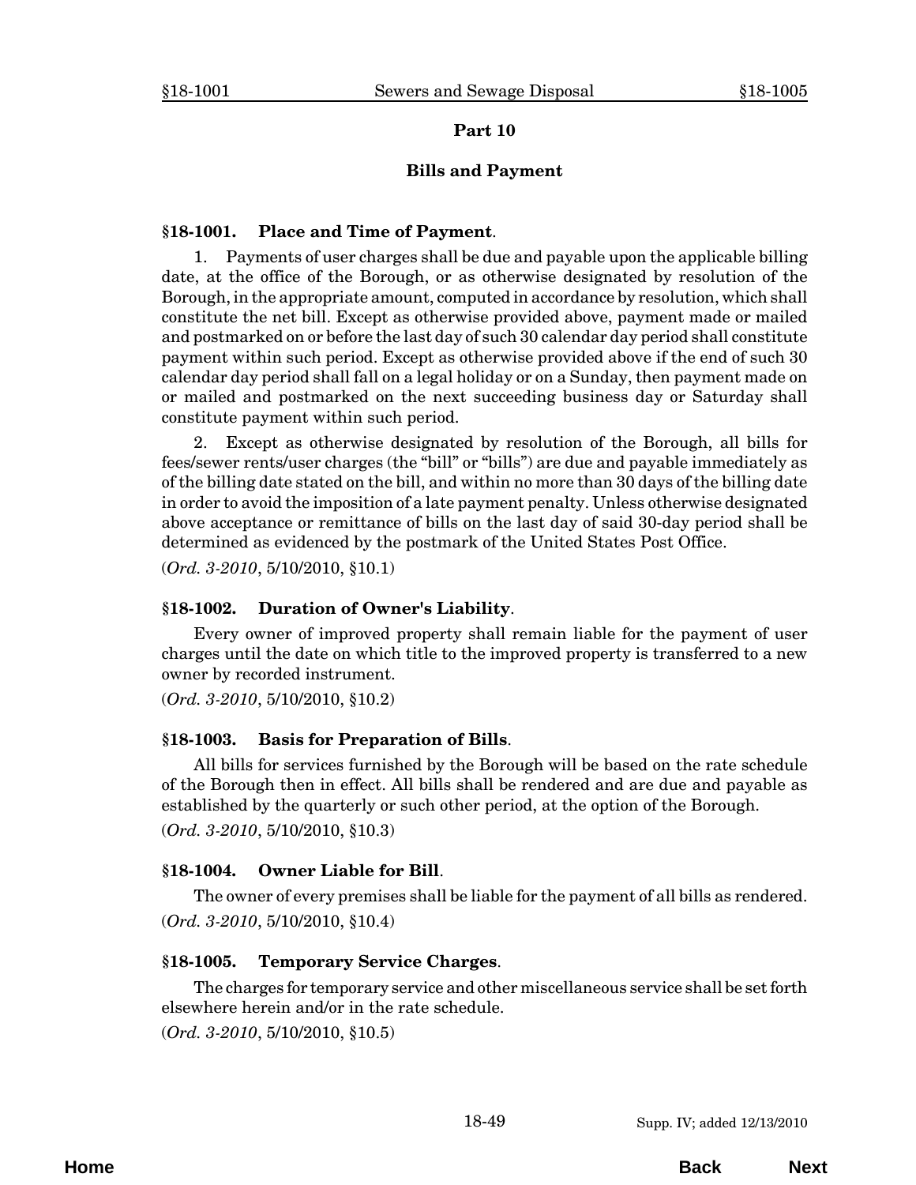## Part 10

## Bills and Payment

### §18-1001. Place and Time of Payment.

1. Payments of user charges shall be due and payable upon the applicable billing date, at the office of the Borough, or as otherwise designated by resolution of the Borough, in the appropriate amount, computed in accordance by resolution, which shall constitute the net bill. Except as otherwise provided above, payment made or mailed and postmarked on or before the last day of such 30 calendar day period shall constitute payment within such period. Except as otherwise provided above if the end of such 30 calendar day period shall fall on a legal holiday or on a Sunday, then payment made on or mailed and postmarked on the next succeeding business day or Saturday shall constitute payment within such period.

2. Except as otherwise designated by resolution of the Borough, all bills for fees/sewer rents/user charges (the "bill" or "bills") are due and payable immediately as of the billing date stated on the bill, and within no more than 30 days of the billing date in order to avoid the imposition of a late payment penalty. Unless otherwise designated above acceptance or remittance of bills on the last day of said 30-day period shall be determined as evidenced by the postmark of the United States Post Office.

(*Ord. 3-2010*, 5/10/2010, §10.1)

### §18-1002. Duration of Owner's Liability.

Every owner of improved property shall remain liable for the payment of user charges until the date on which title to the improved property is transferred to a new owner by recorded instrument.

(*Ord. 3-2010*, 5/10/2010, §10.2)

### §18-1003. Basis for Preparation of Bills.

All bills for services furnished by the Borough will be based on the rate schedule of the Borough then in effect. All bills shall be rendered and are due and payable as established by the quarterly or such other period, at the option of the Borough.

(*Ord. 3-2010*, 5/10/2010, §10.3)

### §18-1004. Owner Liable for Bill.

The owner of every premises shall be liable for the payment of all bills as rendered.

(*Ord. 3-2010*, 5/10/2010, §10.4)

### §18-1005. Temporary Service Charges.

The charges for temporary service and other miscellaneous service shall be set forth elsewhere herein and/or in the rate schedule.

(*Ord. 3-2010*, 5/10/2010, §10.5)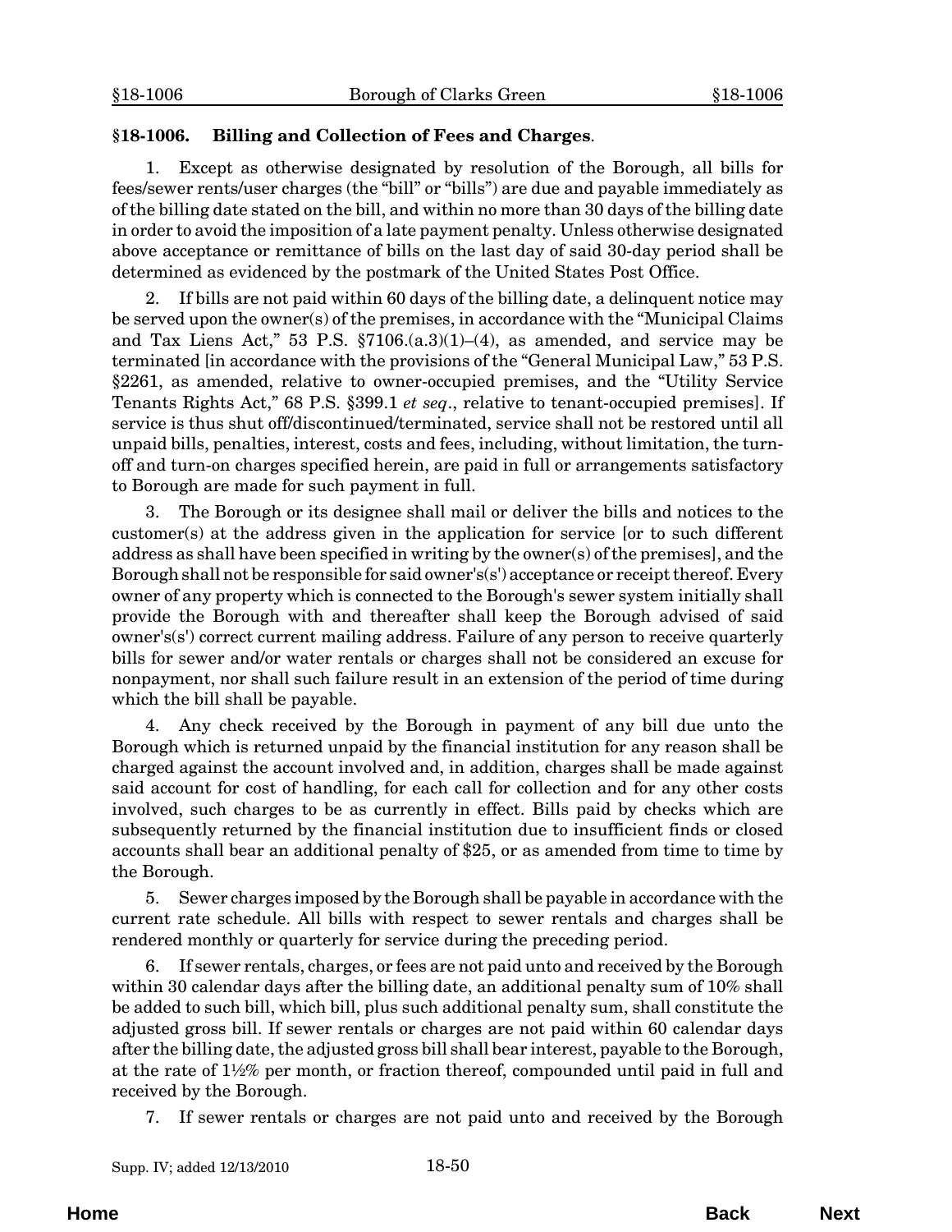## §18-1006. Billing and Collection of Fees and Charges.

1. Except as otherwise designated by resolution of the Borough, all bills for fees/sewer rents/user charges (the "bill" or "bills") are due and payable immediately as of the billing date stated on the bill, and within no more than 30 days of the billing date in order to avoid the imposition of a late payment penalty. Unless otherwise designated above acceptance or remittance of bills on the last day of said 30-day period shall be determined as evidenced by the postmark of the United States Post Office.

2. If bills are not paid within 60 days of the billing date, a delinquent notice may be served upon the owner(s) of the premises, in accordance with the "Municipal Claims and Tax Liens Act," 53 P.S. §7106.(a.3)(1)–(4), as amended, and service may be terminated [in accordance with the provisions of the "General Municipal Law," 53 P.S. §2261, as amended, relative to owner-occupied premises, and the "Utility Service Tenants Rights Act," 68 P.S. §399.1 *et seq*., relative to tenant-occupied premises]. If service is thus shut off/discontinued/terminated, service shall not be restored until all unpaid bills, penalties, interest, costs and fees, including, without limitation, the turn-off and turn-on charges specified herein, are paid in full or arrangements satisfactory to Borough are made for such payment in full.

3. The Borough or its designee shall mail or deliver the bills and notices to the customer(s) at the address given in the application for service [or to such different address as shall have been specified in writing by the owner(s) of the premises], and the Borough shall not be responsible for said owner's(s') acceptance or receipt thereof. Every owner of any property which is connected to the Borough's sewer system initially shall provide the Borough with and thereafter shall keep the Borough advised of said owner's(s') correct current mailing address. Failure of any person to receive quarterly bills for sewer and/or water rentals or charges shall not be considered an excuse for nonpayment, nor shall such failure result in an extension of the period of time during which the bill shall be payable.

4. Any check received by the Borough in payment of any bill due unto the Borough which is returned unpaid by the financial institution for any reason shall be charged against the account involved and, in addition, charges shall be made against said account for cost of handling, for each call for collection and for any other costs involved, such charges to be as currently in effect. Bills paid by checks which are subsequently returned by the financial institution due to insufficient finds or closed accounts shall bear an additional penalty of $25, or as amended from time to time by the Borough.

5. Sewer charges imposed by the Borough shall be payable in accordance with the current rate schedule. All bills with respect to sewer rentals and charges shall be rendered monthly or quarterly for service during the preceding period.

6. If sewer rentals, charges, or fees are not paid unto and received by the Borough within 30 calendar days after the billing date, an additional penalty sum of 10% shall be added to such bill, which bill, plus such additional penalty sum, shall constitute the adjusted gross bill. If sewer rentals or charges are not paid within 60 calendar days after the billing date, the adjusted gross bill shall bear interest, payable to the Borough, at the rate of 1½% per month, or fraction thereof, compounded until paid in full and received by the Borough.

7. If sewer rentals or charges are not paid unto and received by the Borough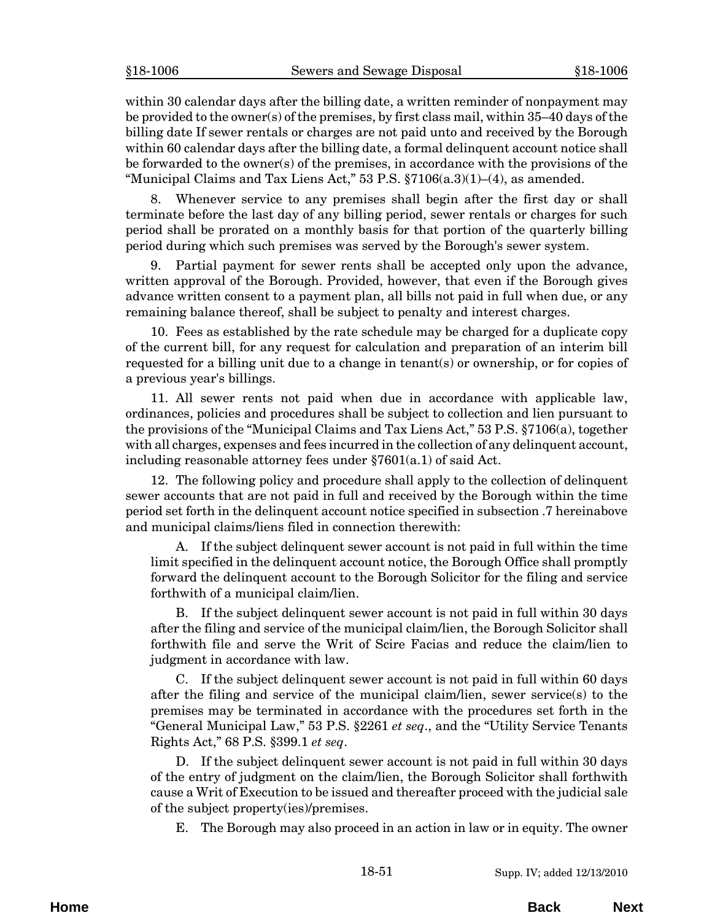within 30 calendar days after the billing date, a written reminder of nonpayment may be provided to the owner(s) of the premises, by first class mail, within 35–40 days of the billing date If sewer rentals or charges are not paid unto and received by the Borough within 60 calendar days after the billing date, a formal delinquent account notice shall be forwarded to the owner(s) of the premises, in accordance with the provisions of the "Municipal Claims and Tax Liens Act," 53 P.S. §7106(a.3)(1)–(4), as amended.

8. Whenever service to any premises shall begin after the first day or shall terminate before the last day of any billing period, sewer rentals or charges for such period shall be prorated on a monthly basis for that portion of the quarterly billing period during which such premises was served by the Borough's sewer system.

9. Partial payment for sewer rents shall be accepted only upon the advance, written approval of the Borough. Provided, however, that even if the Borough gives advance written consent to a payment plan, all bills not paid in full when due, or any remaining balance thereof, shall be subject to penalty and interest charges.

10. Fees as established by the rate schedule may be charged for a duplicate copy of the current bill, for any request for calculation and preparation of an interim bill requested for a billing unit due to a change in tenant(s) or ownership, or for copies of a previous year's billings.

11. All sewer rents not paid when due in accordance with applicable law, ordinances, policies and procedures shall be subject to collection and lien pursuant to the provisions of the "Municipal Claims and Tax Liens Act," 53 P.S. §7106(a), together with all charges, expenses and fees incurred in the collection of any delinquent account, including reasonable attorney fees under §7601(a.1) of said Act.

12. The following policy and procedure shall apply to the collection of delinquent sewer accounts that are not paid in full and received by the Borough within the time period set forth in the delinquent account notice specified in subsection .7 hereinabove and municipal claims/liens filed in connection therewith:

A. If the subject delinquent sewer account is not paid in full within the time limit specified in the delinquent account notice, the Borough Office shall promptly forward the delinquent account to the Borough Solicitor for the filing and service forthwith of a municipal claim/lien.

B. If the subject delinquent sewer account is not paid in full within 30 days after the filing and service of the municipal claim/lien, the Borough Solicitor shall forthwith file and serve the Writ of Scire Facias and reduce the claim/lien to judgment in accordance with law.

C. If the subject delinquent sewer account is not paid in full within 60 days after the filing and service of the municipal claim/lien, sewer service(s) to the premises may be terminated in accordance with the procedures set forth in the "General Municipal Law," 53 P.S. §2261 *et seq*., and the "Utility Service Tenants Rights Act," 68 P.S. §399.1 *et seq*.

D. If the subject delinquent sewer account is not paid in full within 30 days of the entry of judgment on the claim/lien, the Borough Solicitor shall forthwith cause a Writ of Execution to be issued and thereafter proceed with the judicial sale of the subject property(ies)/premises.

E. The Borough may also proceed in an action in law or in equity. The owner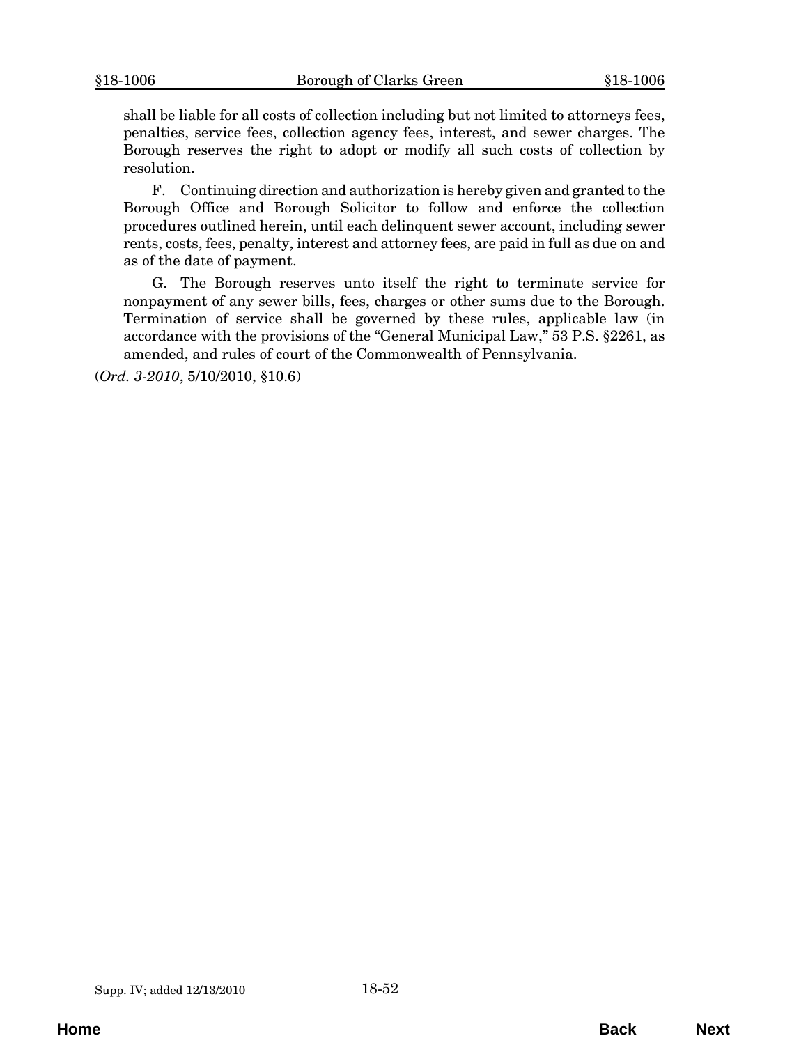shall be liable for all costs of collection including but not limited to attorneys fees, penalties, service fees, collection agency fees, interest, and sewer charges. The Borough reserves the right to adopt or modify all such costs of collection by resolution.

F. Continuing direction and authorization is hereby given and granted to the Borough Office and Borough Solicitor to follow and enforce the collection procedures outlined herein, until each delinquent sewer account, including sewer rents, costs, fees, penalty, interest and attorney fees, are paid in full as due on and as of the date of payment.

G. The Borough reserves unto itself the right to terminate service for nonpayment of any sewer bills, fees, charges or other sums due to the Borough. Termination of service shall be governed by these rules, applicable law (in accordance with the provisions of the "General Municipal Law," 53 P.S. §2261, as amended, and rules of court of the Commonwealth of Pennsylvania.

(*Ord. 3-2010*, 5/10/2010, §10.6)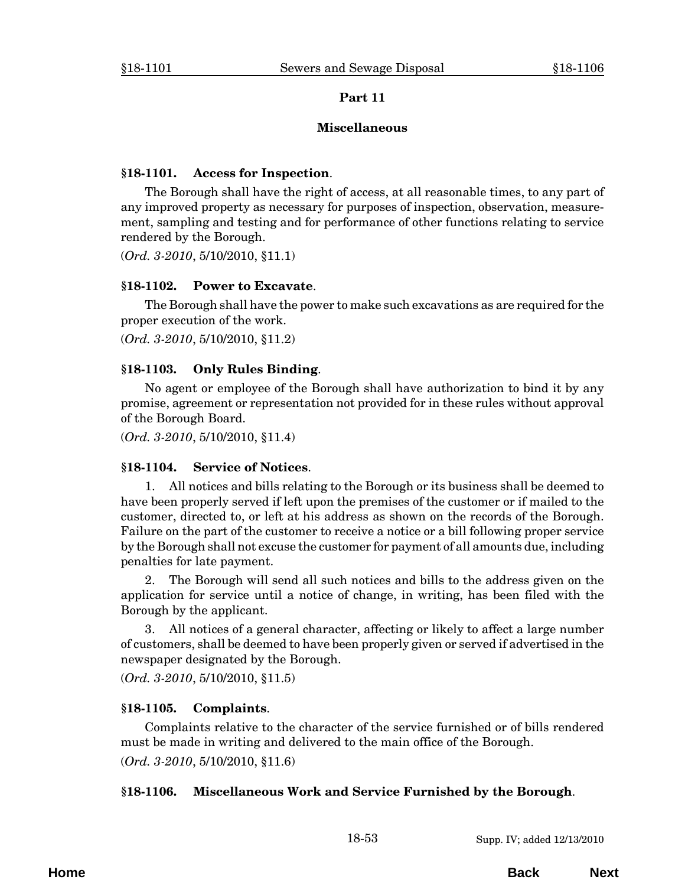## Part 11

## Miscellaneous

### §18-1101. Access for Inspection.

The Borough shall have the right of access, at all reasonable times, to any part of any improved property as necessary for purposes of inspection, observation, measurement, sampling and testing and for performance of other functions relating to service rendered by the Borough.

(*Ord. 3-2010*, 5/10/2010, §11.1)

### §18-1102. Power to Excavate.

The Borough shall have the power to make such excavations as are required for the proper execution of the work.

(*Ord. 3-2010*, 5/10/2010, §11.2)

### §18-1103. Only Rules Binding.

No agent or employee of the Borough shall have authorization to bind it by any promise, agreement or representation not provided for in these rules without approval of the Borough Board.

(*Ord. 3-2010*, 5/10/2010, §11.4)

### §18-1104. Service of Notices.

1. All notices and bills relating to the Borough or its business shall be deemed to have been properly served if left upon the premises of the customer or if mailed to the customer, directed to, or left at his address as shown on the records of the Borough. Failure on the part of the customer to receive a notice or a bill following proper service by the Borough shall not excuse the customer for payment of all amounts due, including penalties for late payment.

2. The Borough will send all such notices and bills to the address given on the application for service until a notice of change, in writing, has been filed with the Borough by the applicant.

3. All notices of a general character, affecting or likely to affect a large number of customers, shall be deemed to have been properly given or served if advertised in the newspaper designated by the Borough.

(*Ord. 3-2010*, 5/10/2010, §11.5)

### §18-1105. Complaints.

Complaints relative to the character of the service furnished or of bills rendered must be made in writing and delivered to the main office of the Borough.

(*Ord. 3-2010*, 5/10/2010, §11.6)

### §18-1106. Miscellaneous Work and Service Furnished by the Borough.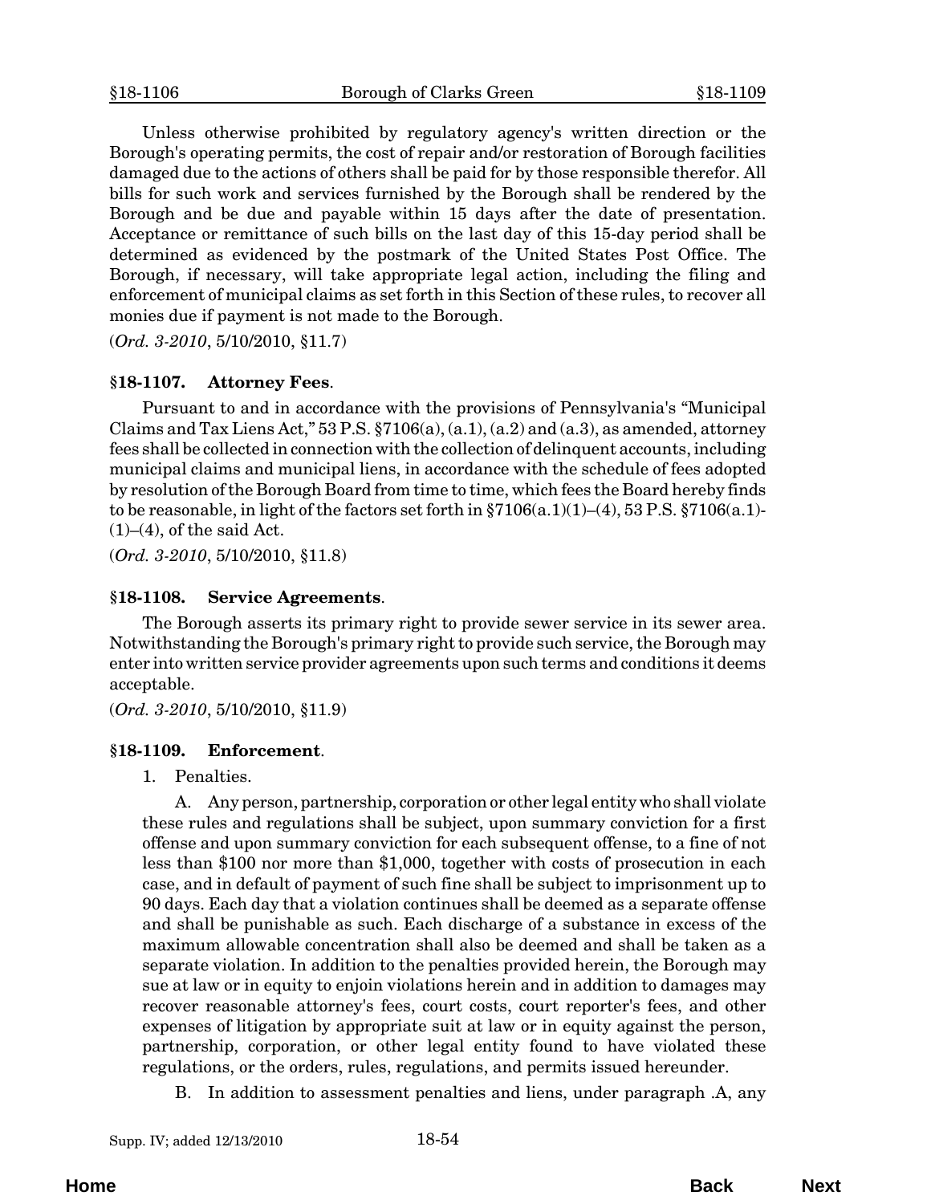Unless otherwise prohibited by regulatory agency's written direction or the Borough's operating permits, the cost of repair and/or restoration of Borough facilities damaged due to the actions of others shall be paid for by those responsible therefor. All bills for such work and services furnished by the Borough shall be rendered by the Borough and be due and payable within 15 days after the date of presentation. Acceptance or remittance of such bills on the last day of this 15-day period shall be determined as evidenced by the postmark of the United States Post Office. The Borough, if necessary, will take appropriate legal action, including the filing and enforcement of municipal claims as set forth in this Section of these rules, to recover all monies due if payment is not made to the Borough.

(*Ord. 3-2010*, 5/10/2010, §11.7)

### §18-1107. Attorney Fees.

Pursuant to and in accordance with the provisions of Pennsylvania's "Municipal Claims and Tax Liens Act," 53 P.S. §7106(a), (a.1), (a.2) and (a.3), as amended, attorney fees shall be collected in connection with the collection of delinquent accounts, including municipal claims and municipal liens, in accordance with the schedule of fees adopted by resolution of the Borough Board from time to time, which fees the Board hereby finds to be reasonable, in light of the factors set forth in §7106(a.1)(1)–(4), 53 P.S. §7106(a.1)-(1)–(4), of the said Act.

(*Ord. 3-2010*, 5/10/2010, §11.8)

### §18-1108. Service Agreements.

The Borough asserts its primary right to provide sewer service in its sewer area. Notwithstanding the Borough's primary right to provide such service, the Borough may enter into written service provider agreements upon such terms and conditions it deems acceptable.

(*Ord. 3-2010*, 5/10/2010, §11.9)

### §18-1109. Enforcement.

1. Penalties.

   A. Any person, partnership, corporation or other legal entity who shall violate these rules and regulations shall be subject, upon summary conviction for a first offense and upon summary conviction for each subsequent offense, to a fine of not less than $100 nor more than $1,000, together with costs of prosecution in each case, and in default of payment of such fine shall be subject to imprisonment up to 90 days. Each day that a violation continues shall be deemed as a separate offense and shall be punishable as such. Each discharge of a substance in excess of the maximum allowable concentration shall also be deemed and shall be taken as a separate violation. In addition to the penalties provided herein, the Borough may sue at law or in equity to enjoin violations herein and in addition to damages may recover reasonable attorney's fees, court costs, court reporter's fees, and other expenses of litigation by appropriate suit at law or in equity against the person, partnership, corporation, or other legal entity found to have violated these regulations, or the orders, rules, regulations, and permits issued hereunder.

   B. In addition to assessment penalties and liens, under paragraph .A, any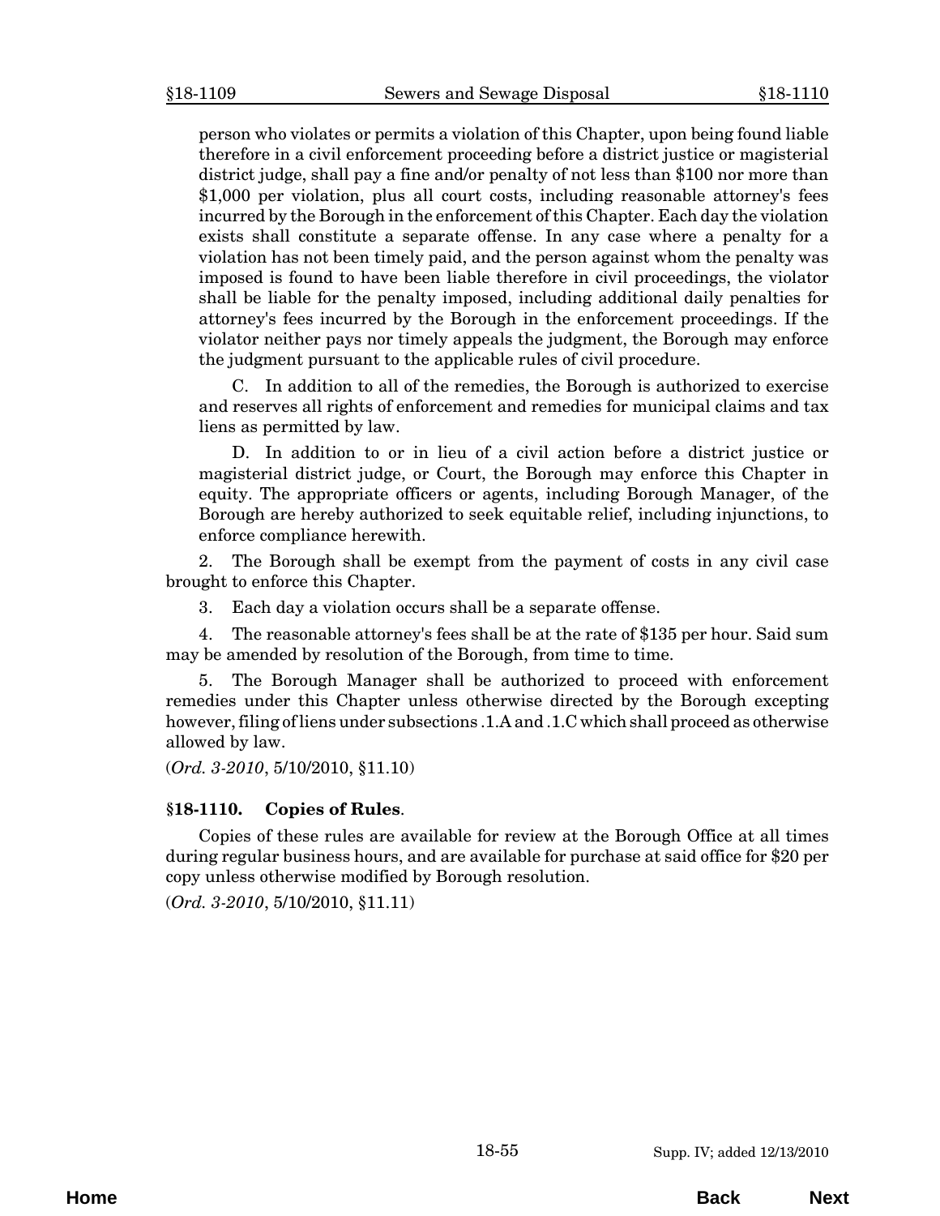person who violates or permits a violation of this Chapter, upon being found liable therefore in a civil enforcement proceeding before a district justice or magisterial district judge, shall pay a fine and/or penalty of not less than $100 nor more than $1,000 per violation, plus all court costs, including reasonable attorney's fees incurred by the Borough in the enforcement of this Chapter. Each day the violation exists shall constitute a separate offense. In any case where a penalty for a violation has not been timely paid, and the person against whom the penalty was imposed is found to have been liable therefore in civil proceedings, the violator shall be liable for the penalty imposed, including additional daily penalties for attorney's fees incurred by the Borough in the enforcement proceedings. If the violator neither pays nor timely appeals the judgment, the Borough may enforce the judgment pursuant to the applicable rules of civil procedure.

C. In addition to all of the remedies, the Borough is authorized to exercise and reserves all rights of enforcement and remedies for municipal claims and tax liens as permitted by law.

D. In addition to or in lieu of a civil action before a district justice or magisterial district judge, or Court, the Borough may enforce this Chapter in equity. The appropriate officers or agents, including Borough Manager, of the Borough are hereby authorized to seek equitable relief, including injunctions, to enforce compliance herewith.

2. The Borough shall be exempt from the payment of costs in any civil case brought to enforce this Chapter.

3. Each day a violation occurs shall be a separate offense.

4. The reasonable attorney's fees shall be at the rate of $135 per hour. Said sum may be amended by resolution of the Borough, from time to time.

5. The Borough Manager shall be authorized to proceed with enforcement remedies under this Chapter unless otherwise directed by the Borough excepting however, filing of liens under subsections .1.A and .1.C which shall proceed as otherwise allowed by law.

(*Ord. 3-2010*, 5/10/2010, §11.10)

### §18-1110. Copies of Rules.

Copies of these rules are available for review at the Borough Office at all times during regular business hours, and are available for purchase at said office for $20 per copy unless otherwise modified by Borough resolution.

(*Ord. 3-2010*, 5/10/2010, §11.11)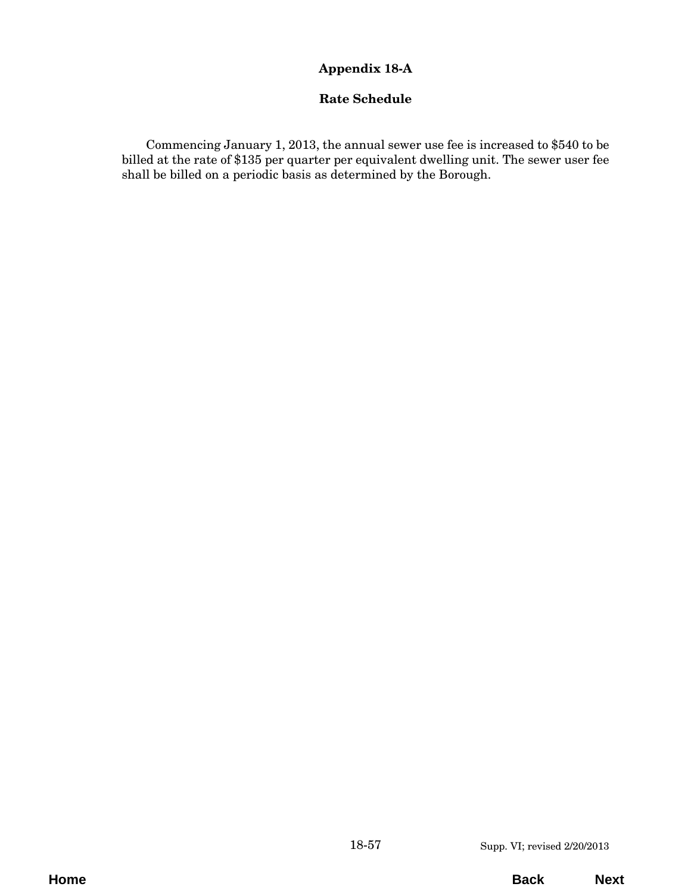# Appendix 18-A

## Rate Schedule

Commencing January 1, 2013, the annual sewer use fee is increased to $540 to be billed at the rate of $135 per quarter per equivalent dwelling unit. The sewer user fee shall be billed on a periodic basis as determined by the Borough.